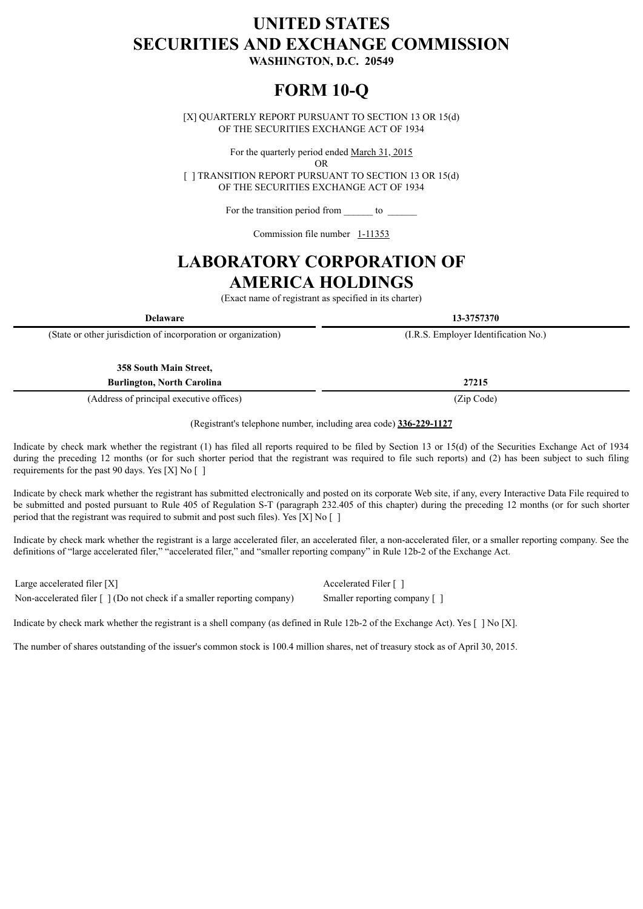# UNITED STATES
# SECURITIES AND EXCHANGE COMMISSION

**WASHINGTON, D.C. 20549**

# FORM 10-Q

[X] QUARTERLY REPORT PURSUANT TO SECTION 13 OR 15(d)
OF THE SECURITIES EXCHANGE ACT OF 1934

For the quarterly period ended March 31, 2015

OR

[ ] TRANSITION REPORT PURSUANT TO SECTION 13 OR 15(d)
OF THE SECURITIES EXCHANGE ACT OF 1934

For the transition period from ______ to ______

Commission file number 1-11353

# LABORATORY CORPORATION OF AMERICA HOLDINGS

(Exact name of registrant as specified in its charter)

| **Delaware** | **13-3757370** |
|---|---|
| (State or other jurisdiction of incorporation or organization) | (I.R.S. Employer Identification No.) |

| **358 South Main Street, Burlington, North Carolina** | **27215** |
|---|---|
| (Address of principal executive offices) | (Zip Code) |

(Registrant's telephone number, including area code) **336-229-1127**

Indicate by check mark whether the registrant (1) has filed all reports required to be filed by Section 13 or 15(d) of the Securities Exchange Act of 1934 during the preceding 12 months (or for such shorter period that the registrant was required to file such reports) and (2) has been subject to such filing requirements for the past 90 days. Yes [X] No [ ]

Indicate by check mark whether the registrant has submitted electronically and posted on its corporate Web site, if any, every Interactive Data File required to be submitted and posted pursuant to Rule 405 of Regulation S-T (paragraph 232.405 of this chapter) during the preceding 12 months (or for such shorter period that the registrant was required to submit and post such files). Yes [X] No [ ]

Indicate by check mark whether the registrant is a large accelerated filer, an accelerated filer, a non-accelerated filer, or a smaller reporting company. See the definitions of "large accelerated filer," "accelerated filer," and "smaller reporting company" in Rule 12b-2 of the Exchange Act.

| | |
|---|---|
| Large accelerated filer [X] | Accelerated Filer [ ] |
| Non-accelerated filer [ ] (Do not check if a smaller reporting company) | Smaller reporting company [ ] |

Indicate by check mark whether the registrant is a shell company (as defined in Rule 12b-2 of the Exchange Act). Yes [ ] No [X].

The number of shares outstanding of the issuer's common stock is 100.4 million shares, net of treasury stock as of April 30, 2015.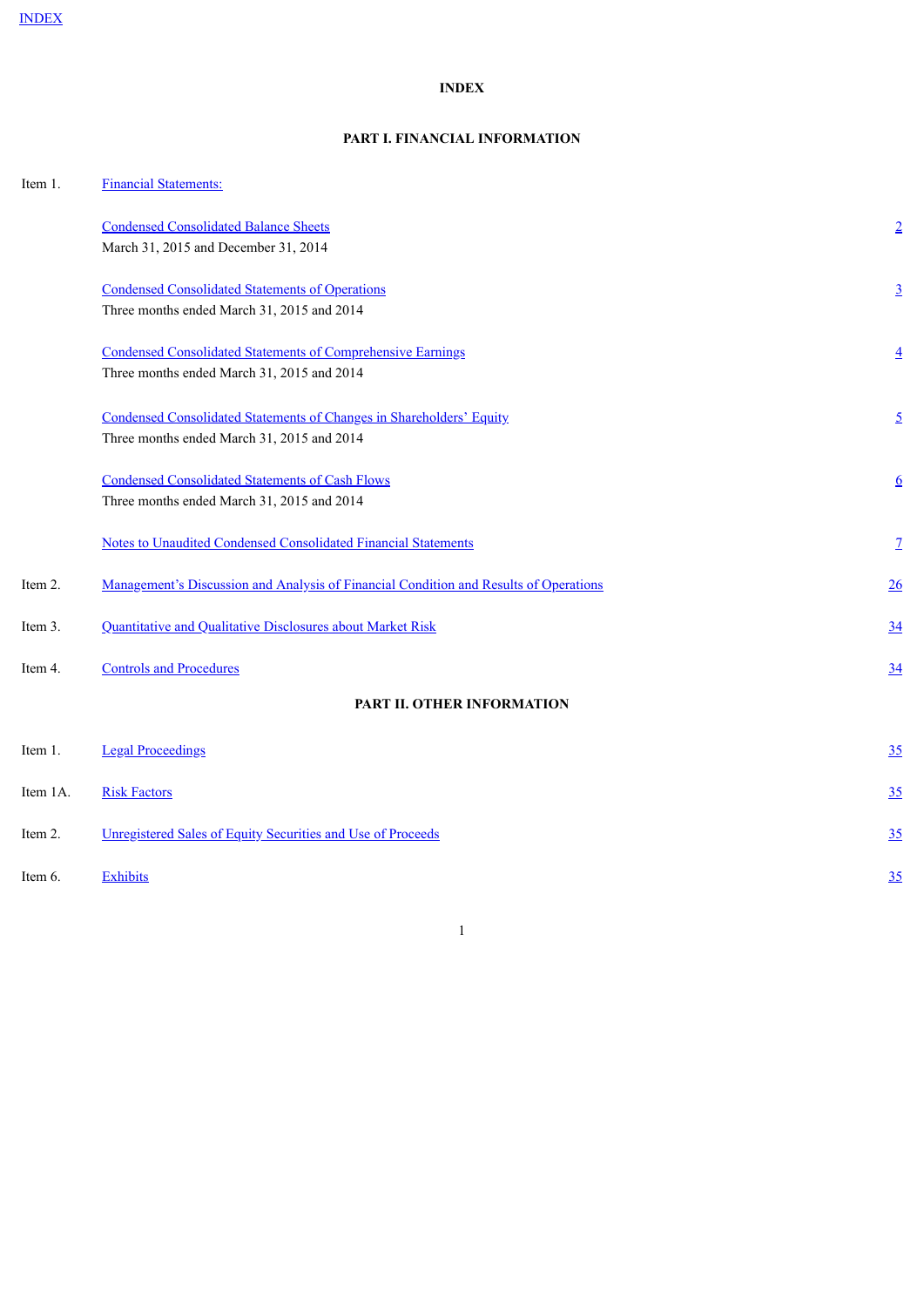INDEX

# INDEX

## PART I. FINANCIAL INFORMATION

| | | |
|---|---|---|
| Item 1. | Financial Statements: | |
| | Condensed Consolidated Balance Sheets<br>March 31, 2015 and December 31, 2014 | 2 |
| | Condensed Consolidated Statements of Operations<br>Three months ended March 31, 2015 and 2014 | 3 |
| | Condensed Consolidated Statements of Comprehensive Earnings<br>Three months ended March 31, 2015 and 2014 | 4 |
| | Condensed Consolidated Statements of Changes in Shareholders' Equity<br>Three months ended March 31, 2015 and 2014 | 5 |
| | Condensed Consolidated Statements of Cash Flows<br>Three months ended March 31, 2015 and 2014 | 6 |
| | Notes to Unaudited Condensed Consolidated Financial Statements | 7 |
| Item 2. | Management's Discussion and Analysis of Financial Condition and Results of Operations | 26 |
| Item 3. | Quantitative and Qualitative Disclosures about Market Risk | 34 |
| Item 4. | Controls and Procedures | 34 |

## PART II. OTHER INFORMATION

| | | |
|---|---|---|
| Item 1. | Legal Proceedings | 35 |
| Item 1A. | Risk Factors | 35 |
| Item 2. | Unregistered Sales of Equity Securities and Use of Proceeds | 35 |
| Item 6. | Exhibits | 35 |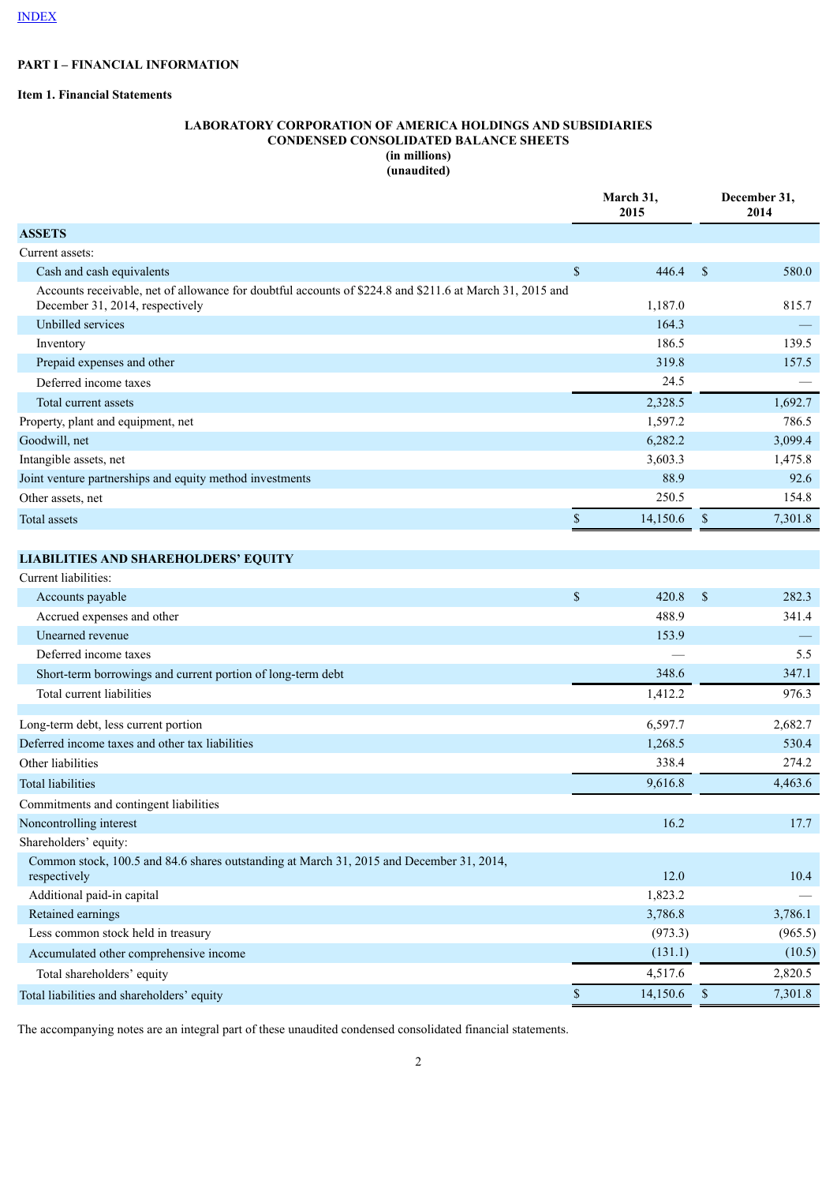INDEX

**PART I – FINANCIAL INFORMATION**

**Item 1. Financial Statements**

**LABORATORY CORPORATION OF AMERICA HOLDINGS AND SUBSIDIARIES**
**CONDENSED CONSOLIDATED BALANCE SHEETS**
**(in millions)**
**(unaudited)**

| | March 31, 2015 | December 31, 2014 |
|---|---|---|
| **ASSETS** | | |
| Current assets: | | |
| Cash and cash equivalents | $ 446.4 | $ 580.0 |
| Accounts receivable, net of allowance for doubtful accounts of $224.8 and $211.6 at March 31, 2015 and December 31, 2014, respectively | 1,187.0 | 815.7 |
| Unbilled services | 164.3 | — |
| Inventory | 186.5 | 139.5 |
| Prepaid expenses and other | 319.8 | 157.5 |
| Deferred income taxes | 24.5 | — |
| Total current assets | 2,328.5 | 1,692.7 |
| Property, plant and equipment, net | 1,597.2 | 786.5 |
| Goodwill, net | 6,282.2 | 3,099.4 |
| Intangible assets, net | 3,603.3 | 1,475.8 |
| Joint venture partnerships and equity method investments | 88.9 | 92.6 |
| Other assets, net | 250.5 | 154.8 |
| Total assets | $ 14,150.6 | $ 7,301.8 |
| | | |
| **LIABILITIES AND SHAREHOLDERS' EQUITY** | | |
| Current liabilities: | | |
| Accounts payable | $ 420.8 | $ 282.3 |
| Accrued expenses and other | 488.9 | 341.4 |
| Unearned revenue | 153.9 | — |
| Deferred income taxes | — | 5.5 |
| Short-term borrowings and current portion of long-term debt | 348.6 | 347.1 |
| Total current liabilities | 1,412.2 | 976.3 |
| | | |
| Long-term debt, less current portion | 6,597.7 | 2,682.7 |
| Deferred income taxes and other tax liabilities | 1,268.5 | 530.4 |
| Other liabilities | 338.4 | 274.2 |
| Total liabilities | 9,616.8 | 4,463.6 |
| Commitments and contingent liabilities | | |
| Noncontrolling interest | 16.2 | 17.7 |
| Shareholders' equity: | | |
| Common stock, 100.5 and 84.6 shares outstanding at March 31, 2015 and December 31, 2014, respectively | 12.0 | 10.4 |
| Additional paid-in capital | 1,823.2 | — |
| Retained earnings | 3,786.8 | 3,786.1 |
| Less common stock held in treasury | (973.3) | (965.5) |
| Accumulated other comprehensive income | (131.1) | (10.5) |
| Total shareholders' equity | 4,517.6 | 2,820.5 |
| Total liabilities and shareholders' equity | $ 14,150.6 | $ 7,301.8 |

The accompanying notes are an integral part of these unaudited condensed consolidated financial statements.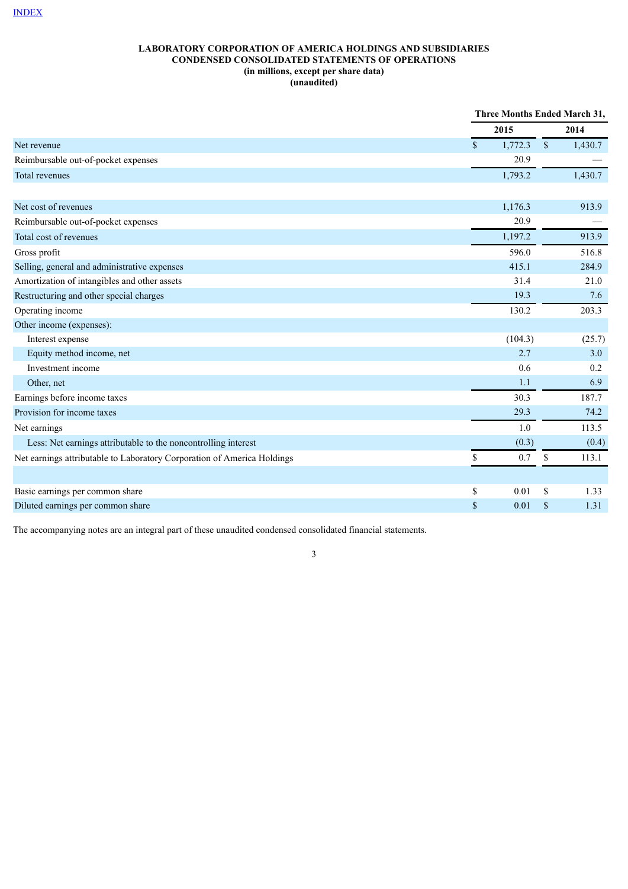INDEX

**LABORATORY CORPORATION OF AMERICA HOLDINGS AND SUBSIDIARIES**
**CONDENSED CONSOLIDATED STATEMENTS OF OPERATIONS**
**(in millions, except per share data)**
**(unaudited)**

| | Three Months Ended March 31, | |
|---|---|---|
| | 2015 | 2014 |
| Net revenue | $ 1,772.3 | $ 1,430.7 |
| Reimbursable out-of-pocket expenses | 20.9 | — |
| Total revenues | 1,793.2 | 1,430.7 |
| | | |
| Net cost of revenues | 1,176.3 | 913.9 |
| Reimbursable out-of-pocket expenses | 20.9 | — |
| Total cost of revenues | 1,197.2 | 913.9 |
| Gross profit | 596.0 | 516.8 |
| Selling, general and administrative expenses | 415.1 | 284.9 |
| Amortization of intangibles and other assets | 31.4 | 21.0 |
| Restructuring and other special charges | 19.3 | 7.6 |
| Operating income | 130.2 | 203.3 |
| Other income (expenses): | | |
| Interest expense | (104.3) | (25.7) |
| Equity method income, net | 2.7 | 3.0 |
| Investment income | 0.6 | 0.2 |
| Other, net | 1.1 | 6.9 |
| Earnings before income taxes | 30.3 | 187.7 |
| Provision for income taxes | 29.3 | 74.2 |
| Net earnings | 1.0 | 113.5 |
| Less: Net earnings attributable to the noncontrolling interest | (0.3) | (0.4) |
| Net earnings attributable to Laboratory Corporation of America Holdings | $ 0.7 | $ 113.1 |
| | | |
| Basic earnings per common share | $ 0.01 | $ 1.33 |
| Diluted earnings per common share | $ 0.01 | $ 1.31 |

The accompanying notes are an integral part of these unaudited condensed consolidated financial statements.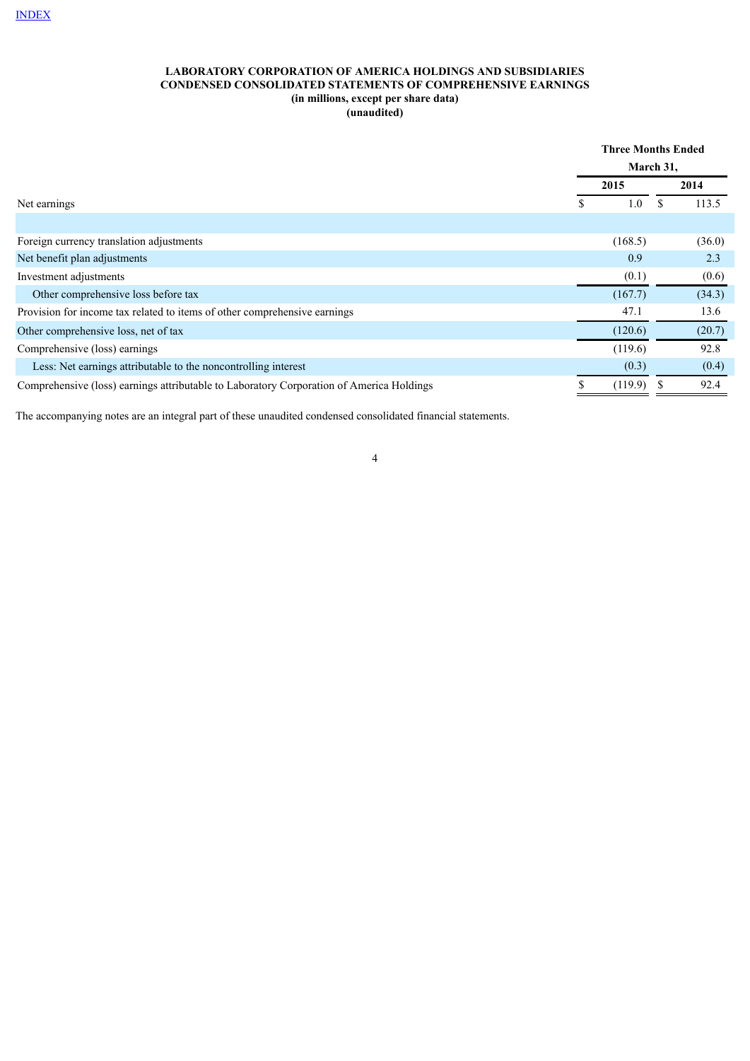[INDEX](#)

**LABORATORY CORPORATION OF AMERICA HOLDINGS AND SUBSIDIARIES**
**CONDENSED CONSOLIDATED STATEMENTS OF COMPREHENSIVE EARNINGS**
**(in millions, except per share data)**
**(unaudited)**

| | Three Months Ended March 31, | |
|---|---|---|
| | **2015** | **2014** |
| Net earnings | $ 1.0 | $ 113.5 |
| | | |
| Foreign currency translation adjustments | (168.5) | (36.0) |
| Net benefit plan adjustments | 0.9 | 2.3 |
| Investment adjustments | (0.1) | (0.6) |
| Other comprehensive loss before tax | (167.7) | (34.3) |
| Provision for income tax related to items of other comprehensive earnings | 47.1 | 13.6 |
| Other comprehensive loss, net of tax | (120.6) | (20.7) |
| Comprehensive (loss) earnings | (119.6) | 92.8 |
| Less: Net earnings attributable to the noncontrolling interest | (0.3) | (0.4) |
| Comprehensive (loss) earnings attributable to Laboratory Corporation of America Holdings | $ (119.9) | $ 92.4 |

The accompanying notes are an integral part of these unaudited condensed consolidated financial statements.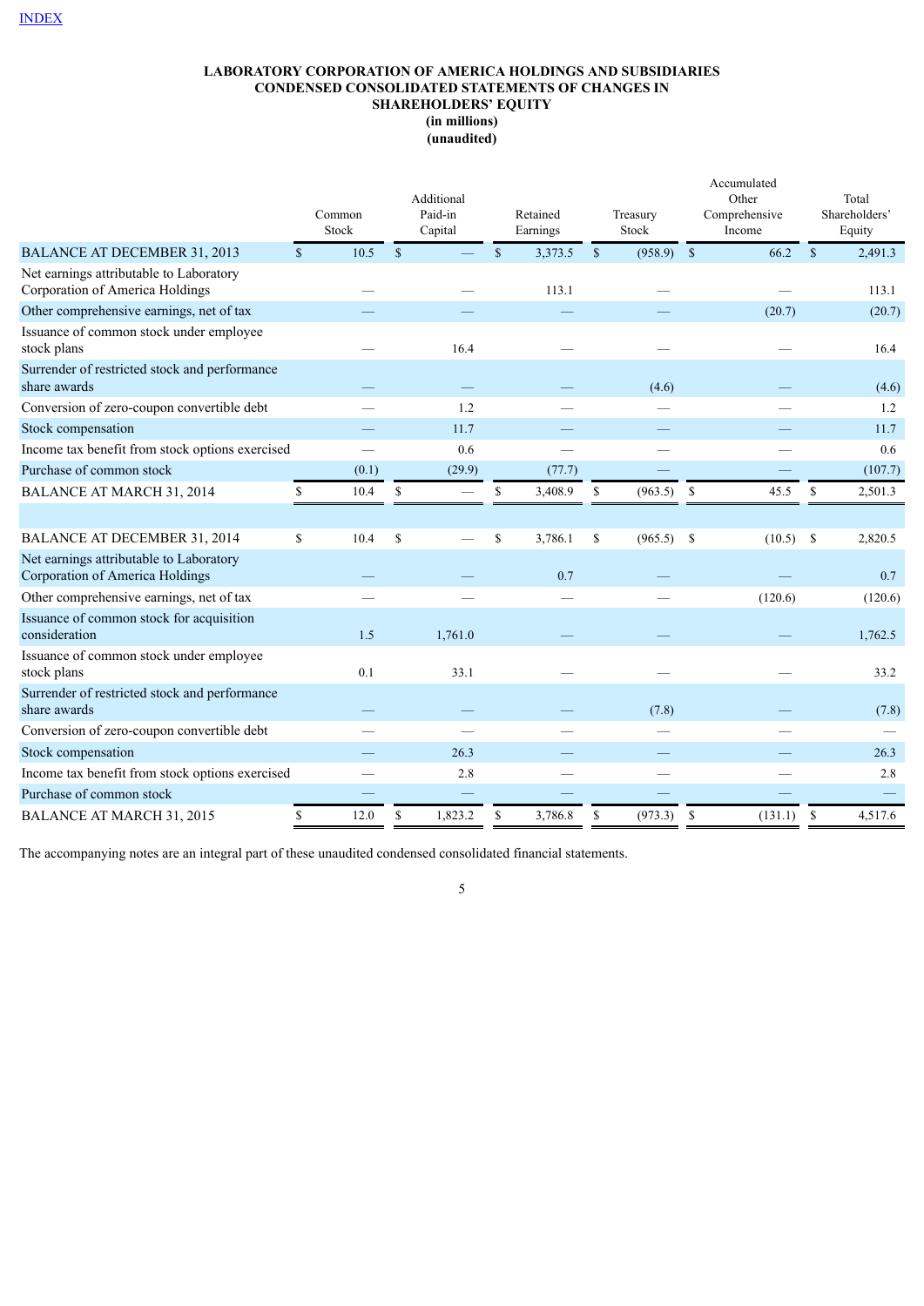INDEX

**LABORATORY CORPORATION OF AMERICA HOLDINGS AND SUBSIDIARIES**
**CONDENSED CONSOLIDATED STATEMENTS OF CHANGES IN SHAREHOLDERS' EQUITY**
**(in millions)**
**(unaudited)**

| | Common Stock | Additional Paid-in Capital | Retained Earnings | Treasury Stock | Accumulated Other Comprehensive Income | Total Shareholders' Equity |
|---|---|---|---|---|---|---|
| BALANCE AT DECEMBER 31, 2013 | $ 10.5 | $ — | $ 3,373.5 | $ (958.9) | $ 66.2 | $ 2,491.3 |
| Net earnings attributable to Laboratory Corporation of America Holdings | — | — | 113.1 | — | — | 113.1 |
| Other comprehensive earnings, net of tax | — | — | — | — | (20.7) | (20.7) |
| Issuance of common stock under employee stock plans | — | 16.4 | — | — | — | 16.4 |
| Surrender of restricted stock and performance share awards | — | — | — | (4.6) | — | (4.6) |
| Conversion of zero-coupon convertible debt | — | 1.2 | — | — | — | 1.2 |
| Stock compensation | — | 11.7 | — | — | — | 11.7 |
| Income tax benefit from stock options exercised | — | 0.6 | — | — | — | 0.6 |
| Purchase of common stock | (0.1) | (29.9) | (77.7) | — | — | (107.7) |
| BALANCE AT MARCH 31, 2014 | $ 10.4 | $ — | $ 3,408.9 | $ (963.5) | $ 45.5 | $ 2,501.3 |
| | | | | | | |
| BALANCE AT DECEMBER 31, 2014 | $ 10.4 | $ — | $ 3,786.1 | $ (965.5) | $ (10.5) | $ 2,820.5 |
| Net earnings attributable to Laboratory Corporation of America Holdings | — | — | 0.7 | — | — | 0.7 |
| Other comprehensive earnings, net of tax | — | — | — | — | (120.6) | (120.6) |
| Issuance of common stock for acquisition consideration | 1.5 | 1,761.0 | — | — | — | 1,762.5 |
| Issuance of common stock under employee stock plans | 0.1 | 33.1 | — | — | — | 33.2 |
| Surrender of restricted stock and performance share awards | — | — | — | (7.8) | — | (7.8) |
| Conversion of zero-coupon convertible debt | — | — | — | — | — | — |
| Stock compensation | — | 26.3 | — | — | — | 26.3 |
| Income tax benefit from stock options exercised | — | 2.8 | — | — | — | 2.8 |
| Purchase of common stock | — | — | — | — | — | — |
| BALANCE AT MARCH 31, 2015 | $ 12.0 | $ 1,823.2 | $ 3,786.8 | $ (973.3) | $ (131.1) | $ 4,517.6 |

The accompanying notes are an integral part of these unaudited condensed consolidated financial statements.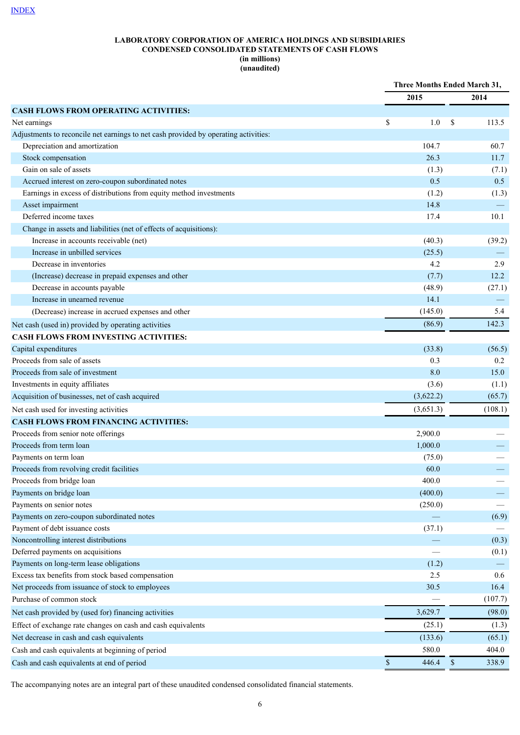INDEX

**LABORATORY CORPORATION OF AMERICA HOLDINGS AND SUBSIDIARIES**
**CONDENSED CONSOLIDATED STATEMENTS OF CASH FLOWS**
**(in millions)**
**(unaudited)**

| | Three Months Ended March 31, | |
|---|---|---|
| | **2015** | **2014** |
| **CASH FLOWS FROM OPERATING ACTIVITIES:** | | |
| Net earnings | $ 1.0 | $ 113.5 |
| Adjustments to reconcile net earnings to net cash provided by operating activities: | | |
| Depreciation and amortization | 104.7 | 60.7 |
| Stock compensation | 26.3 | 11.7 |
| Gain on sale of assets | (1.3) | (7.1) |
| Accrued interest on zero-coupon subordinated notes | 0.5 | 0.5 |
| Earnings in excess of distributions from equity method investments | (1.2) | (1.3) |
| Asset impairment | 14.8 | — |
| Deferred income taxes | 17.4 | 10.1 |
| Change in assets and liabilities (net of effects of acquisitions): | | |
| Increase in accounts receivable (net) | (40.3) | (39.2) |
| Increase in unbilled services | (25.5) | — |
| Decrease in inventories | 4.2 | 2.9 |
| (Increase) decrease in prepaid expenses and other | (7.7) | 12.2 |
| Decrease in accounts payable | (48.9) | (27.1) |
| Increase in unearned revenue | 14.1 | — |
| (Decrease) increase in accrued expenses and other | (145.0) | 5.4 |
| Net cash (used in) provided by operating activities | (86.9) | 142.3 |
| **CASH FLOWS FROM INVESTING ACTIVITIES:** | | |
| Capital expenditures | (33.8) | (56.5) |
| Proceeds from sale of assets | 0.3 | 0.2 |
| Proceeds from sale of investment | 8.0 | 15.0 |
| Investments in equity affiliates | (3.6) | (1.1) |
| Acquisition of businesses, net of cash acquired | (3,622.2) | (65.7) |
| Net cash used for investing activities | (3,651.3) | (108.1) |
| **CASH FLOWS FROM FINANCING ACTIVITIES:** | | |
| Proceeds from senior note offerings | 2,900.0 | — |
| Proceeds from term loan | 1,000.0 | — |
| Payments on term loan | (75.0) | — |
| Proceeds from revolving credit facilities | 60.0 | — |
| Proceeds from bridge loan | 400.0 | — |
| Payments on bridge loan | (400.0) | — |
| Payments on senior notes | (250.0) | — |
| Payments on zero-coupon subordinated notes | — | (6.9) |
| Payment of debt issuance costs | (37.1) | — |
| Noncontrolling interest distributions | — | (0.3) |
| Deferred payments on acquisitions | — | (0.1) |
| Payments on long-term lease obligations | (1.2) | — |
| Excess tax benefits from stock based compensation | 2.5 | 0.6 |
| Net proceeds from issuance of stock to employees | 30.5 | 16.4 |
| Purchase of common stock | — | (107.7) |
| Net cash provided by (used for) financing activities | 3,629.7 | (98.0) |
| Effect of exchange rate changes on cash and cash equivalents | (25.1) | (1.3) |
| Net decrease in cash and cash equivalents | (133.6) | (65.1) |
| Cash and cash equivalents at beginning of period | 580.0 | 404.0 |
| Cash and cash equivalents at end of period | $ 446.4 | $ 338.9 |

The accompanying notes are an integral part of these unaudited condensed consolidated financial statements.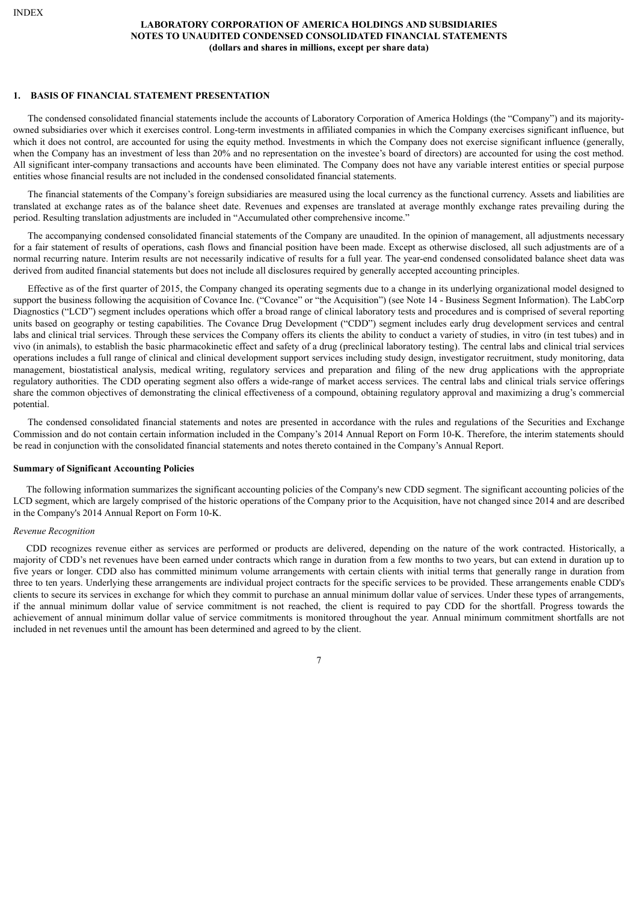**LABORATORY CORPORATION OF AMERICA HOLDINGS AND SUBSIDIARIES**
**NOTES TO UNAUDITED CONDENSED CONSOLIDATED FINANCIAL STATEMENTS**
**(dollars and shares in millions, except per share data)**

## 1. BASIS OF FINANCIAL STATEMENT PRESENTATION

The condensed consolidated financial statements include the accounts of Laboratory Corporation of America Holdings (the "Company") and its majority-owned subsidiaries over which it exercises control. Long-term investments in affiliated companies in which the Company exercises significant influence, but which it does not control, are accounted for using the equity method. Investments in which the Company does not exercise significant influence (generally, when the Company has an investment of less than 20% and no representation on the investee's board of directors) are accounted for using the cost method. All significant inter-company transactions and accounts have been eliminated. The Company does not have any variable interest entities or special purpose entities whose financial results are not included in the condensed consolidated financial statements.

The financial statements of the Company's foreign subsidiaries are measured using the local currency as the functional currency. Assets and liabilities are translated at exchange rates as of the balance sheet date. Revenues and expenses are translated at average monthly exchange rates prevailing during the period. Resulting translation adjustments are included in "Accumulated other comprehensive income."

The accompanying condensed consolidated financial statements of the Company are unaudited. In the opinion of management, all adjustments necessary for a fair statement of results of operations, cash flows and financial position have been made. Except as otherwise disclosed, all such adjustments are of a normal recurring nature. Interim results are not necessarily indicative of results for a full year. The year-end condensed consolidated balance sheet data was derived from audited financial statements but does not include all disclosures required by generally accepted accounting principles.

Effective as of the first quarter of 2015, the Company changed its operating segments due to a change in its underlying organizational model designed to support the business following the acquisition of Covance Inc. ("Covance" or "the Acquisition") (see Note 14 - Business Segment Information). The LabCorp Diagnostics ("LCD") segment includes operations which offer a broad range of clinical laboratory tests and procedures and is comprised of several reporting units based on geography or testing capabilities. The Covance Drug Development ("CDD") segment includes early drug development services and central labs and clinical trial services. Through these services the Company offers its clients the ability to conduct a variety of studies, in vitro (in test tubes) and in vivo (in animals), to establish the basic pharmacokinetic effect and safety of a drug (preclinical laboratory testing). The central labs and clinical trial services operations includes a full range of clinical and clinical development support services including study design, investigator recruitment, study monitoring, data management, biostatistical analysis, medical writing, regulatory services and preparation and filing of the new drug applications with the appropriate regulatory authorities. The CDD operating segment also offers a wide-range of market access services. The central labs and clinical trials service offerings share the common objectives of demonstrating the clinical effectiveness of a compound, obtaining regulatory approval and maximizing a drug's commercial potential.

The condensed consolidated financial statements and notes are presented in accordance with the rules and regulations of the Securities and Exchange Commission and do not contain certain information included in the Company's 2014 Annual Report on Form 10-K. Therefore, the interim statements should be read in conjunction with the consolidated financial statements and notes thereto contained in the Company's Annual Report.

### Summary of Significant Accounting Policies

The following information summarizes the significant accounting policies of the Company's new CDD segment. The significant accounting policies of the LCD segment, which are largely comprised of the historic operations of the Company prior to the Acquisition, have not changed since 2014 and are described in the Company's 2014 Annual Report on Form 10-K.

*Revenue Recognition*

CDD recognizes revenue either as services are performed or products are delivered, depending on the nature of the work contracted. Historically, a majority of CDD's net revenues have been earned under contracts which range in duration from a few months to two years, but can extend in duration up to five years or longer. CDD also has committed minimum volume arrangements with certain clients with initial terms that generally range in duration from three to ten years. Underlying these arrangements are individual project contracts for the specific services to be provided. These arrangements enable CDD's clients to secure its services in exchange for which they commit to purchase an annual minimum dollar value of services. Under these types of arrangements, if the annual minimum dollar value of service commitment is not reached, the client is required to pay CDD for the shortfall. Progress towards the achievement of annual minimum dollar value of service commitments is monitored throughout the year. Annual minimum commitment shortfalls are not included in net revenues until the amount has been determined and agreed to by the client.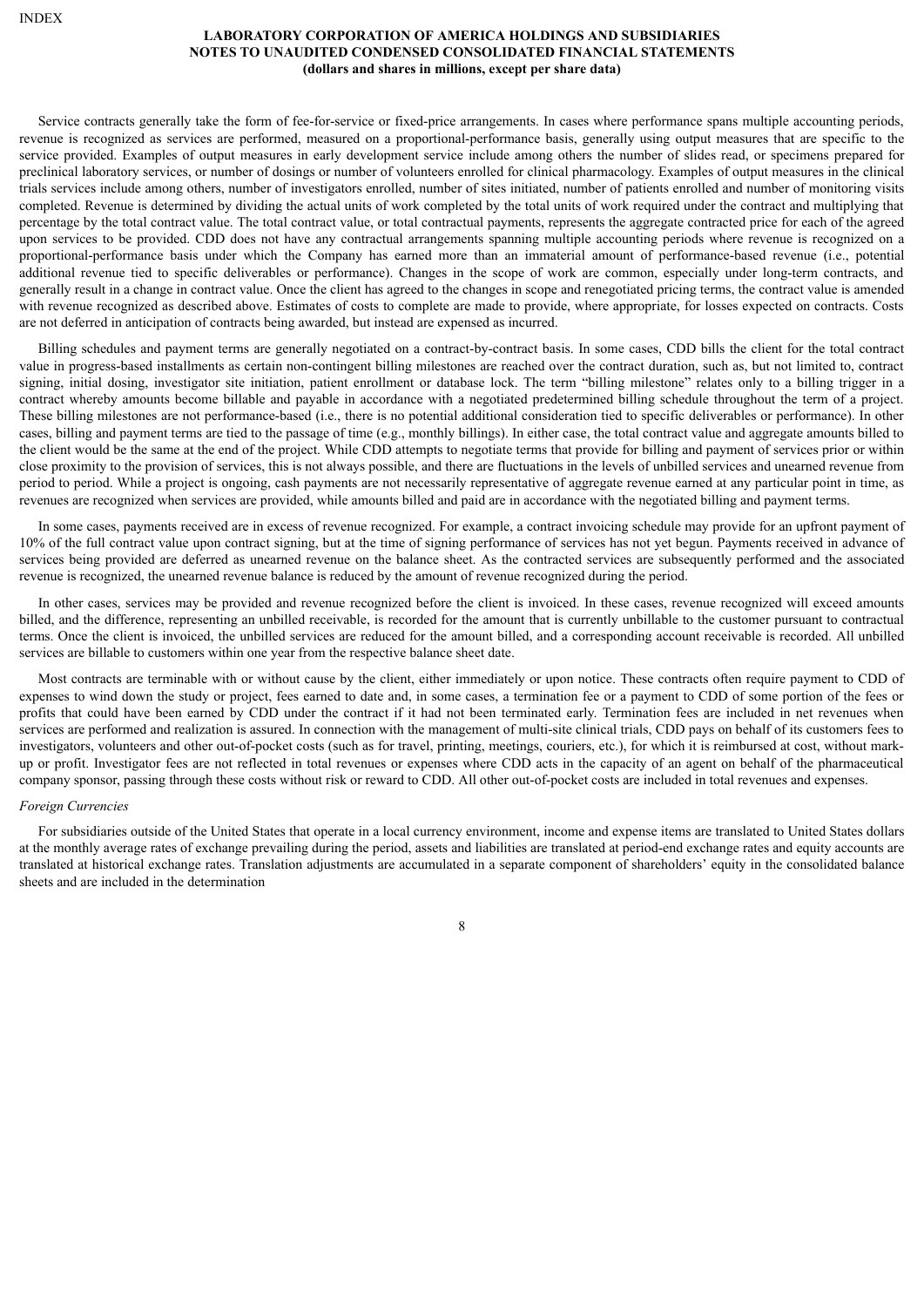Service contracts generally take the form of fee-for-service or fixed-price arrangements. In cases where performance spans multiple accounting periods, revenue is recognized as services are performed, measured on a proportional-performance basis, generally using output measures that are specific to the service provided. Examples of output measures in early development service include among others the number of slides read, or specimens prepared for preclinical laboratory services, or number of dosings or number of volunteers enrolled for clinical pharmacology. Examples of output measures in the clinical trials services include among others, number of investigators enrolled, number of sites initiated, number of patients enrolled and number of monitoring visits completed. Revenue is determined by dividing the actual units of work completed by the total units of work required under the contract and multiplying that percentage by the total contract value. The total contract value, or total contractual payments, represents the aggregate contracted price for each of the agreed upon services to be provided. CDD does not have any contractual arrangements spanning multiple accounting periods where revenue is recognized on a proportional-performance basis under which the Company has earned more than an immaterial amount of performance-based revenue (i.e., potential additional revenue tied to specific deliverables or performance). Changes in the scope of work are common, especially under long-term contracts, and generally result in a change in contract value. Once the client has agreed to the changes in scope and renegotiated pricing terms, the contract value is amended with revenue recognized as described above. Estimates of costs to complete are made to provide, where appropriate, for losses expected on contracts. Costs are not deferred in anticipation of contracts being awarded, but instead are expensed as incurred.

Billing schedules and payment terms are generally negotiated on a contract-by-contract basis. In some cases, CDD bills the client for the total contract value in progress-based installments as certain non-contingent billing milestones are reached over the contract duration, such as, but not limited to, contract signing, initial dosing, investigator site initiation, patient enrollment or database lock. The term "billing milestone" relates only to a billing trigger in a contract whereby amounts become billable and payable in accordance with a negotiated predetermined billing schedule throughout the term of a project. These billing milestones are not performance-based (i.e., there is no potential additional consideration tied to specific deliverables or performance). In other cases, billing and payment terms are tied to the passage of time (e.g., monthly billings). In either case, the total contract value and aggregate amounts billed to the client would be the same at the end of the project. While CDD attempts to negotiate terms that provide for billing and payment of services prior or within close proximity to the provision of services, this is not always possible, and there are fluctuations in the levels of unbilled services and unearned revenue from period to period. While a project is ongoing, cash payments are not necessarily representative of aggregate revenue earned at any particular point in time, as revenues are recognized when services are provided, while amounts billed and paid are in accordance with the negotiated billing and payment terms.

In some cases, payments received are in excess of revenue recognized. For example, a contract invoicing schedule may provide for an upfront payment of 10% of the full contract value upon contract signing, but at the time of signing performance of services has not yet begun. Payments received in advance of services being provided are deferred as unearned revenue on the balance sheet. As the contracted services are subsequently performed and the associated revenue is recognized, the unearned revenue balance is reduced by the amount of revenue recognized during the period.

In other cases, services may be provided and revenue recognized before the client is invoiced. In these cases, revenue recognized will exceed amounts billed, and the difference, representing an unbilled receivable, is recorded for the amount that is currently unbillable to the customer pursuant to contractual terms. Once the client is invoiced, the unbilled services are reduced for the amount billed, and a corresponding account receivable is recorded. All unbilled services are billable to customers within one year from the respective balance sheet date.

Most contracts are terminable with or without cause by the client, either immediately or upon notice. These contracts often require payment to CDD of expenses to wind down the study or project, fees earned to date and, in some cases, a termination fee or a payment to CDD of some portion of the fees or profits that could have been earned by CDD under the contract if it had not been terminated early. Termination fees are included in net revenues when services are performed and realization is assured. In connection with the management of multi-site clinical trials, CDD pays on behalf of its customers fees to investigators, volunteers and other out-of-pocket costs (such as for travel, printing, meetings, couriers, etc.), for which it is reimbursed at cost, without mark-up or profit. Investigator fees are not reflected in total revenues or expenses where CDD acts in the capacity of an agent on behalf of the pharmaceutical company sponsor, passing through these costs without risk or reward to CDD. All other out-of-pocket costs are included in total revenues and expenses.

*Foreign Currencies*

For subsidiaries outside of the United States that operate in a local currency environment, income and expense items are translated to United States dollars at the monthly average rates of exchange prevailing during the period, assets and liabilities are translated at period-end exchange rates and equity accounts are translated at historical exchange rates. Translation adjustments are accumulated in a separate component of shareholders' equity in the consolidated balance sheets and are included in the determination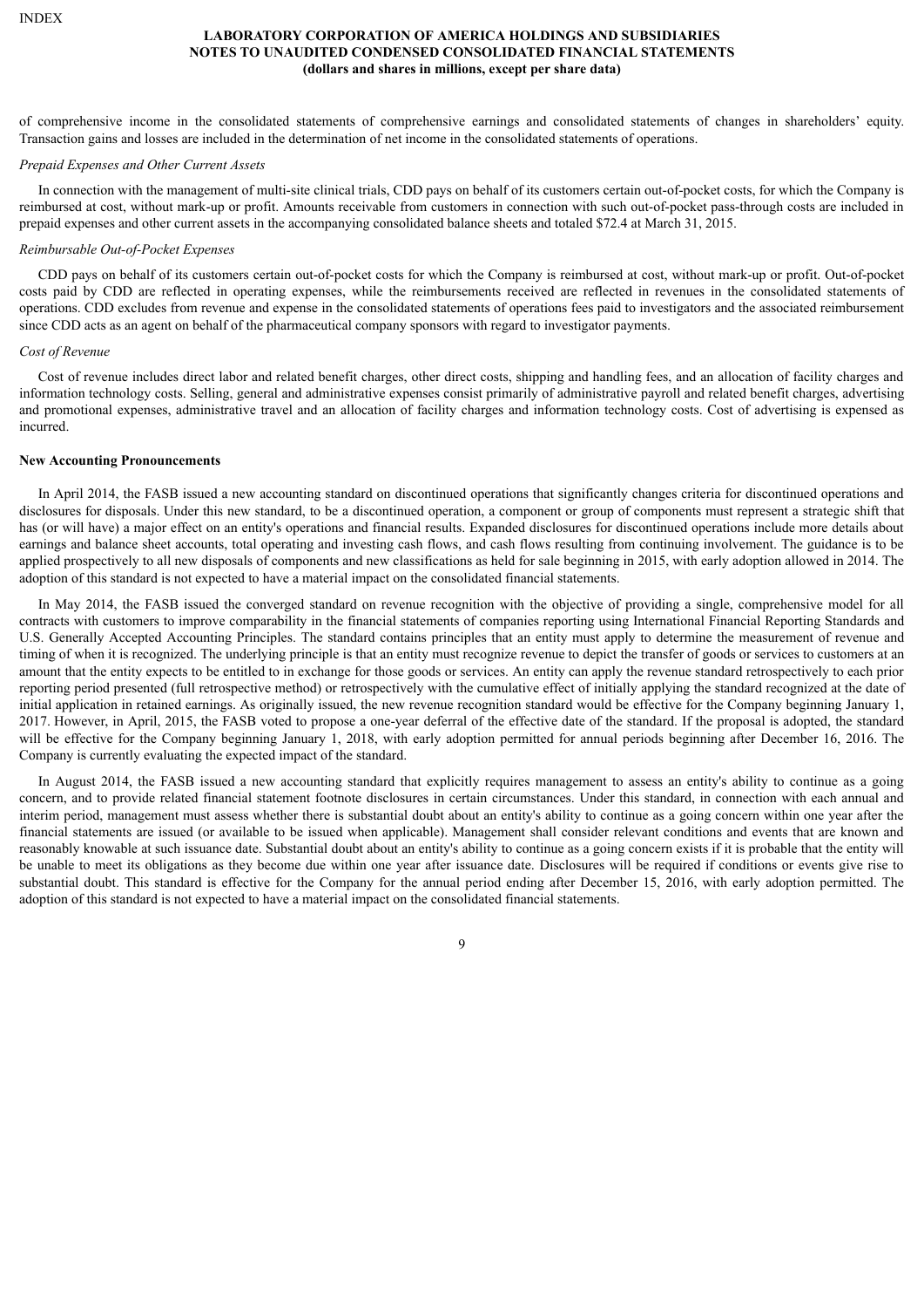of comprehensive income in the consolidated statements of comprehensive earnings and consolidated statements of changes in shareholders' equity. Transaction gains and losses are included in the determination of net income in the consolidated statements of operations.

*Prepaid Expenses and Other Current Assets*

In connection with the management of multi-site clinical trials, CDD pays on behalf of its customers certain out-of-pocket costs, for which the Company is reimbursed at cost, without mark-up or profit. Amounts receivable from customers in connection with such out-of-pocket pass-through costs are included in prepaid expenses and other current assets in the accompanying consolidated balance sheets and totaled $72.4 at March 31, 2015.

*Reimbursable Out-of-Pocket Expenses*

CDD pays on behalf of its customers certain out-of-pocket costs for which the Company is reimbursed at cost, without mark-up or profit. Out-of-pocket costs paid by CDD are reflected in operating expenses, while the reimbursements received are reflected in revenues in the consolidated statements of operations. CDD excludes from revenue and expense in the consolidated statements of operations fees paid to investigators and the associated reimbursement since CDD acts as an agent on behalf of the pharmaceutical company sponsors with regard to investigator payments.

*Cost of Revenue*

Cost of revenue includes direct labor and related benefit charges, other direct costs, shipping and handling fees, and an allocation of facility charges and information technology costs. Selling, general and administrative expenses consist primarily of administrative payroll and related benefit charges, advertising and promotional expenses, administrative travel and an allocation of facility charges and information technology costs. Cost of advertising is expensed as incurred.

**New Accounting Pronouncements**

In April 2014, the FASB issued a new accounting standard on discontinued operations that significantly changes criteria for discontinued operations and disclosures for disposals. Under this new standard, to be a discontinued operation, a component or group of components must represent a strategic shift that has (or will have) a major effect on an entity's operations and financial results. Expanded disclosures for discontinued operations include more details about earnings and balance sheet accounts, total operating and investing cash flows, and cash flows resulting from continuing involvement. The guidance is to be applied prospectively to all new disposals of components and new classifications as held for sale beginning in 2015, with early adoption allowed in 2014. The adoption of this standard is not expected to have a material impact on the consolidated financial statements.

In May 2014, the FASB issued the converged standard on revenue recognition with the objective of providing a single, comprehensive model for all contracts with customers to improve comparability in the financial statements of companies reporting using International Financial Reporting Standards and U.S. Generally Accepted Accounting Principles. The standard contains principles that an entity must apply to determine the measurement of revenue and timing of when it is recognized. The underlying principle is that an entity must recognize revenue to depict the transfer of goods or services to customers at an amount that the entity expects to be entitled to in exchange for those goods or services. An entity can apply the revenue standard retrospectively to each prior reporting period presented (full retrospective method) or retrospectively with the cumulative effect of initially applying the standard recognized at the date of initial application in retained earnings. As originally issued, the new revenue recognition standard would be effective for the Company beginning January 1, 2017. However, in April, 2015, the FASB voted to propose a one-year deferral of the effective date of the standard. If the proposal is adopted, the standard will be effective for the Company beginning January 1, 2018, with early adoption permitted for annual periods beginning after December 16, 2016. The Company is currently evaluating the expected impact of the standard.

In August 2014, the FASB issued a new accounting standard that explicitly requires management to assess an entity's ability to continue as a going concern, and to provide related financial statement footnote disclosures in certain circumstances. Under this standard, in connection with each annual and interim period, management must assess whether there is substantial doubt about an entity's ability to continue as a going concern within one year after the financial statements are issued (or available to be issued when applicable). Management shall consider relevant conditions and events that are known and reasonably knowable at such issuance date. Substantial doubt about an entity's ability to continue as a going concern exists if it is probable that the entity will be unable to meet its obligations as they become due within one year after issuance date. Disclosures will be required if conditions or events give rise to substantial doubt. This standard is effective for the Company for the annual period ending after December 15, 2016, with early adoption permitted. The adoption of this standard is not expected to have a material impact on the consolidated financial statements.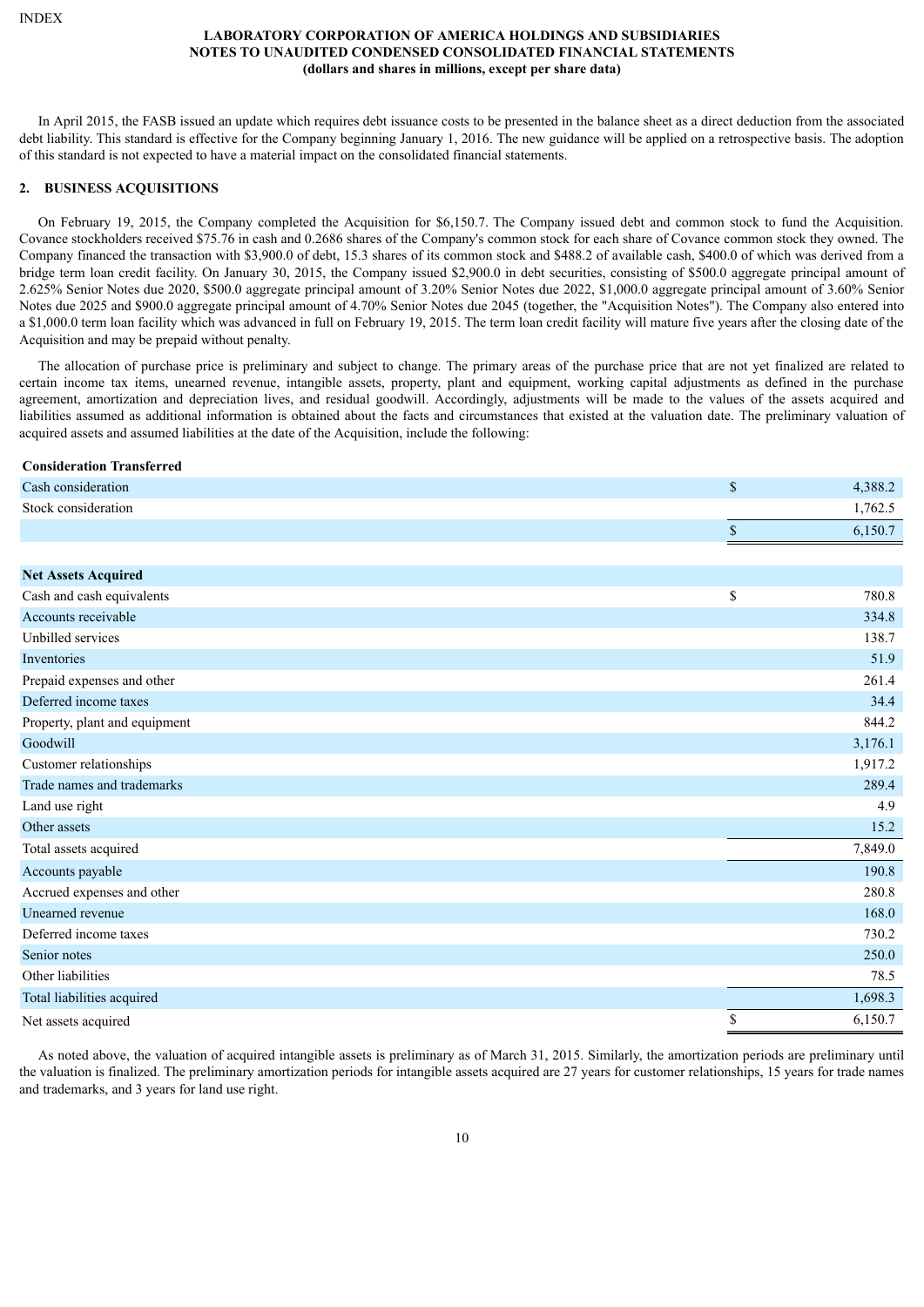LABORATORY CORPORATION OF AMERICA HOLDINGS AND SUBSIDIARIES
NOTES TO UNAUDITED CONDENSED CONSOLIDATED FINANCIAL STATEMENTS
(dollars and shares in millions, except per share data)

In April 2015, the FASB issued an update which requires debt issuance costs to be presented in the balance sheet as a direct deduction from the associated debt liability. This standard is effective for the Company beginning January 1, 2016. The new guidance will be applied on a retrospective basis. The adoption of this standard is not expected to have a material impact on the consolidated financial statements.

## 2. BUSINESS ACQUISITIONS

On February 19, 2015, the Company completed the Acquisition for $6,150.7. The Company issued debt and common stock to fund the Acquisition. Covance stockholders received $75.76 in cash and 0.2686 shares of the Company's common stock for each share of Covance common stock they owned. The Company financed the transaction with $3,900.0 of debt, 15.3 shares of its common stock and $488.2 of available cash, $400.0 of which was derived from a bridge term loan credit facility. On January 30, 2015, the Company issued $2,900.0 in debt securities, consisting of $500.0 aggregate principal amount of 2.625% Senior Notes due 2020, $500.0 aggregate principal amount of 3.20% Senior Notes due 2022, $1,000.0 aggregate principal amount of 3.60% Senior Notes due 2025 and $900.0 aggregate principal amount of 4.70% Senior Notes due 2045 (together, the "Acquisition Notes"). The Company also entered into a $1,000.0 term loan facility which was advanced in full on February 19, 2015. The term loan credit facility will mature five years after the closing date of the Acquisition and may be prepaid without penalty.

The allocation of purchase price is preliminary and subject to change. The primary areas of the purchase price that are not yet finalized are related to certain income tax items, unearned revenue, intangible assets, property, plant and equipment, working capital adjustments as defined in the purchase agreement, amortization and depreciation lives, and residual goodwill. Accordingly, adjustments will be made to the values of the assets acquired and liabilities assumed as additional information is obtained about the facts and circumstances that existed at the valuation date. The preliminary valuation of acquired assets and assumed liabilities at the date of the Acquisition, include the following:

| **Consideration Transferred** | | |
|---|---|---|
| Cash consideration | $ | 4,388.2 |
| Stock consideration | | 1,762.5 |
| | $ | 6,150.7 |
| | | |
| **Net Assets Acquired** | | |
| Cash and cash equivalents | $ | 780.8 |
| Accounts receivable | | 334.8 |
| Unbilled services | | 138.7 |
| Inventories | | 51.9 |
| Prepaid expenses and other | | 261.4 |
| Deferred income taxes | | 34.4 |
| Property, plant and equipment | | 844.2 |
| Goodwill | | 3,176.1 |
| Customer relationships | | 1,917.2 |
| Trade names and trademarks | | 289.4 |
| Land use right | | 4.9 |
| Other assets | | 15.2 |
| Total assets acquired | | 7,849.0 |
| Accounts payable | | 190.8 |
| Accrued expenses and other | | 280.8 |
| Unearned revenue | | 168.0 |
| Deferred income taxes | | 730.2 |
| Senior notes | | 250.0 |
| Other liabilities | | 78.5 |
| Total liabilities acquired | | 1,698.3 |
| Net assets acquired | $ | 6,150.7 |

As noted above, the valuation of acquired intangible assets is preliminary as of March 31, 2015. Similarly, the amortization periods are preliminary until the valuation is finalized. The preliminary amortization periods for intangible assets acquired are 27 years for customer relationships, 15 years for trade names and trademarks, and 3 years for land use right.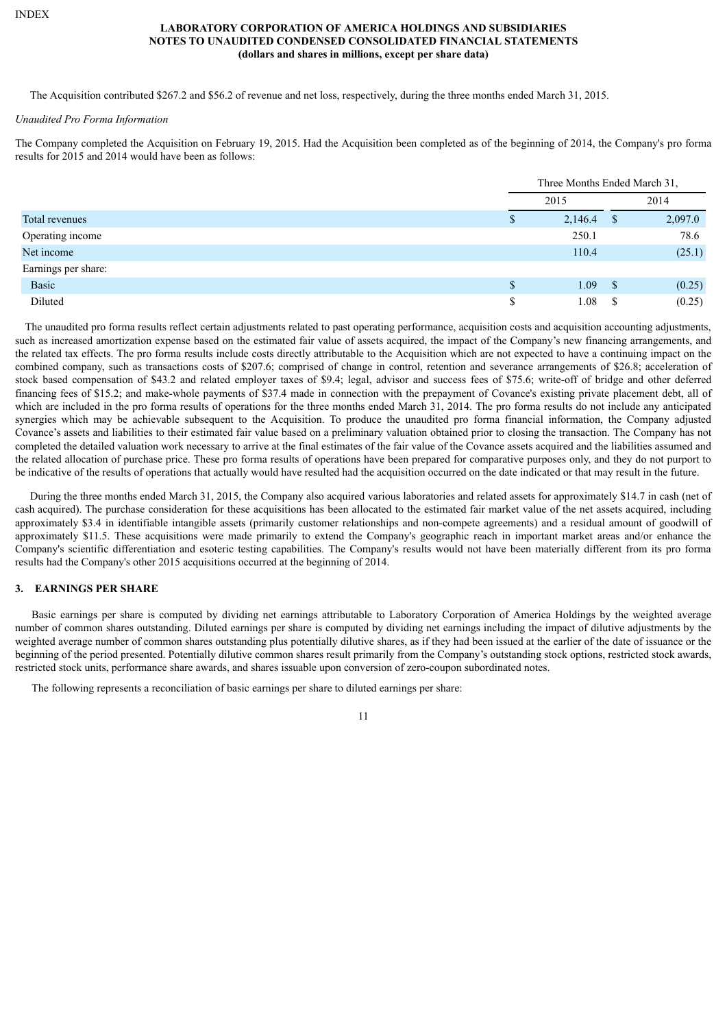The Acquisition contributed $267.2 and $56.2 of revenue and net loss, respectively, during the three months ended March 31, 2015.

*Unaudited Pro Forma Information*

The Company completed the Acquisition on February 19, 2015. Had the Acquisition been completed as of the beginning of 2014, the Company's pro forma results for 2015 and 2014 would have been as follows:

| | Three Months Ended March 31, | |
|---|---|---|
| | 2015 | 2014 |
| Total revenues | $ 2,146.4 | $ 2,097.0 |
| Operating income | 250.1 | 78.6 |
| Net income | 110.4 | (25.1) |
| Earnings per share: | | |
| Basic | $ 1.09 | $ (0.25) |
| Diluted | $ 1.08 | $ (0.25) |

The unaudited pro forma results reflect certain adjustments related to past operating performance, acquisition costs and acquisition accounting adjustments, such as increased amortization expense based on the estimated fair value of assets acquired, the impact of the Company's new financing arrangements, and the related tax effects. The pro forma results include costs directly attributable to the Acquisition which are not expected to have a continuing impact on the combined company, such as transactions costs of $207.6; comprised of change in control, retention and severance arrangements of $26.8; acceleration of stock based compensation of $43.2 and related employer taxes of $9.4; legal, advisor and success fees of $75.6; write-off of bridge and other deferred financing fees of $15.2; and make-whole payments of $37.4 made in connection with the prepayment of Covance's existing private placement debt, all of which are included in the pro forma results of operations for the three months ended March 31, 2014. The pro forma results do not include any anticipated synergies which may be achievable subsequent to the Acquisition. To produce the unaudited pro forma financial information, the Company adjusted Covance's assets and liabilities to their estimated fair value based on a preliminary valuation obtained prior to closing the transaction. The Company has not completed the detailed valuation work necessary to arrive at the final estimates of the fair value of the Covance assets acquired and the liabilities assumed and the related allocation of purchase price. These pro forma results of operations have been prepared for comparative purposes only, and they do not purport to be indicative of the results of operations that actually would have resulted had the acquisition occurred on the date indicated or that may result in the future.

During the three months ended March 31, 2015, the Company also acquired various laboratories and related assets for approximately $14.7 in cash (net of cash acquired). The purchase consideration for these acquisitions has been allocated to the estimated fair market value of the net assets acquired, including approximately $3.4 in identifiable intangible assets (primarily customer relationships and non-compete agreements) and a residual amount of goodwill of approximately $11.5. These acquisitions were made primarily to extend the Company's geographic reach in important market areas and/or enhance the Company's scientific differentiation and esoteric testing capabilities. The Company's results would not have been materially different from its pro forma results had the Company's other 2015 acquisitions occurred at the beginning of 2014.

## 3. EARNINGS PER SHARE

Basic earnings per share is computed by dividing net earnings attributable to Laboratory Corporation of America Holdings by the weighted average number of common shares outstanding. Diluted earnings per share is computed by dividing net earnings including the impact of dilutive adjustments by the weighted average number of common shares outstanding plus potentially dilutive shares, as if they had been issued at the earlier of the date of issuance or the beginning of the period presented. Potentially dilutive common shares result primarily from the Company's outstanding stock options, restricted stock awards, restricted stock units, performance share awards, and shares issuable upon conversion of zero-coupon subordinated notes.

The following represents a reconciliation of basic earnings per share to diluted earnings per share: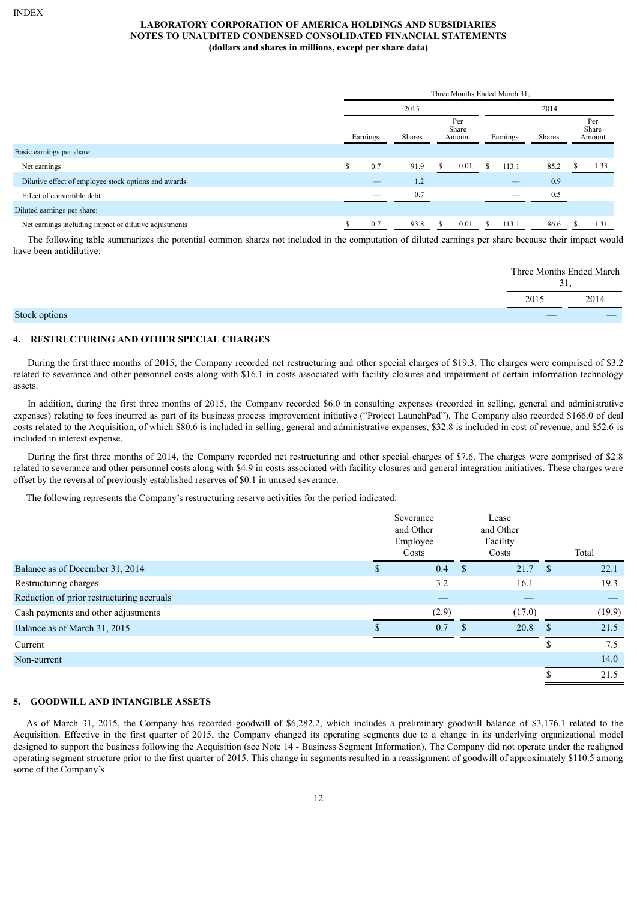**LABORATORY CORPORATION OF AMERICA HOLDINGS AND SUBSIDIARIES**
**NOTES TO UNAUDITED CONDENSED CONSOLIDATED FINANCIAL STATEMENTS**
**(dollars and shares in millions, except per share data)**

| | Three Months Ended March 31, | | | | | |
|---|---|---|---|---|---|---|
| | 2015 | | | 2014 | | |
| | Earnings | Shares | Per Share Amount | Earnings | Shares | Per Share Amount |
| Basic earnings per share: | | | | | | |
| Net earnings | $ 0.7 | 91.9 | $ 0.01 | $ 113.1 | 85.2 | $ 1.33 |
| Dilutive effect of employee stock options and awards | — | 1.2 | | — | 0.9 | |
| Effect of convertible debt | — | 0.7 | | — | 0.5 | |
| Diluted earnings per share: | | | | | | |
| Net earnings including impact of dilutive adjustments | $ 0.7 | 93.8 | $ 0.01 | $ 113.1 | 86.6 | $ 1.31 |

The following table summarizes the potential common shares not included in the computation of diluted earnings per share because their impact would have been antidilutive:

| | Three Months Ended March 31, | |
|---|---|---|
| | 2015 | 2014 |
| Stock options | — | — |

## 4. RESTRUCTURING AND OTHER SPECIAL CHARGES

During the first three months of 2015, the Company recorded net restructuring and other special charges of $19.3. The charges were comprised of $3.2 related to severance and other personnel costs along with $16.1 in costs associated with facility closures and impairment of certain information technology assets.

In addition, during the first three months of 2015, the Company recorded $6.0 in consulting expenses (recorded in selling, general and administrative expenses) relating to fees incurred as part of its business process improvement initiative ("Project LaunchPad"). The Company also recorded $166.0 of deal costs related to the Acquisition, of which $80.6 is included in selling, general and administrative expenses, $32.8 is included in cost of revenue, and $52.6 is included in interest expense.

During the first three months of 2014, the Company recorded net restructuring and other special charges of $7.6. The charges were comprised of $2.8 related to severance and other personnel costs along with $4.9 in costs associated with facility closures and general integration initiatives. These charges were offset by the reversal of previously established reserves of $0.1 in unused severance.

The following represents the Company's restructuring reserve activities for the period indicated:

| | Severance and Other Employee Costs | Lease and Other Facility Costs | Total |
|---|---|---|---|
| Balance as of December 31, 2014 | $ 0.4 | $ 21.7 | $ 22.1 |
| Restructuring charges | 3.2 | 16.1 | 19.3 |
| Reduction of prior restructuring accruals | — | — | — |
| Cash payments and other adjustments | (2.9) | (17.0) | (19.9) |
| Balance as of March 31, 2015 | $ 0.7 | $ 20.8 | $ 21.5 |
| Current | | | $ 7.5 |
| Non-current | | | 14.0 |
| | | | $ 21.5 |

## 5. GOODWILL AND INTANGIBLE ASSETS

As of March 31, 2015, the Company has recorded goodwill of $6,282.2, which includes a preliminary goodwill balance of $3,176.1 related to the Acquisition. Effective in the first quarter of 2015, the Company changed its operating segments due to a change in its underlying organizational model designed to support the business following the Acquisition (see Note 14 - Business Segment Information). The Company did not operate under the realigned operating segment structure prior to the first quarter of 2015. This change in segments resulted in a reassignment of goodwill of approximately $110.5 among some of the Company's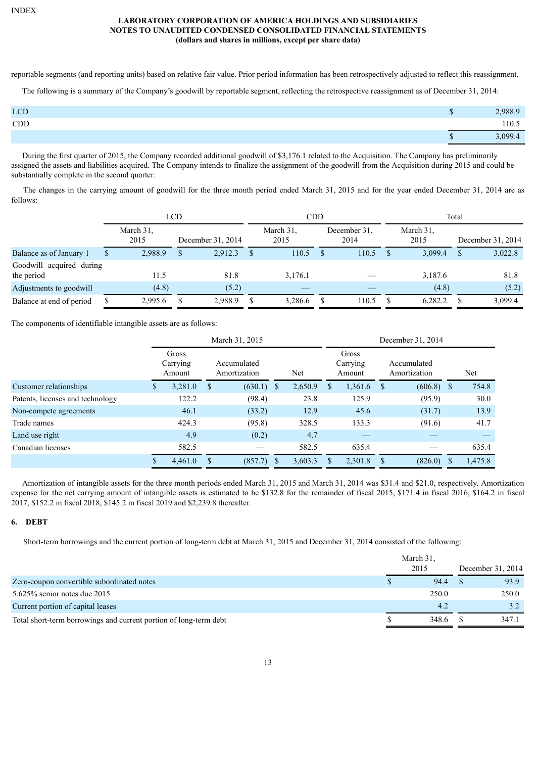reportable segments (and reporting units) based on relative fair value. Prior period information has been retrospectively adjusted to reflect this reassignment.

The following is a summary of the Company's goodwill by reportable segment, reflecting the retrospective reassignment as of December 31, 2014:

| | |
|---|---|
| LCD | $ 2,988.9 |
| CDD | 110.5 |
| | $ 3,099.4 |

During the first quarter of 2015, the Company recorded additional goodwill of $3,176.1 related to the Acquisition. The Company has preliminarily assigned the assets and liabilities acquired. The Company intends to finalize the assignment of the goodwill from the Acquisition during 2015 and could be substantially complete in the second quarter.

The changes in the carrying amount of goodwill for the three month period ended March 31, 2015 and for the year ended December 31, 2014 are as follows:

| | LCD | | CDD | | Total | |
|---|---|---|---|---|---|---|
| | March 31, 2015 | December 31, 2014 | March 31, 2015 | December 31, 2014 | March 31, 2015 | December 31, 2014 |
| Balance as of January 1 | $ 2,988.9 | $ 2,912.3 | $ 110.5 | $ 110.5 | $ 3,099.4 | $ 3,022.8 |
| Goodwill acquired during the period | 11.5 | 81.8 | 3,176.1 | — | 3,187.6 | 81.8 |
| Adjustments to goodwill | (4.8) | (5.2) | — | — | (4.8) | (5.2) |
| Balance at end of period | $ 2,995.6 | $ 2,988.9 | $ 3,286.6 | $ 110.5 | $ 6,282.2 | $ 3,099.4 |

The components of identifiable intangible assets are as follows:

| | March 31, 2015 | | | December 31, 2014 | | |
|---|---|---|---|---|---|---|
| | Gross Carrying Amount | Accumulated Amortization | Net | Gross Carrying Amount | Accumulated Amortization | Net |
| Customer relationships | $ 3,281.0 | $ (630.1) | $ 2,650.9 | $ 1,361.6 | $ (606.8) | $ 754.8 |
| Patents, licenses and technology | 122.2 | (98.4) | 23.8 | 125.9 | (95.9) | 30.0 |
| Non-compete agreements | 46.1 | (33.2) | 12.9 | 45.6 | (31.7) | 13.9 |
| Trade names | 424.3 | (95.8) | 328.5 | 133.3 | (91.6) | 41.7 |
| Land use right | 4.9 | (0.2) | 4.7 | — | — | — |
| Canadian licenses | 582.5 | — | 582.5 | 635.4 | — | 635.4 |
| | $ 4,461.0 | $ (857.7) | $ 3,603.3 | $ 2,301.8 | $ (826.0) | $ 1,475.8 |

Amortization of intangible assets for the three month periods ended March 31, 2015 and March 31, 2014 was $31.4 and $21.0, respectively. Amortization expense for the net carrying amount of intangible assets is estimated to be $132.8 for the remainder of fiscal 2015, $171.4 in fiscal 2016, $164.2 in fiscal 2017, $152.2 in fiscal 2018, $145.2 in fiscal 2019 and $2,239.8 thereafter.

## 6. DEBT

Short-term borrowings and the current portion of long-term debt at March 31, 2015 and December 31, 2014 consisted of the following:

| | March 31, 2015 | December 31, 2014 |
|---|---|---|
| Zero-coupon convertible subordinated notes | $ 94.4 | $ 93.9 |
| 5.625% senior notes due 2015 | 250.0 | 250.0 |
| Current portion of capital leases | 4.2 | 3.2 |
| Total short-term borrowings and current portion of long-term debt | $ 348.6 | $ 347.1 |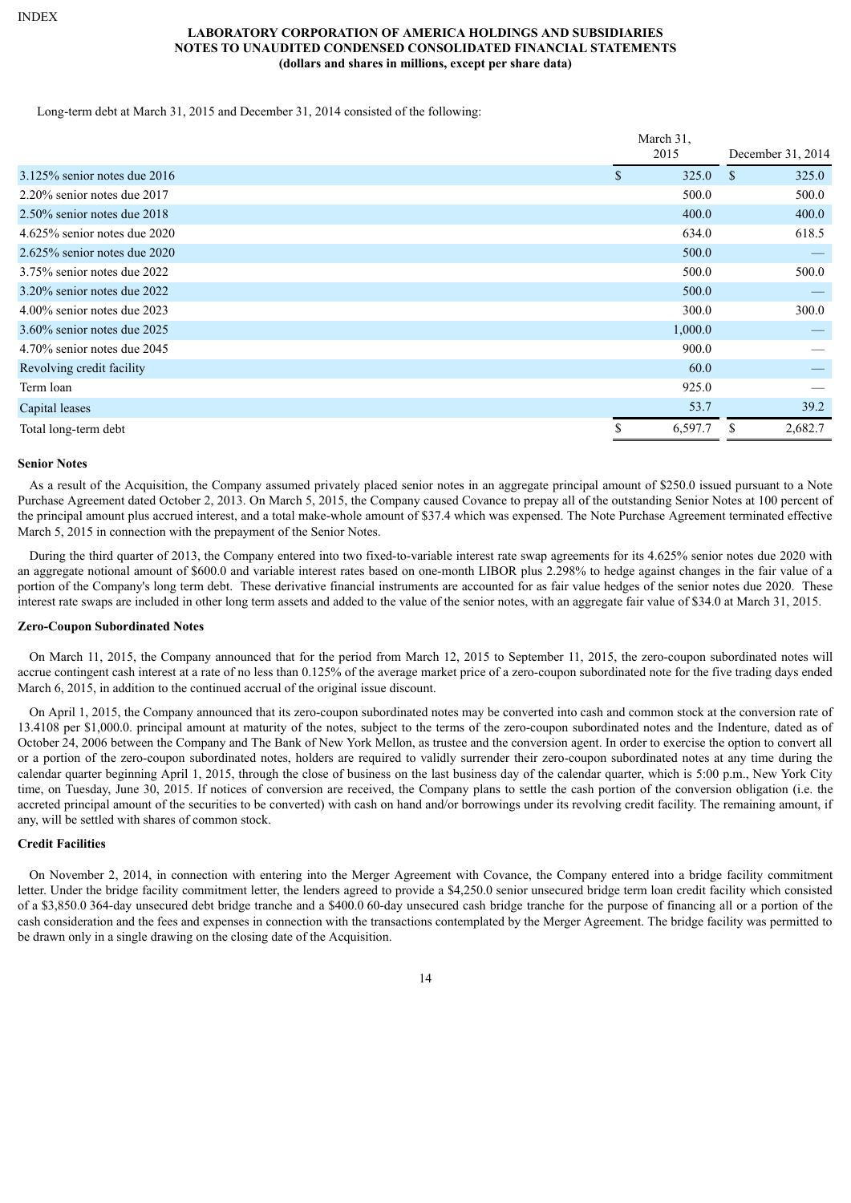**LABORATORY CORPORATION OF AMERICA HOLDINGS AND SUBSIDIARIES**
**NOTES TO UNAUDITED CONDENSED CONSOLIDATED FINANCIAL STATEMENTS**
**(dollars and shares in millions, except per share data)**

Long-term debt at March 31, 2015 and December 31, 2014 consisted of the following:

| | March 31, 2015 | December 31, 2014 |
|---|---|---|
| 3.125% senior notes due 2016 | $ 325.0 | $ 325.0 |
| 2.20% senior notes due 2017 | 500.0 | 500.0 |
| 2.50% senior notes due 2018 | 400.0 | 400.0 |
| 4.625% senior notes due 2020 | 634.0 | 618.5 |
| 2.625% senior notes due 2020 | 500.0 | — |
| 3.75% senior notes due 2022 | 500.0 | 500.0 |
| 3.20% senior notes due 2022 | 500.0 | — |
| 4.00% senior notes due 2023 | 300.0 | 300.0 |
| 3.60% senior notes due 2025 | 1,000.0 | — |
| 4.70% senior notes due 2045 | 900.0 | — |
| Revolving credit facility | 60.0 | — |
| Term loan | 925.0 | — |
| Capital leases | 53.7 | 39.2 |
| Total long-term debt | $ 6,597.7 | $ 2,682.7 |

**Senior Notes**

As a result of the Acquisition, the Company assumed privately placed senior notes in an aggregate principal amount of $250.0 issued pursuant to a Note Purchase Agreement dated October 2, 2013. On March 5, 2015, the Company caused Covance to prepay all of the outstanding Senior Notes at 100 percent of the principal amount plus accrued interest, and a total make-whole amount of $37.4 which was expensed. The Note Purchase Agreement terminated effective March 5, 2015 in connection with the prepayment of the Senior Notes.

During the third quarter of 2013, the Company entered into two fixed-to-variable interest rate swap agreements for its 4.625% senior notes due 2020 with an aggregate notional amount of $600.0 and variable interest rates based on one-month LIBOR plus 2.298% to hedge against changes in the fair value of a portion of the Company's long term debt. These derivative financial instruments are accounted for as fair value hedges of the senior notes due 2020. These interest rate swaps are included in other long term assets and added to the value of the senior notes, with an aggregate fair value of $34.0 at March 31, 2015.

**Zero-Coupon Subordinated Notes**

On March 11, 2015, the Company announced that for the period from March 12, 2015 to September 11, 2015, the zero-coupon subordinated notes will accrue contingent cash interest at a rate of no less than 0.125% of the average market price of a zero-coupon subordinated note for the five trading days ended March 6, 2015, in addition to the continued accrual of the original issue discount.

On April 1, 2015, the Company announced that its zero-coupon subordinated notes may be converted into cash and common stock at the conversion rate of 13.4108 per $1,000.0. principal amount at maturity of the notes, subject to the terms of the zero-coupon subordinated notes and the Indenture, dated as of October 24, 2006 between the Company and The Bank of New York Mellon, as trustee and the conversion agent. In order to exercise the option to convert all or a portion of the zero-coupon subordinated notes, holders are required to validly surrender their zero-coupon subordinated notes at any time during the calendar quarter beginning April 1, 2015, through the close of business on the last business day of the calendar quarter, which is 5:00 p.m., New York City time, on Tuesday, June 30, 2015. If notices of conversion are received, the Company plans to settle the cash portion of the conversion obligation (i.e. the accreted principal amount of the securities to be converted) with cash on hand and/or borrowings under its revolving credit facility. The remaining amount, if any, will be settled with shares of common stock.

**Credit Facilities**

On November 2, 2014, in connection with entering into the Merger Agreement with Covance, the Company entered into a bridge facility commitment letter. Under the bridge facility commitment letter, the lenders agreed to provide a $4,250.0 senior unsecured bridge term loan credit facility which consisted of a $3,850.0 364-day unsecured debt bridge tranche and a $400.0 60-day unsecured cash bridge tranche for the purpose of financing all or a portion of the cash consideration and the fees and expenses in connection with the transactions contemplated by the Merger Agreement. The bridge facility was permitted to be drawn only in a single drawing on the closing date of the Acquisition.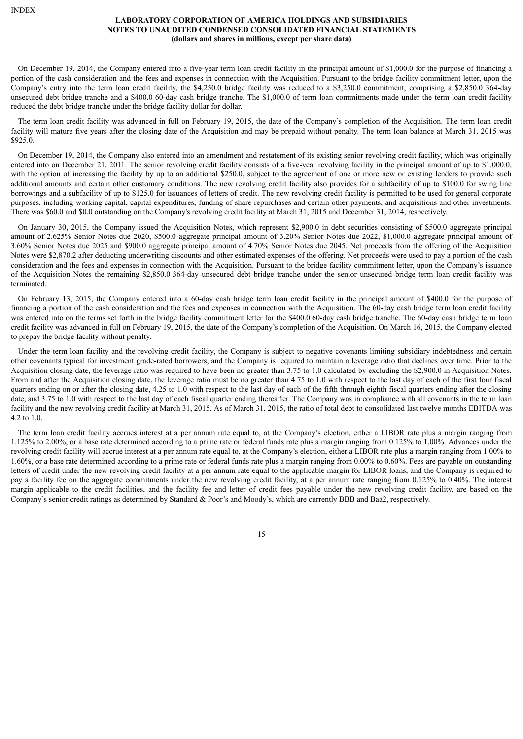On December 19, 2014, the Company entered into a five-year term loan credit facility in the principal amount of $1,000.0 for the purpose of financing a portion of the cash consideration and the fees and expenses in connection with the Acquisition. Pursuant to the bridge facility commitment letter, upon the Company's entry into the term loan credit facility, the $4,250.0 bridge facility was reduced to a $3,250.0 commitment, comprising a $2,850.0 364-day unsecured debt bridge tranche and a $400.0 60-day cash bridge tranche. The $1,000.0 of term loan commitments made under the term loan credit facility reduced the debt bridge tranche under the bridge facility dollar for dollar.

The term loan credit facility was advanced in full on February 19, 2015, the date of the Company's completion of the Acquisition. The term loan credit facility will mature five years after the closing date of the Acquisition and may be prepaid without penalty. The term loan balance at March 31, 2015 was $925.0.

On December 19, 2014, the Company also entered into an amendment and restatement of its existing senior revolving credit facility, which was originally entered into on December 21, 2011. The senior revolving credit facility consists of a five-year revolving facility in the principal amount of up to $1,000.0, with the option of increasing the facility by up to an additional $250.0, subject to the agreement of one or more new or existing lenders to provide such additional amounts and certain other customary conditions. The new revolving credit facility also provides for a subfacility of up to $100.0 for swing line borrowings and a subfacility of up to $125.0 for issuances of letters of credit. The new revolving credit facility is permitted to be used for general corporate purposes, including working capital, capital expenditures, funding of share repurchases and certain other payments, and acquisitions and other investments. There was $60.0 and $0.0 outstanding on the Company's revolving credit facility at March 31, 2015 and December 31, 2014, respectively.

On January 30, 2015, the Company issued the Acquisition Notes, which represent $2,900.0 in debt securities consisting of $500.0 aggregate principal amount of 2.625% Senior Notes due 2020, $500.0 aggregate principal amount of 3.20% Senior Notes due 2022, $1,000.0 aggregate principal amount of 3.60% Senior Notes due 2025 and $900.0 aggregate principal amount of 4.70% Senior Notes due 2045. Net proceeds from the offering of the Acquisition Notes were $2,870.2 after deducting underwriting discounts and other estimated expenses of the offering. Net proceeds were used to pay a portion of the cash consideration and the fees and expenses in connection with the Acquisition. Pursuant to the bridge facility commitment letter, upon the Company's issuance of the Acquisition Notes the remaining $2,850.0 364-day unsecured debt bridge tranche under the senior unsecured bridge term loan credit facility was terminated.

On February 13, 2015, the Company entered into a 60-day cash bridge term loan credit facility in the principal amount of $400.0 for the purpose of financing a portion of the cash consideration and the fees and expenses in connection with the Acquisition. The 60-day cash bridge term loan credit facility was entered into on the terms set forth in the bridge facility commitment letter for the $400.0 60-day cash bridge tranche. The 60-day cash bridge term loan credit facility was advanced in full on February 19, 2015, the date of the Company's completion of the Acquisition. On March 16, 2015, the Company elected to prepay the bridge facility without penalty.

Under the term loan facility and the revolving credit facility, the Company is subject to negative covenants limiting subsidiary indebtedness and certain other covenants typical for investment grade-rated borrowers, and the Company is required to maintain a leverage ratio that declines over time. Prior to the Acquisition closing date, the leverage ratio was required to have been no greater than 3.75 to 1.0 calculated by excluding the $2,900.0 in Acquisition Notes. From and after the Acquisition closing date, the leverage ratio must be no greater than 4.75 to 1.0 with respect to the last day of each of the first four fiscal quarters ending on or after the closing date, 4.25 to 1.0 with respect to the last day of each of the fifth through eighth fiscal quarters ending after the closing date, and 3.75 to 1.0 with respect to the last day of each fiscal quarter ending thereafter. The Company was in compliance with all covenants in the term loan facility and the new revolving credit facility at March 31, 2015. As of March 31, 2015, the ratio of total debt to consolidated last twelve months EBITDA was 4.2 to 1.0.

The term loan credit facility accrues interest at a per annum rate equal to, at the Company's election, either a LIBOR rate plus a margin ranging from 1.125% to 2.00%, or a base rate determined according to a prime rate or federal funds rate plus a margin ranging from 0.125% to 1.00%. Advances under the revolving credit facility will accrue interest at a per annum rate equal to, at the Company's election, either a LIBOR rate plus a margin ranging from 1.00% to 1.60%, or a base rate determined according to a prime rate or federal funds rate plus a margin ranging from 0.00% to 0.60%. Fees are payable on outstanding letters of credit under the new revolving credit facility at a per annum rate equal to the applicable margin for LIBOR loans, and the Company is required to pay a facility fee on the aggregate commitments under the new revolving credit facility, at a per annum rate ranging from 0.125% to 0.40%. The interest margin applicable to the credit facilities, and the facility fee and letter of credit fees payable under the new revolving credit facility, are based on the Company's senior credit ratings as determined by Standard & Poor's and Moody's, which are currently BBB and Baa2, respectively.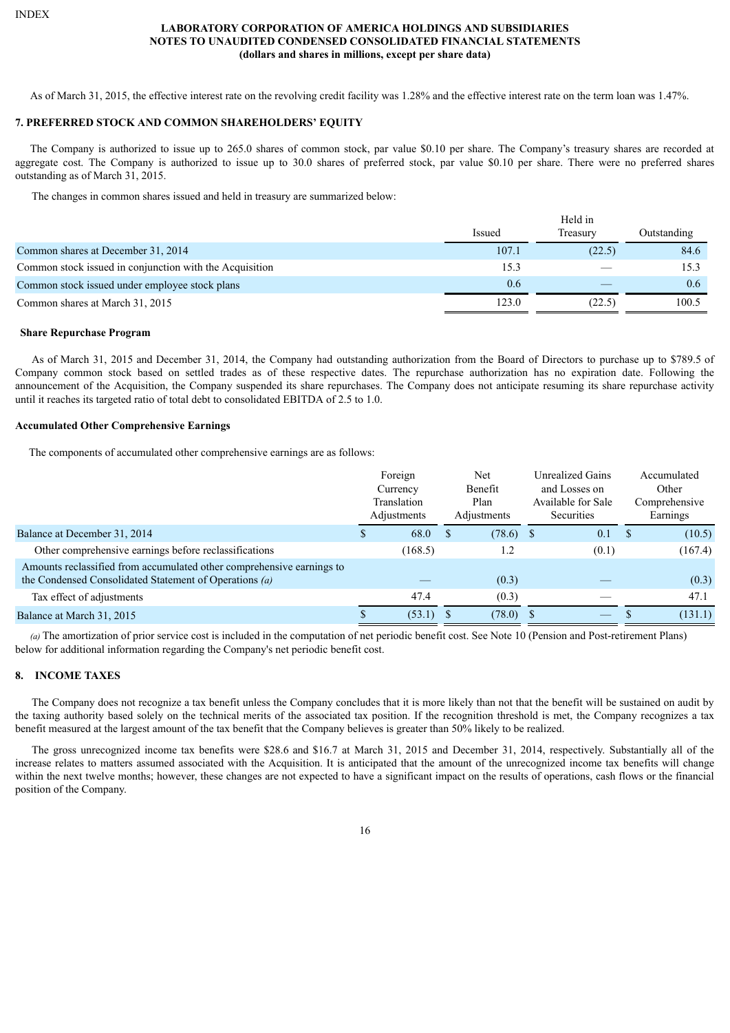As of March 31, 2015, the effective interest rate on the revolving credit facility was 1.28% and the effective interest rate on the term loan was 1.47%.

## 7. PREFERRED STOCK AND COMMON SHAREHOLDERS' EQUITY

The Company is authorized to issue up to 265.0 shares of common stock, par value $0.10 per share. The Company's treasury shares are recorded at aggregate cost. The Company is authorized to issue up to 30.0 shares of preferred stock, par value $0.10 per share. There were no preferred shares outstanding as of March 31, 2015.

The changes in common shares issued and held in treasury are summarized below:

| | Issued | Held in Treasury | Outstanding |
|---|---|---|---|
| Common shares at December 31, 2014 | 107.1 | (22.5) | 84.6 |
| Common stock issued in conjunction with the Acquisition | 15.3 | — | 15.3 |
| Common stock issued under employee stock plans | 0.6 | — | 0.6 |
| Common shares at March 31, 2015 | 123.0 | (22.5) | 100.5 |

**Share Repurchase Program**

As of March 31, 2015 and December 31, 2014, the Company had outstanding authorization from the Board of Directors to purchase up to $789.5 of Company common stock based on settled trades as of these respective dates. The repurchase authorization has no expiration date. Following the announcement of the Acquisition, the Company suspended its share repurchases. The Company does not anticipate resuming its share repurchase activity until it reaches its targeted ratio of total debt to consolidated EBITDA of 2.5 to 1.0.

**Accumulated Other Comprehensive Earnings**

The components of accumulated other comprehensive earnings are as follows:

| | Foreign Currency Translation Adjustments | Net Benefit Plan Adjustments | Unrealized Gains and Losses on Available for Sale Securities | Accumulated Other Comprehensive Earnings |
|---|---|---|---|---|
| Balance at December 31, 2014 | $ 68.0 | $ (78.6) | $ 0.1 | $ (10.5) |
| Other comprehensive earnings before reclassifications | (168.5) | 1.2 | (0.1) | (167.4) |
| Amounts reclassified from accumulated other comprehensive earnings to the Condensed Consolidated Statement of Operations *(a)* | — | (0.3) | — | (0.3) |
| Tax effect of adjustments | 47.4 | (0.3) | — | 47.1 |
| Balance at March 31, 2015 | $ (53.1) | $ (78.0) | $ — | $ (131.1) |

*(a)* The amortization of prior service cost is included in the computation of net periodic benefit cost. See Note 10 (Pension and Post-retirement Plans) below for additional information regarding the Company's net periodic benefit cost.

## 8. INCOME TAXES

The Company does not recognize a tax benefit unless the Company concludes that it is more likely than not that the benefit will be sustained on audit by the taxing authority based solely on the technical merits of the associated tax position. If the recognition threshold is met, the Company recognizes a tax benefit measured at the largest amount of the tax benefit that the Company believes is greater than 50% likely to be realized.

The gross unrecognized income tax benefits were $28.6 and $16.7 at March 31, 2015 and December 31, 2014, respectively. Substantially all of the increase relates to matters assumed associated with the Acquisition. It is anticipated that the amount of the unrecognized income tax benefits will change within the next twelve months; however, these changes are not expected to have a significant impact on the results of operations, cash flows or the financial position of the Company.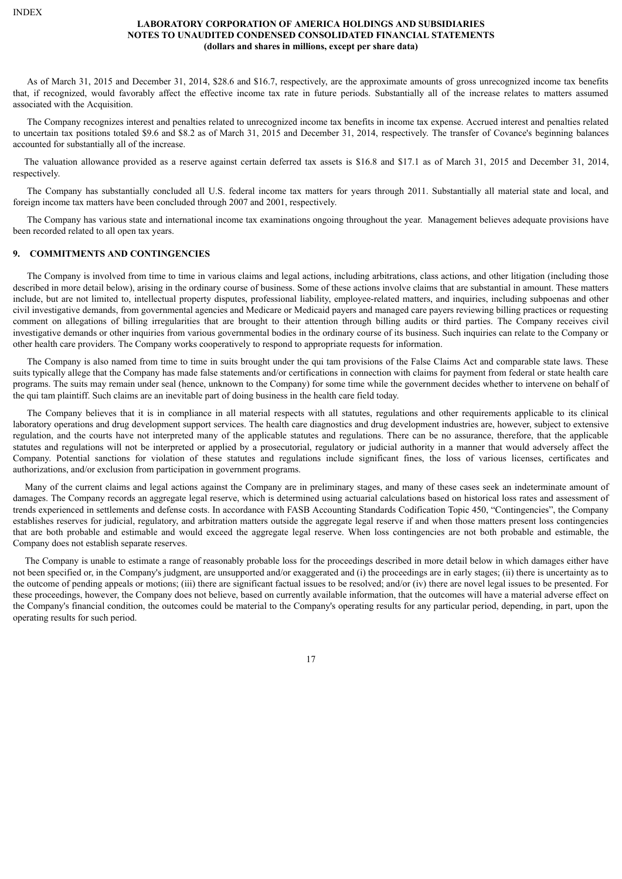As of March 31, 2015 and December 31, 2014, $28.6 and $16.7, respectively, are the approximate amounts of gross unrecognized income tax benefits that, if recognized, would favorably affect the effective income tax rate in future periods. Substantially all of the increase relates to matters assumed associated with the Acquisition.

The Company recognizes interest and penalties related to unrecognized income tax benefits in income tax expense. Accrued interest and penalties related to uncertain tax positions totaled $9.6 and $8.2 as of March 31, 2015 and December 31, 2014, respectively. The transfer of Covance's beginning balances accounted for substantially all of the increase.

The valuation allowance provided as a reserve against certain deferred tax assets is $16.8 and $17.1 as of March 31, 2015 and December 31, 2014, respectively.

The Company has substantially concluded all U.S. federal income tax matters for years through 2011. Substantially all material state and local, and foreign income tax matters have been concluded through 2007 and 2001, respectively.

The Company has various state and international income tax examinations ongoing throughout the year. Management believes adequate provisions have been recorded related to all open tax years.

## 9. COMMITMENTS AND CONTINGENCIES

The Company is involved from time to time in various claims and legal actions, including arbitrations, class actions, and other litigation (including those described in more detail below), arising in the ordinary course of business. Some of these actions involve claims that are substantial in amount. These matters include, but are not limited to, intellectual property disputes, professional liability, employee-related matters, and inquiries, including subpoenas and other civil investigative demands, from governmental agencies and Medicare or Medicaid payers and managed care payers reviewing billing practices or requesting comment on allegations of billing irregularities that are brought to their attention through billing audits or third parties. The Company receives civil investigative demands or other inquiries from various governmental bodies in the ordinary course of its business. Such inquiries can relate to the Company or other health care providers. The Company works cooperatively to respond to appropriate requests for information.

The Company is also named from time to time in suits brought under the qui tam provisions of the False Claims Act and comparable state laws. These suits typically allege that the Company has made false statements and/or certifications in connection with claims for payment from federal or state health care programs. The suits may remain under seal (hence, unknown to the Company) for some time while the government decides whether to intervene on behalf of the qui tam plaintiff. Such claims are an inevitable part of doing business in the health care field today.

The Company believes that it is in compliance in all material respects with all statutes, regulations and other requirements applicable to its clinical laboratory operations and drug development support services. The health care diagnostics and drug development industries are, however, subject to extensive regulation, and the courts have not interpreted many of the applicable statutes and regulations. There can be no assurance, therefore, that the applicable statutes and regulations will not be interpreted or applied by a prosecutorial, regulatory or judicial authority in a manner that would adversely affect the Company. Potential sanctions for violation of these statutes and regulations include significant fines, the loss of various licenses, certificates and authorizations, and/or exclusion from participation in government programs.

Many of the current claims and legal actions against the Company are in preliminary stages, and many of these cases seek an indeterminate amount of damages. The Company records an aggregate legal reserve, which is determined using actuarial calculations based on historical loss rates and assessment of trends experienced in settlements and defense costs. In accordance with FASB Accounting Standards Codification Topic 450, "Contingencies", the Company establishes reserves for judicial, regulatory, and arbitration matters outside the aggregate legal reserve if and when those matters present loss contingencies that are both probable and estimable and would exceed the aggregate legal reserve. When loss contingencies are not both probable and estimable, the Company does not establish separate reserves.

The Company is unable to estimate a range of reasonably probable loss for the proceedings described in more detail below in which damages either have not been specified or, in the Company's judgment, are unsupported and/or exaggerated and (i) the proceedings are in early stages; (ii) there is uncertainty as to the outcome of pending appeals or motions; (iii) there are significant factual issues to be resolved; and/or (iv) there are novel legal issues to be presented. For these proceedings, however, the Company does not believe, based on currently available information, that the outcomes will have a material adverse effect on the Company's financial condition, the outcomes could be material to the Company's operating results for any particular period, depending, in part, upon the operating results for such period.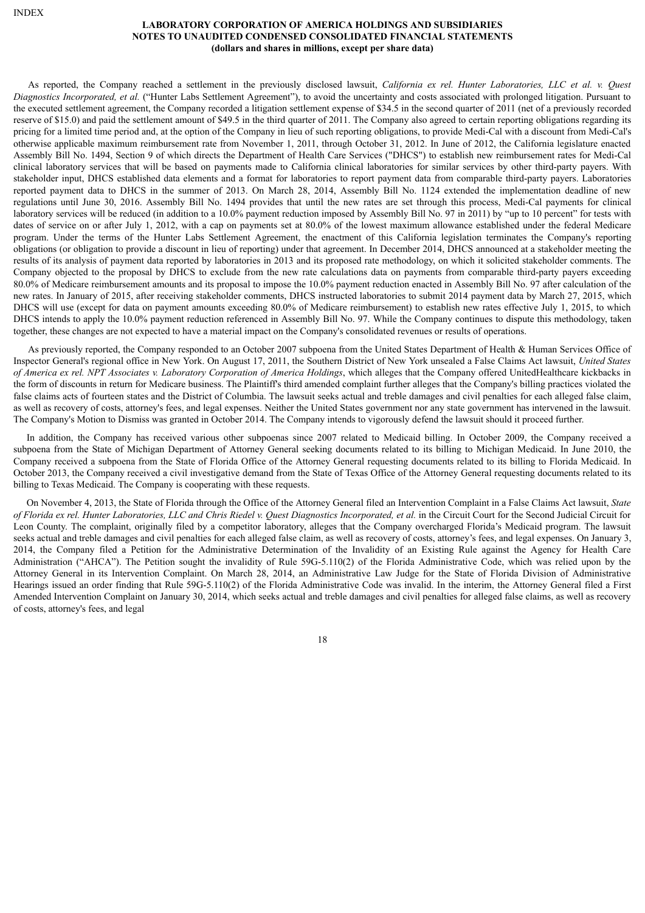As reported, the Company reached a settlement in the previously disclosed lawsuit, *California ex rel. Hunter Laboratories, LLC et al. v. Quest Diagnostics Incorporated, et al.* ("Hunter Labs Settlement Agreement"), to avoid the uncertainty and costs associated with prolonged litigation. Pursuant to the executed settlement agreement, the Company recorded a litigation settlement expense of $34.5 in the second quarter of 2011 (net of a previously recorded reserve of $15.0) and paid the settlement amount of $49.5 in the third quarter of 2011. The Company also agreed to certain reporting obligations regarding its pricing for a limited time period and, at the option of the Company in lieu of such reporting obligations, to provide Medi-Cal with a discount from Medi-Cal's otherwise applicable maximum reimbursement rate from November 1, 2011, through October 31, 2012. In June of 2012, the California legislature enacted Assembly Bill No. 1494, Section 9 of which directs the Department of Health Care Services ("DHCS") to establish new reimbursement rates for Medi-Cal clinical laboratory services that will be based on payments made to California clinical laboratories for similar services by other third-party payers. With stakeholder input, DHCS established data elements and a format for laboratories to report payment data from comparable third-party payers. Laboratories reported payment data to DHCS in the summer of 2013. On March 28, 2014, Assembly Bill No. 1124 extended the implementation deadline of new regulations until June 30, 2016. Assembly Bill No. 1494 provides that until the new rates are set through this process, Medi-Cal payments for clinical laboratory services will be reduced (in addition to a 10.0% payment reduction imposed by Assembly Bill No. 97 in 2011) by "up to 10 percent" for tests with dates of service on or after July 1, 2012, with a cap on payments set at 80.0% of the lowest maximum allowance established under the federal Medicare program. Under the terms of the Hunter Labs Settlement Agreement, the enactment of this California legislation terminates the Company's reporting obligations (or obligation to provide a discount in lieu of reporting) under that agreement. In December 2014, DHCS announced at a stakeholder meeting the results of its analysis of payment data reported by laboratories in 2013 and its proposed rate methodology, on which it solicited stakeholder comments. The Company objected to the proposal by DHCS to exclude from the new rate calculations data on payments from comparable third-party payers exceeding 80.0% of Medicare reimbursement amounts and its proposal to impose the 10.0% payment reduction enacted in Assembly Bill No. 97 after calculation of the new rates. In January of 2015, after receiving stakeholder comments, DHCS instructed laboratories to submit 2014 payment data by March 27, 2015, which DHCS will use (except for data on payment amounts exceeding 80.0% of Medicare reimbursement) to establish new rates effective July 1, 2015, to which DHCS intends to apply the 10.0% payment reduction referenced in Assembly Bill No. 97. While the Company continues to dispute this methodology, taken together, these changes are not expected to have a material impact on the Company's consolidated revenues or results of operations.

As previously reported, the Company responded to an October 2007 subpoena from the United States Department of Health & Human Services Office of Inspector General's regional office in New York. On August 17, 2011, the Southern District of New York unsealed a False Claims Act lawsuit, *United States of America ex rel. NPT Associates v. Laboratory Corporation of America Holdings*, which alleges that the Company offered UnitedHealthcare kickbacks in the form of discounts in return for Medicare business. The Plaintiff's third amended complaint further alleges that the Company's billing practices violated the false claims acts of fourteen states and the District of Columbia. The lawsuit seeks actual and treble damages and civil penalties for each alleged false claim, as well as recovery of costs, attorney's fees, and legal expenses. Neither the United States government nor any state government has intervened in the lawsuit. The Company's Motion to Dismiss was granted in October 2014. The Company intends to vigorously defend the lawsuit should it proceed further.

In addition, the Company has received various other subpoenas since 2007 related to Medicaid billing. In October 2009, the Company received a subpoena from the State of Michigan Department of Attorney General seeking documents related to its billing to Michigan Medicaid. In June 2010, the Company received a subpoena from the State of Florida Office of the Attorney General requesting documents related to its billing to Florida Medicaid. In October 2013, the Company received a civil investigative demand from the State of Texas Office of the Attorney General requesting documents related to its billing to Texas Medicaid. The Company is cooperating with these requests.

On November 4, 2013, the State of Florida through the Office of the Attorney General filed an Intervention Complaint in a False Claims Act lawsuit, *State of Florida ex rel. Hunter Laboratories, LLC and Chris Riedel v. Quest Diagnostics Incorporated, et al.* in the Circuit Court for the Second Judicial Circuit for Leon County. The complaint, originally filed by a competitor laboratory, alleges that the Company overcharged Florida's Medicaid program. The lawsuit seeks actual and treble damages and civil penalties for each alleged false claim, as well as recovery of costs, attorney's fees, and legal expenses. On January 3, 2014, the Company filed a Petition for the Administrative Determination of the Invalidity of an Existing Rule against the Agency for Health Care Administration ("AHCA"). The Petition sought the invalidity of Rule 59G-5.110(2) of the Florida Administrative Code, which was relied upon by the Attorney General in its Intervention Complaint. On March 28, 2014, an Administrative Law Judge for the State of Florida Division of Administrative Hearings issued an order finding that Rule 59G-5.110(2) of the Florida Administrative Code was invalid. In the interim, the Attorney General filed a First Amended Intervention Complaint on January 30, 2014, which seeks actual and treble damages and civil penalties for alleged false claims, as well as recovery of costs, attorney's fees, and legal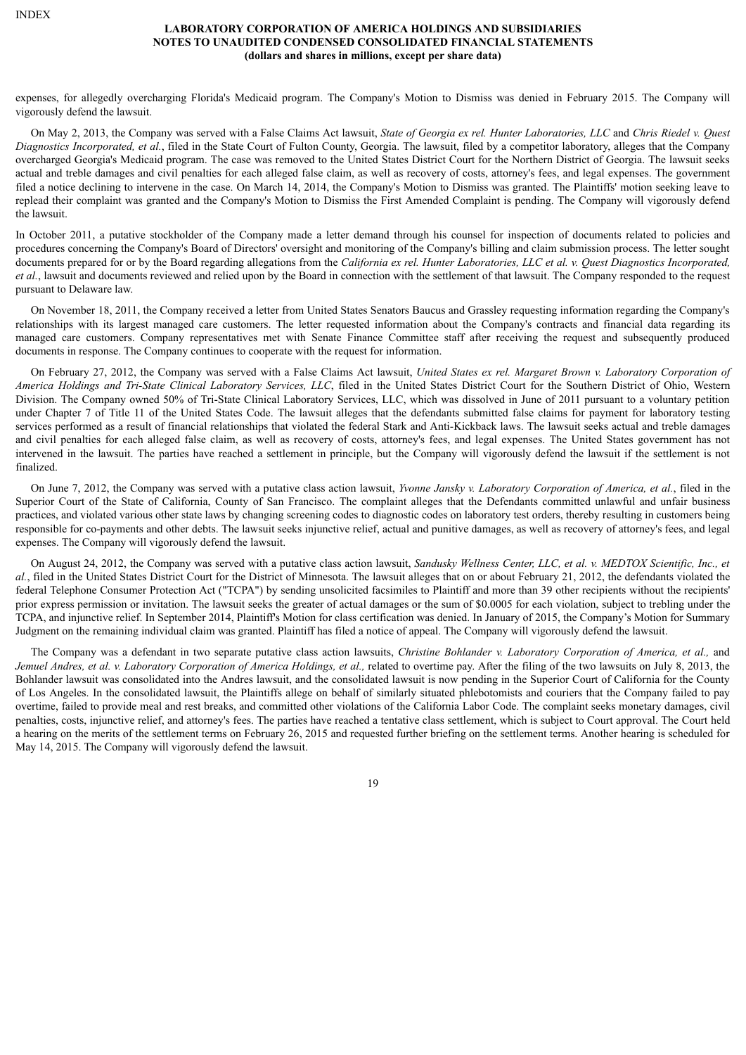expenses, for allegedly overcharging Florida's Medicaid program. The Company's Motion to Dismiss was denied in February 2015. The Company will vigorously defend the lawsuit.

On May 2, 2013, the Company was served with a False Claims Act lawsuit, *State of Georgia ex rel. Hunter Laboratories, LLC* and *Chris Riedel v. Quest Diagnostics Incorporated, et al.*, filed in the State Court of Fulton County, Georgia. The lawsuit, filed by a competitor laboratory, alleges that the Company overcharged Georgia's Medicaid program. The case was removed to the United States District Court for the Northern District of Georgia. The lawsuit seeks actual and treble damages and civil penalties for each alleged false claim, as well as recovery of costs, attorney's fees, and legal expenses. The government filed a notice declining to intervene in the case. On March 14, 2014, the Company's Motion to Dismiss was granted. The Plaintiffs' motion seeking leave to replead their complaint was granted and the Company's Motion to Dismiss the First Amended Complaint is pending. The Company will vigorously defend the lawsuit.

In October 2011, a putative stockholder of the Company made a letter demand through his counsel for inspection of documents related to policies and procedures concerning the Company's Board of Directors' oversight and monitoring of the Company's billing and claim submission process. The letter sought documents prepared for or by the Board regarding allegations from the *California ex rel. Hunter Laboratories, LLC et al. v. Quest Diagnostics Incorporated, et al.*, lawsuit and documents reviewed and relied upon by the Board in connection with the settlement of that lawsuit. The Company responded to the request pursuant to Delaware law.

On November 18, 2011, the Company received a letter from United States Senators Baucus and Grassley requesting information regarding the Company's relationships with its largest managed care customers. The letter requested information about the Company's contracts and financial data regarding its managed care customers. Company representatives met with Senate Finance Committee staff after receiving the request and subsequently produced documents in response. The Company continues to cooperate with the request for information.

On February 27, 2012, the Company was served with a False Claims Act lawsuit, *United States ex rel. Margaret Brown v. Laboratory Corporation of America Holdings and Tri-State Clinical Laboratory Services, LLC*, filed in the United States District Court for the Southern District of Ohio, Western Division. The Company owned 50% of Tri-State Clinical Laboratory Services, LLC, which was dissolved in June of 2011 pursuant to a voluntary petition under Chapter 7 of Title 11 of the United States Code. The lawsuit alleges that the defendants submitted false claims for payment for laboratory testing services performed as a result of financial relationships that violated the federal Stark and Anti-Kickback laws. The lawsuit seeks actual and treble damages and civil penalties for each alleged false claim, as well as recovery of costs, attorney's fees, and legal expenses. The United States government has not intervened in the lawsuit. The parties have reached a settlement in principle, but the Company will vigorously defend the lawsuit if the settlement is not finalized.

On June 7, 2012, the Company was served with a putative class action lawsuit, *Yvonne Jansky v. Laboratory Corporation of America, et al.*, filed in the Superior Court of the State of California, County of San Francisco. The complaint alleges that the Defendants committed unlawful and unfair business practices, and violated various other state laws by changing screening codes to diagnostic codes on laboratory test orders, thereby resulting in customers being responsible for co-payments and other debts. The lawsuit seeks injunctive relief, actual and punitive damages, as well as recovery of attorney's fees, and legal expenses. The Company will vigorously defend the lawsuit.

On August 24, 2012, the Company was served with a putative class action lawsuit, *Sandusky Wellness Center, LLC, et al. v. MEDTOX Scientific, Inc., et al.*, filed in the United States District Court for the District of Minnesota. The lawsuit alleges that on or about February 21, 2012, the defendants violated the federal Telephone Consumer Protection Act ("TCPA") by sending unsolicited facsimiles to Plaintiff and more than 39 other recipients without the recipients' prior express permission or invitation. The lawsuit seeks the greater of actual damages or the sum of $0.0005 for each violation, subject to trebling under the TCPA, and injunctive relief. In September 2014, Plaintiff's Motion for class certification was denied. In January of 2015, the Company's Motion for Summary Judgment on the remaining individual claim was granted. Plaintiff has filed a notice of appeal. The Company will vigorously defend the lawsuit.

The Company was a defendant in two separate putative class action lawsuits, *Christine Bohlander v. Laboratory Corporation of America, et al.,* and *Jemuel Andres, et al. v. Laboratory Corporation of America Holdings, et al.,* related to overtime pay. After the filing of the two lawsuits on July 8, 2013, the Bohlander lawsuit was consolidated into the Andres lawsuit, and the consolidated lawsuit is now pending in the Superior Court of California for the County of Los Angeles. In the consolidated lawsuit, the Plaintiffs allege on behalf of similarly situated phlebotomists and couriers that the Company failed to pay overtime, failed to provide meal and rest breaks, and committed other violations of the California Labor Code. The complaint seeks monetary damages, civil penalties, costs, injunctive relief, and attorney's fees. The parties have reached a tentative class settlement, which is subject to Court approval. The Court held a hearing on the merits of the settlement terms on February 26, 2015 and requested further briefing on the settlement terms. Another hearing is scheduled for May 14, 2015. The Company will vigorously defend the lawsuit.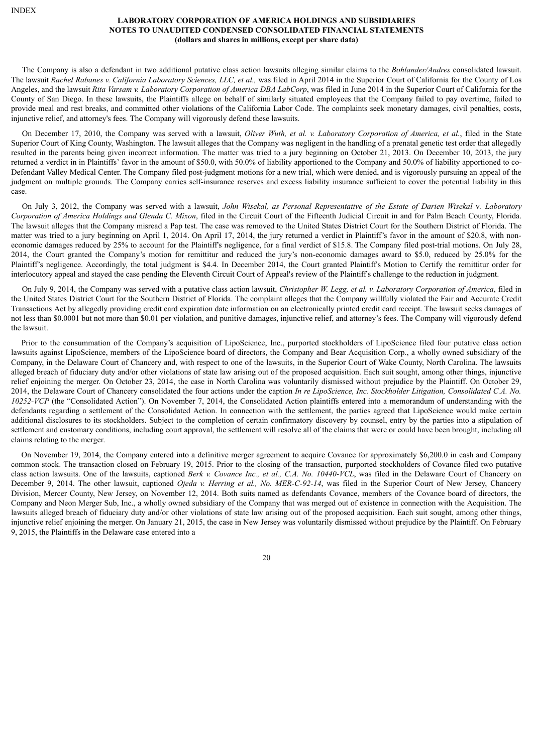**LABORATORY CORPORATION OF AMERICA HOLDINGS AND SUBSIDIARIES**
**NOTES TO UNAUDITED CONDENSED CONSOLIDATED FINANCIAL STATEMENTS**
**(dollars and shares in millions, except per share data)**

The Company is also a defendant in two additional putative class action lawsuits alleging similar claims to the *Bohlander/Andres* consolidated lawsuit. The lawsuit *Rachel Rabanes v. California Laboratory Sciences, LLC, et al.,* was filed in April 2014 in the Superior Court of California for the County of Los Angeles, and the lawsuit *Rita Varsam v. Laboratory Corporation of America DBA LabCorp*, was filed in June 2014 in the Superior Court of California for the County of San Diego. In these lawsuits, the Plaintiffs allege on behalf of similarly situated employees that the Company failed to pay overtime, failed to provide meal and rest breaks, and committed other violations of the California Labor Code. The complaints seek monetary damages, civil penalties, costs, injunctive relief, and attorney's fees. The Company will vigorously defend these lawsuits.

On December 17, 2010, the Company was served with a lawsuit, *Oliver Wuth, et al. v. Laboratory Corporation of America, et al.*, filed in the State Superior Court of King County, Washington. The lawsuit alleges that the Company was negligent in the handling of a prenatal genetic test order that allegedly resulted in the parents being given incorrect information. The matter was tried to a jury beginning on October 21, 2013. On December 10, 2013, the jury returned a verdict in in Plaintiffs' favor in the amount of $50.0, with 50.0% of liability apportioned to the Company and 50.0% of liability apportioned to co-Defendant Valley Medical Center. The Company filed post-judgment motions for a new trial, which were denied, and is vigorously pursuing an appeal of the judgment on multiple grounds. The Company carries self-insurance reserves and excess liability insurance sufficient to cover the potential liability in this case.

On July 3, 2012, the Company was served with a lawsuit, *John Wisekal, as Personal Representative of the Estate of Darien Wisekal* v. *Laboratory Corporation of America Holdings and Glenda C. Mixon*, filed in the Circuit Court of the Fifteenth Judicial Circuit in and for Palm Beach County, Florida. The lawsuit alleges that the Company misread a Pap test. The case was removed to the United States District Court for the Southern District of Florida. The matter was tried to a jury beginning on April 1, 2014. On April 17, 2014, the jury returned a verdict in Plaintiff's favor in the amount of $20.8, with non-economic damages reduced by 25% to account for the Plaintiff's negligence, for a final verdict of $15.8. The Company filed post-trial motions. On July 28, 2014, the Court granted the Company's motion for remittitur and reduced the jury's non-economic damages award to $5.0, reduced by 25.0% for the Plaintiff's negligence. Accordingly, the total judgment is $4.4. In December 2014, the Court granted Plaintiff's Motion to Certify the remittitur order for interlocutory appeal and stayed the case pending the Eleventh Circuit Court of Appeal's review of the Plaintiff's challenge to the reduction in judgment.

On July 9, 2014, the Company was served with a putative class action lawsuit, *Christopher W. Legg, et al. v. Laboratory Corporation of America*, filed in the United States District Court for the Southern District of Florida. The complaint alleges that the Company willfully violated the Fair and Accurate Credit Transactions Act by allegedly providing credit card expiration date information on an electronically printed credit card receipt. The lawsuit seeks damages of not less than $0.0001 but not more than $0.01 per violation, and punitive damages, injunctive relief, and attorney's fees. The Company will vigorously defend the lawsuit.

Prior to the consummation of the Company's acquisition of LipoScience, Inc., purported stockholders of LipoScience filed four putative class action lawsuits against LipoScience, members of the LipoScience board of directors, the Company and Bear Acquisition Corp., a wholly owned subsidiary of the Company, in the Delaware Court of Chancery and, with respect to one of the lawsuits, in the Superior Court of Wake County, North Carolina. The lawsuits alleged breach of fiduciary duty and/or other violations of state law arising out of the proposed acquisition. Each suit sought, among other things, injunctive relief enjoining the merger. On October 23, 2014, the case in North Carolina was voluntarily dismissed without prejudice by the Plaintiff. On October 29, 2014, the Delaware Court of Chancery consolidated the four actions under the caption *In re LipoScience, Inc. Stockholder Litigation, Consolidated C.A. No. 10252-VCP* (the "Consolidated Action"). On November 7, 2014, the Consolidated Action plaintiffs entered into a memorandum of understanding with the defendants regarding a settlement of the Consolidated Action. In connection with the settlement, the parties agreed that LipoScience would make certain additional disclosures to its stockholders. Subject to the completion of certain confirmatory discovery by counsel, entry by the parties into a stipulation of settlement and customary conditions, including court approval, the settlement will resolve all of the claims that were or could have been brought, including all claims relating to the merger.

On November 19, 2014, the Company entered into a definitive merger agreement to acquire Covance for approximately $6,200.0 in cash and Company common stock. The transaction closed on February 19, 2015. Prior to the closing of the transaction, purported stockholders of Covance filed two putative class action lawsuits. One of the lawsuits, captioned *Berk v. Covance Inc., et al., C.A. No. 10440-VCL*, was filed in the Delaware Court of Chancery on December 9, 2014. The other lawsuit, captioned *Ojeda v. Herring et al., No. MER-C-92-14*, was filed in the Superior Court of New Jersey, Chancery Division, Mercer County, New Jersey, on November 12, 2014. Both suits named as defendants Covance, members of the Covance board of directors, the Company and Neon Merger Sub, Inc., a wholly owned subsidiary of the Company that was merged out of existence in connection with the Acquisition. The lawsuits alleged breach of fiduciary duty and/or other violations of state law arising out of the proposed acquisition. Each suit sought, among other things, injunctive relief enjoining the merger. On January 21, 2015, the case in New Jersey was voluntarily dismissed without prejudice by the Plaintiff. On February 9, 2015, the Plaintiffs in the Delaware case entered into a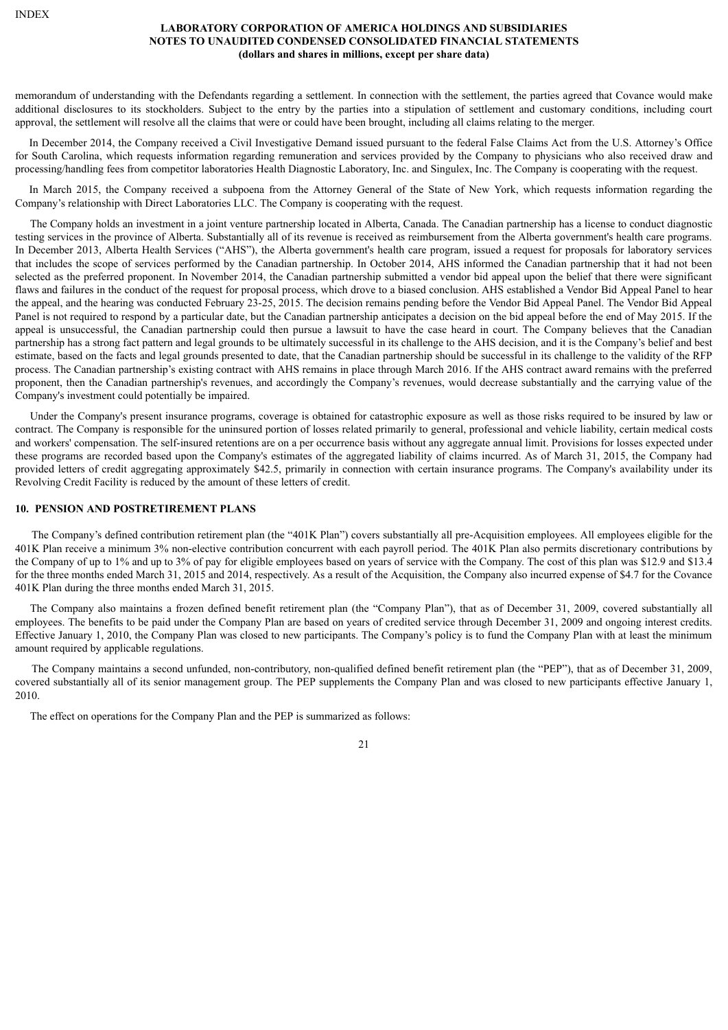memorandum of understanding with the Defendants regarding a settlement. In connection with the settlement, the parties agreed that Covance would make additional disclosures to its stockholders. Subject to the entry by the parties into a stipulation of settlement and customary conditions, including court approval, the settlement will resolve all the claims that were or could have been brought, including all claims relating to the merger.

In December 2014, the Company received a Civil Investigative Demand issued pursuant to the federal False Claims Act from the U.S. Attorney's Office for South Carolina, which requests information regarding remuneration and services provided by the Company to physicians who also received draw and processing/handling fees from competitor laboratories Health Diagnostic Laboratory, Inc. and Singulex, Inc. The Company is cooperating with the request.

In March 2015, the Company received a subpoena from the Attorney General of the State of New York, which requests information regarding the Company's relationship with Direct Laboratories LLC. The Company is cooperating with the request.

The Company holds an investment in a joint venture partnership located in Alberta, Canada. The Canadian partnership has a license to conduct diagnostic testing services in the province of Alberta. Substantially all of its revenue is received as reimbursement from the Alberta government's health care programs. In December 2013, Alberta Health Services ("AHS"), the Alberta government's health care program, issued a request for proposals for laboratory services that includes the scope of services performed by the Canadian partnership. In October 2014, AHS informed the Canadian partnership that it had not been selected as the preferred proponent. In November 2014, the Canadian partnership submitted a vendor bid appeal upon the belief that there were significant flaws and failures in the conduct of the request for proposal process, which drove to a biased conclusion. AHS established a Vendor Bid Appeal Panel to hear the appeal, and the hearing was conducted February 23-25, 2015. The decision remains pending before the Vendor Bid Appeal Panel. The Vendor Bid Appeal Panel is not required to respond by a particular date, but the Canadian partnership anticipates a decision on the bid appeal before the end of May 2015. If the appeal is unsuccessful, the Canadian partnership could then pursue a lawsuit to have the case heard in court. The Company believes that the Canadian partnership has a strong fact pattern and legal grounds to be ultimately successful in its challenge to the AHS decision, and it is the Company's belief and best estimate, based on the facts and legal grounds presented to date, that the Canadian partnership should be successful in its challenge to the validity of the RFP process. The Canadian partnership's existing contract with AHS remains in place through March 2016. If the AHS contract award remains with the preferred proponent, then the Canadian partnership's revenues, and accordingly the Company's revenues, would decrease substantially and the carrying value of the Company's investment could potentially be impaired.

Under the Company's present insurance programs, coverage is obtained for catastrophic exposure as well as those risks required to be insured by law or contract. The Company is responsible for the uninsured portion of losses related primarily to general, professional and vehicle liability, certain medical costs and workers' compensation. The self-insured retentions are on a per occurrence basis without any aggregate annual limit. Provisions for losses expected under these programs are recorded based upon the Company's estimates of the aggregated liability of claims incurred. As of March 31, 2015, the Company had provided letters of credit aggregating approximately $42.5, primarily in connection with certain insurance programs. The Company's availability under its Revolving Credit Facility is reduced by the amount of these letters of credit.

## 10. PENSION AND POSTRETIREMENT PLANS

The Company's defined contribution retirement plan (the "401K Plan") covers substantially all pre-Acquisition employees. All employees eligible for the 401K Plan receive a minimum 3% non-elective contribution concurrent with each payroll period. The 401K Plan also permits discretionary contributions by the Company of up to 1% and up to 3% of pay for eligible employees based on years of service with the Company. The cost of this plan was $12.9 and $13.4 for the three months ended March 31, 2015 and 2014, respectively. As a result of the Acquisition, the Company also incurred expense of $4.7 for the Covance 401K Plan during the three months ended March 31, 2015.

The Company also maintains a frozen defined benefit retirement plan (the "Company Plan"), that as of December 31, 2009, covered substantially all employees. The benefits to be paid under the Company Plan are based on years of credited service through December 31, 2009 and ongoing interest credits. Effective January 1, 2010, the Company Plan was closed to new participants. The Company's policy is to fund the Company Plan with at least the minimum amount required by applicable regulations.

The Company maintains a second unfunded, non-contributory, non-qualified defined benefit retirement plan (the "PEP"), that as of December 31, 2009, covered substantially all of its senior management group. The PEP supplements the Company Plan and was closed to new participants effective January 1, 2010.

The effect on operations for the Company Plan and the PEP is summarized as follows: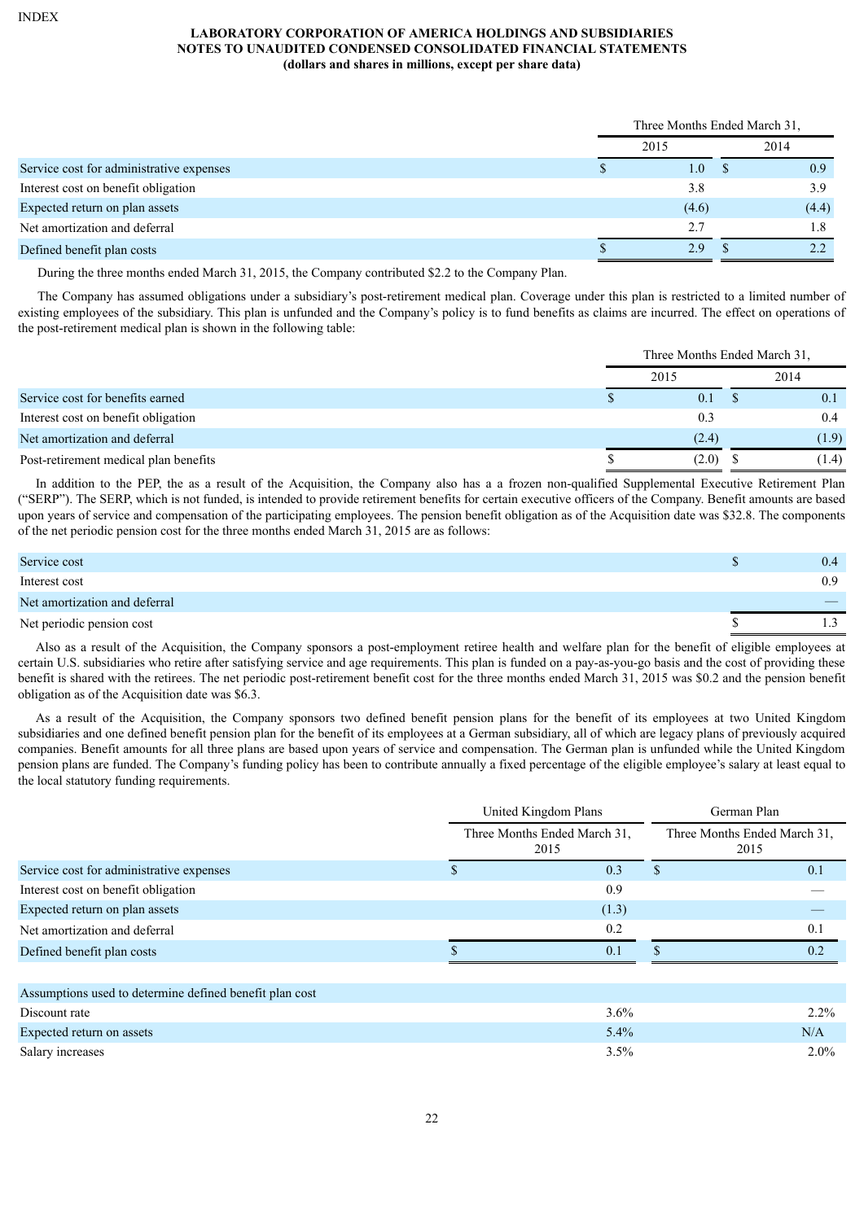**LABORATORY CORPORATION OF AMERICA HOLDINGS AND SUBSIDIARIES**
**NOTES TO UNAUDITED CONDENSED CONSOLIDATED FINANCIAL STATEMENTS**
**(dollars and shares in millions, except per share data)**

| | Three Months Ended March 31, | |
|---|---|---|
| | 2015 | 2014 |
| Service cost for administrative expenses | $ 1.0 | $ 0.9 |
| Interest cost on benefit obligation | 3.8 | 3.9 |
| Expected return on plan assets | (4.6) | (4.4) |
| Net amortization and deferral | 2.7 | 1.8 |
| Defined benefit plan costs | $ 2.9 | $ 2.2 |

During the three months ended March 31, 2015, the Company contributed $2.2 to the Company Plan.

The Company has assumed obligations under a subsidiary's post-retirement medical plan. Coverage under this plan is restricted to a limited number of existing employees of the subsidiary. This plan is unfunded and the Company's policy is to fund benefits as claims are incurred. The effect on operations of the post-retirement medical plan is shown in the following table:

| | Three Months Ended March 31, | |
|---|---|---|
| | 2015 | 2014 |
| Service cost for benefits earned | $ 0.1 | $ 0.1 |
| Interest cost on benefit obligation | 0.3 | 0.4 |
| Net amortization and deferral | (2.4) | (1.9) |
| Post-retirement medical plan benefits | $ (2.0) | $ (1.4) |

In addition to the PEP, the as a result of the Acquisition, the Company also has a a frozen non-qualified Supplemental Executive Retirement Plan ("SERP"). The SERP, which is not funded, is intended to provide retirement benefits for certain executive officers of the Company. Benefit amounts are based upon years of service and compensation of the participating employees. The pension benefit obligation as of the Acquisition date was $32.8. The components of the net periodic pension cost for the three months ended March 31, 2015 are as follows:

| | |
|---|---|
| Service cost | $ 0.4 |
| Interest cost | 0.9 |
| Net amortization and deferral | — |
| Net periodic pension cost | $ 1.3 |

Also as a result of the Acquisition, the Company sponsors a post-employment retiree health and welfare plan for the benefit of eligible employees at certain U.S. subsidiaries who retire after satisfying service and age requirements. This plan is funded on a pay-as-you-go basis and the cost of providing these benefit is shared with the retirees. The net periodic post-retirement benefit cost for the three months ended March 31, 2015 was $0.2 and the pension benefit obligation as of the Acquisition date was $6.3.

As a result of the Acquisition, the Company sponsors two defined benefit pension plans for the benefit of its employees at two United Kingdom subsidiaries and one defined benefit pension plan for the benefit of its employees at a German subsidiary, all of which are legacy plans of previously acquired companies. Benefit amounts for all three plans are based upon years of service and compensation. The German plan is unfunded while the United Kingdom pension plans are funded. The Company's funding policy has been to contribute annually a fixed percentage of the eligible employee's salary at least equal to the local statutory funding requirements.

| | United Kingdom Plans | German Plan |
|---|---|---|
| | Three Months Ended March 31, 2015 | Three Months Ended March 31, 2015 |
| Service cost for administrative expenses | $ 0.3 | $ 0.1 |
| Interest cost on benefit obligation | 0.9 | — |
| Expected return on plan assets | (1.3) | — |
| Net amortization and deferral | 0.2 | 0.1 |
| Defined benefit plan costs | $ 0.1 | $ 0.2 |
| | | |
| Assumptions used to determine defined benefit plan cost | | |
| Discount rate | 3.6% | 2.2% |
| Expected return on assets | 5.4% | N/A |
| Salary increases | 3.5% | 2.0% |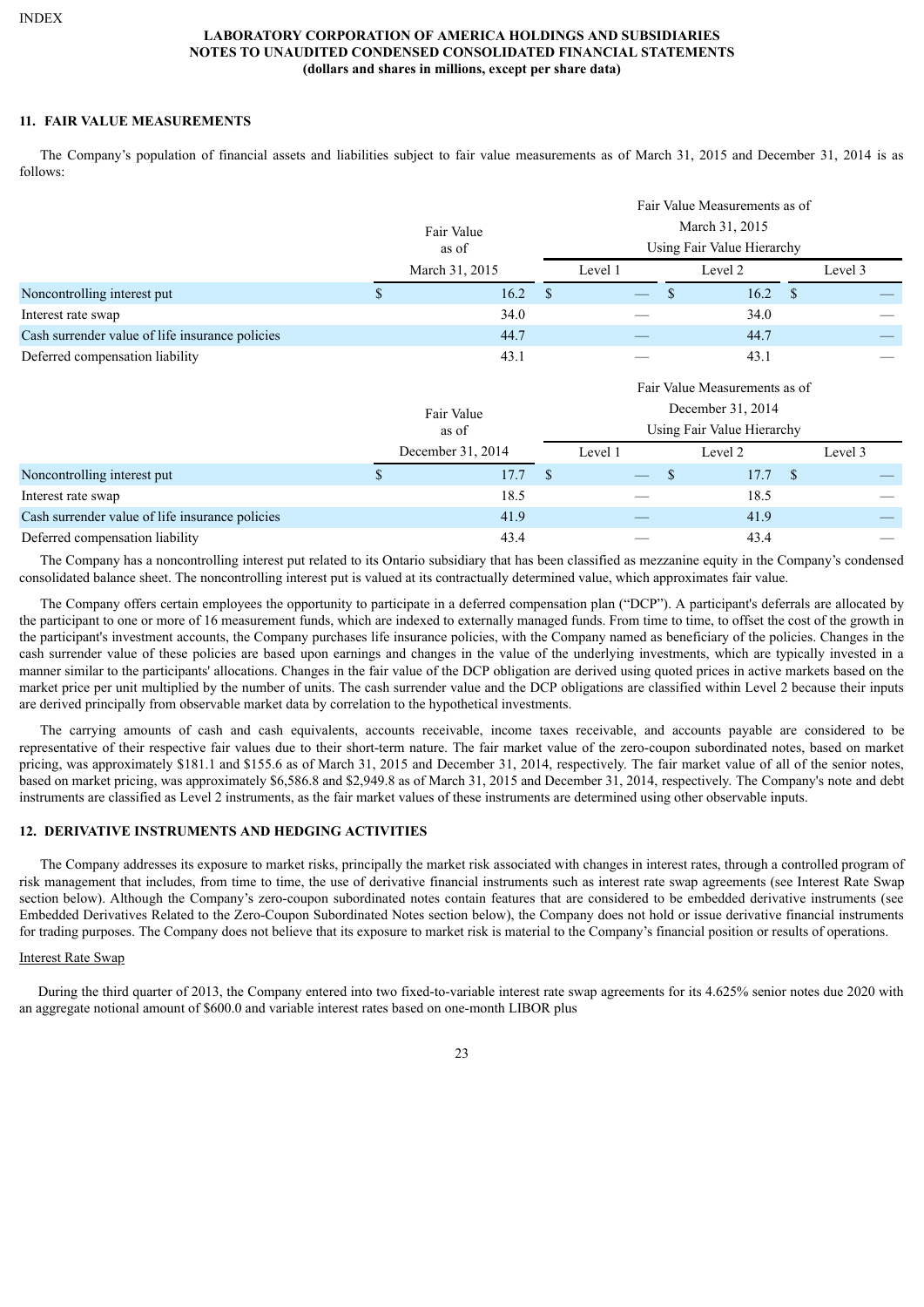**LABORATORY CORPORATION OF AMERICA HOLDINGS AND SUBSIDIARIES**
**NOTES TO UNAUDITED CONDENSED CONSOLIDATED FINANCIAL STATEMENTS**
**(dollars and shares in millions, except per share data)**

## 11. FAIR VALUE MEASUREMENTS

The Company's population of financial assets and liabilities subject to fair value measurements as of March 31, 2015 and December 31, 2014 is as follows:

| | Fair Value as of March 31, 2015 | Fair Value Measurements as of March 31, 2015 Using Fair Value Hierarchy | | |
|---|---|---|---|---|
| | | Level 1 | Level 2 | Level 3 |
| Noncontrolling interest put | $ 16.2 | $ — | $ 16.2 | $ — |
| Interest rate swap | 34.0 | — | 34.0 | — |
| Cash surrender value of life insurance policies | 44.7 | — | 44.7 | — |
| Deferred compensation liability | 43.1 | — | 43.1 | — |

| | Fair Value as of December 31, 2014 | Fair Value Measurements as of December 31, 2014 Using Fair Value Hierarchy | | |
|---|---|---|---|---|
| | | Level 1 | Level 2 | Level 3 |
| Noncontrolling interest put | $ 17.7 | $ — | $ 17.7 | $ — |
| Interest rate swap | 18.5 | — | 18.5 | — |
| Cash surrender value of life insurance policies | 41.9 | — | 41.9 | — |
| Deferred compensation liability | 43.4 | — | 43.4 | — |

The Company has a noncontrolling interest put related to its Ontario subsidiary that has been classified as mezzanine equity in the Company's condensed consolidated balance sheet. The noncontrolling interest put is valued at its contractually determined value, which approximates fair value.

The Company offers certain employees the opportunity to participate in a deferred compensation plan ("DCP"). A participant's deferrals are allocated by the participant to one or more of 16 measurement funds, which are indexed to externally managed funds. From time to time, to offset the cost of the growth in the participant's investment accounts, the Company purchases life insurance policies, with the Company named as beneficiary of the policies. Changes in the cash surrender value of these policies are based upon earnings and changes in the value of the underlying investments, which are typically invested in a manner similar to the participants' allocations. Changes in the fair value of the DCP obligation are derived using quoted prices in active markets based on the market price per unit multiplied by the number of units. The cash surrender value and the DCP obligations are classified within Level 2 because their inputs are derived principally from observable market data by correlation to the hypothetical investments.

The carrying amounts of cash and cash equivalents, accounts receivable, income taxes receivable, and accounts payable are considered to be representative of their respective fair values due to their short-term nature. The fair market value of the zero-coupon subordinated notes, based on market pricing, was approximately $181.1 and $155.6 as of March 31, 2015 and December 31, 2014, respectively. The fair market value of all of the senior notes, based on market pricing, was approximately $6,586.8 and $2,949.8 as of March 31, 2015 and December 31, 2014, respectively. The Company's note and debt instruments are classified as Level 2 instruments, as the fair market values of these instruments are determined using other observable inputs.

## 12. DERIVATIVE INSTRUMENTS AND HEDGING ACTIVITIES

The Company addresses its exposure to market risks, principally the market risk associated with changes in interest rates, through a controlled program of risk management that includes, from time to time, the use of derivative financial instruments such as interest rate swap agreements (see Interest Rate Swap section below). Although the Company's zero-coupon subordinated notes contain features that are considered to be embedded derivative instruments (see Embedded Derivatives Related to the Zero-Coupon Subordinated Notes section below), the Company does not hold or issue derivative financial instruments for trading purposes. The Company does not believe that its exposure to market risk is material to the Company's financial position or results of operations.

Interest Rate Swap

During the third quarter of 2013, the Company entered into two fixed-to-variable interest rate swap agreements for its 4.625% senior notes due 2020 with an aggregate notional amount of $600.0 and variable interest rates based on one-month LIBOR plus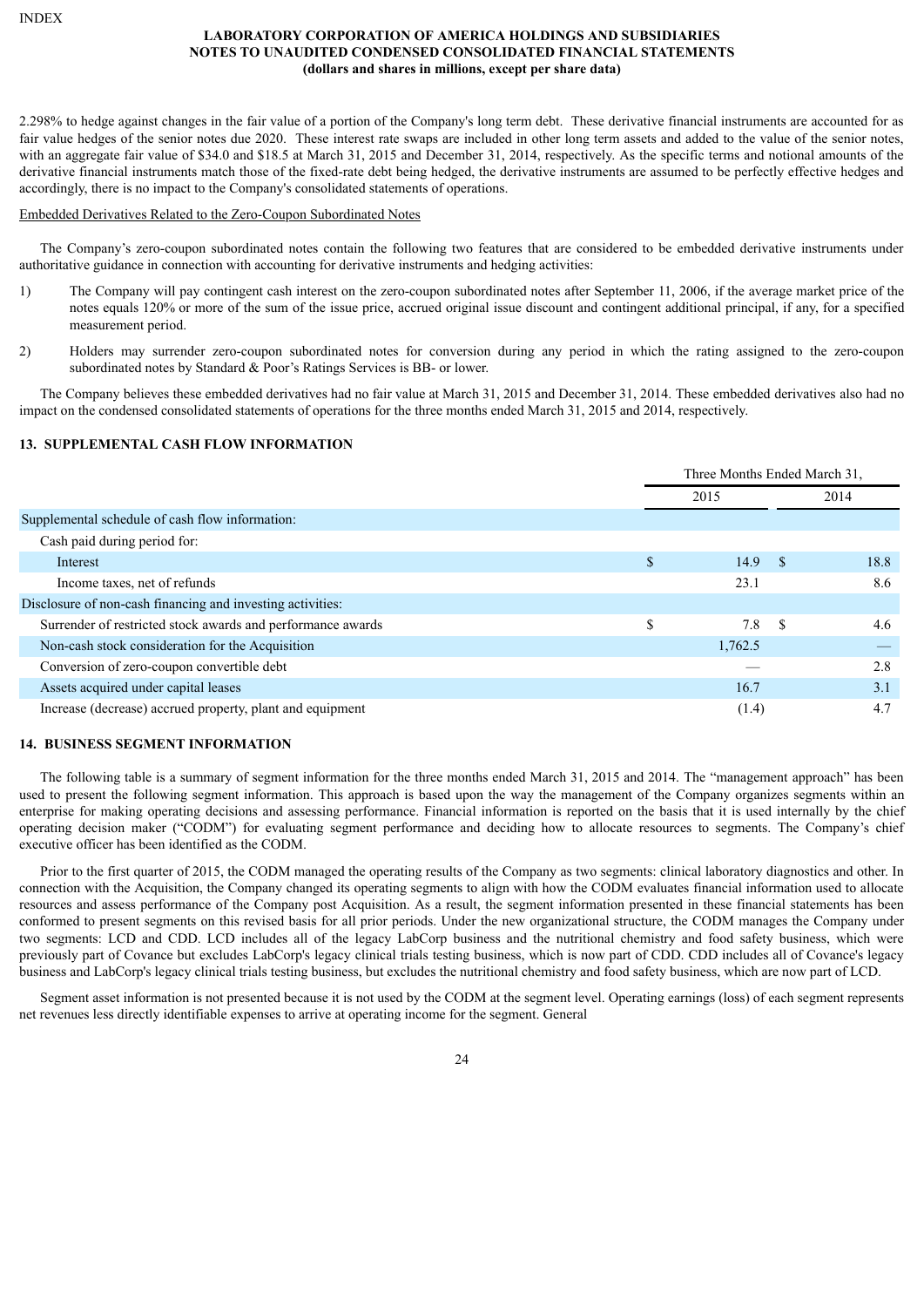2.298% to hedge against changes in the fair value of a portion of the Company's long term debt. These derivative financial instruments are accounted for as fair value hedges of the senior notes due 2020. These interest rate swaps are included in other long term assets and added to the value of the senior notes, with an aggregate fair value of $34.0 and $18.5 at March 31, 2015 and December 31, 2014, respectively. As the specific terms and notional amounts of the derivative financial instruments match those of the fixed-rate debt being hedged, the derivative instruments are assumed to be perfectly effective hedges and accordingly, there is no impact to the Company's consolidated statements of operations.

Embedded Derivatives Related to the Zero-Coupon Subordinated Notes

The Company's zero-coupon subordinated notes contain the following two features that are considered to be embedded derivative instruments under authoritative guidance in connection with accounting for derivative instruments and hedging activities:

1) The Company will pay contingent cash interest on the zero-coupon subordinated notes after September 11, 2006, if the average market price of the notes equals 120% or more of the sum of the issue price, accrued original issue discount and contingent additional principal, if any, for a specified measurement period.

2) Holders may surrender zero-coupon subordinated notes for conversion during any period in which the rating assigned to the zero-coupon subordinated notes by Standard & Poor's Ratings Services is BB- or lower.

The Company believes these embedded derivatives had no fair value at March 31, 2015 and December 31, 2014. These embedded derivatives also had no impact on the condensed consolidated statements of operations for the three months ended March 31, 2015 and 2014, respectively.

## 13. SUPPLEMENTAL CASH FLOW INFORMATION

| | Three Months Ended March 31, | |
|---|---|---|
| | 2015 | 2014 |
| Supplemental schedule of cash flow information: | | |
| Cash paid during period for: | | |
| Interest | $ 14.9 | $ 18.8 |
| Income taxes, net of refunds | 23.1 | 8.6 |
| Disclosure of non-cash financing and investing activities: | | |
| Surrender of restricted stock awards and performance awards | $ 7.8 | $ 4.6 |
| Non-cash stock consideration for the Acquisition | 1,762.5 | — |
| Conversion of zero-coupon convertible debt | — | 2.8 |
| Assets acquired under capital leases | 16.7 | 3.1 |
| Increase (decrease) accrued property, plant and equipment | (1.4) | 4.7 |

## 14. BUSINESS SEGMENT INFORMATION

The following table is a summary of segment information for the three months ended March 31, 2015 and 2014. The "management approach" has been used to present the following segment information. This approach is based upon the way the management of the Company organizes segments within an enterprise for making operating decisions and assessing performance. Financial information is reported on the basis that it is used internally by the chief operating decision maker ("CODM") for evaluating segment performance and deciding how to allocate resources to segments. The Company's chief executive officer has been identified as the CODM.

Prior to the first quarter of 2015, the CODM managed the operating results of the Company as two segments: clinical laboratory diagnostics and other. In connection with the Acquisition, the Company changed its operating segments to align with how the CODM evaluates financial information used to allocate resources and assess performance of the Company post Acquisition. As a result, the segment information presented in these financial statements has been conformed to present segments on this revised basis for all prior periods. Under the new organizational structure, the CODM manages the Company under two segments: LCD and CDD. LCD includes all of the legacy LabCorp business and the nutritional chemistry and food safety business, which were previously part of Covance but excludes LabCorp's legacy clinical trials testing business, which is now part of CDD. CDD includes all of Covance's legacy business and LabCorp's legacy clinical trials testing business, but excludes the nutritional chemistry and food safety business, which are now part of LCD.

Segment asset information is not presented because it is not used by the CODM at the segment level. Operating earnings (loss) of each segment represents net revenues less directly identifiable expenses to arrive at operating income for the segment. General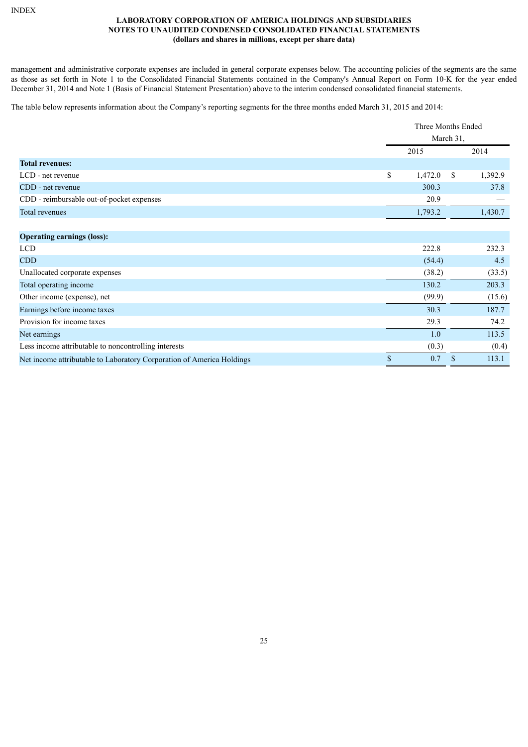management and administrative corporate expenses are included in general corporate expenses below. The accounting policies of the segments are the same as those as set forth in Note 1 to the Consolidated Financial Statements contained in the Company's Annual Report on Form 10-K for the year ended December 31, 2014 and Note 1 (Basis of Financial Statement Presentation) above to the interim condensed consolidated financial statements.

The table below represents information about the Company's reporting segments for the three months ended March 31, 2015 and 2014:

| | Three Months Ended March 31, | |
|---|---|---|
| | 2015 | 2014 |
| **Total revenues:** | | |
| LCD - net revenue | $ 1,472.0 | $ 1,392.9 |
| CDD - net revenue | 300.3 | 37.8 |
| CDD - reimbursable out-of-pocket expenses | 20.9 | — |
| Total revenues | 1,793.2 | 1,430.7 |
| **Operating earnings (loss):** | | |
| LCD | 222.8 | 232.3 |
| CDD | (54.4) | 4.5 |
| Unallocated corporate expenses | (38.2) | (33.5) |
| Total operating income | 130.2 | 203.3 |
| Other income (expense), net | (99.9) | (15.6) |
| Earnings before income taxes | 30.3 | 187.7 |
| Provision for income taxes | 29.3 | 74.2 |
| Net earnings | 1.0 | 113.5 |
| Less income attributable to noncontrolling interests | (0.3) | (0.4) |
| Net income attributable to Laboratory Corporation of America Holdings | $ 0.7 | $ 113.1 |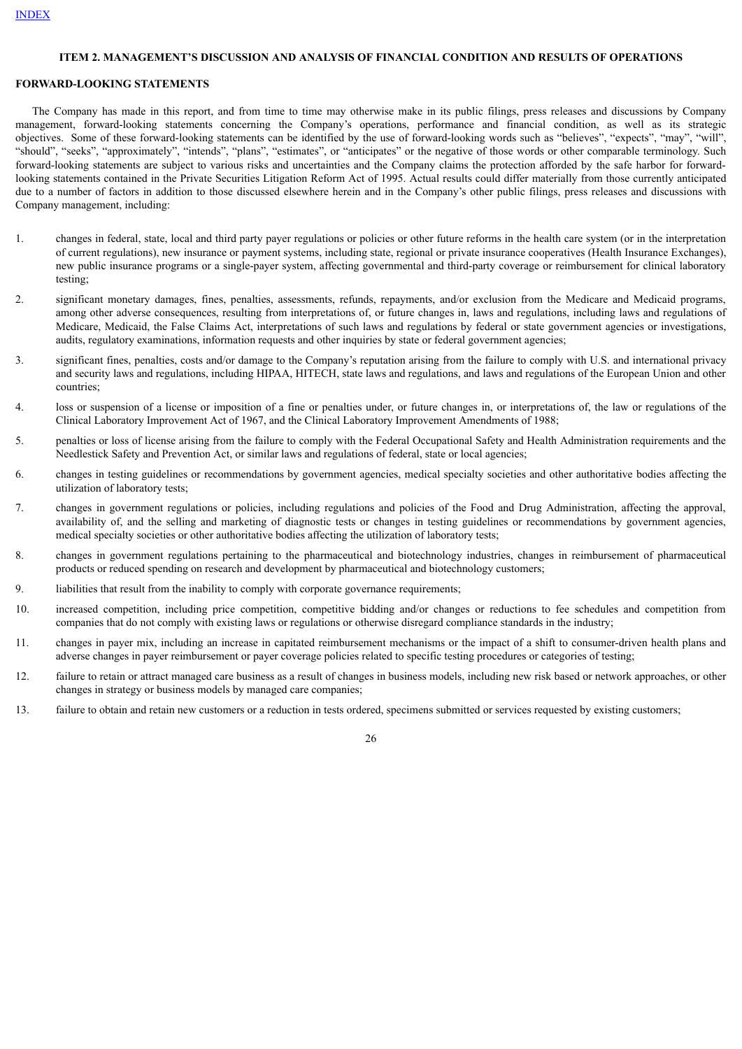## ITEM 2. MANAGEMENT'S DISCUSSION AND ANALYSIS OF FINANCIAL CONDITION AND RESULTS OF OPERATIONS

### FORWARD-LOOKING STATEMENTS

The Company has made in this report, and from time to time may otherwise make in its public filings, press releases and discussions by Company management, forward-looking statements concerning the Company's operations, performance and financial condition, as well as its strategic objectives. Some of these forward-looking statements can be identified by the use of forward-looking words such as "believes", "expects", "may", "will", "should", "seeks", "approximately", "intends", "plans", "estimates", or "anticipates" or the negative of those words or other comparable terminology. Such forward-looking statements are subject to various risks and uncertainties and the Company claims the protection afforded by the safe harbor for forward-looking statements contained in the Private Securities Litigation Reform Act of 1995. Actual results could differ materially from those currently anticipated due to a number of factors in addition to those discussed elsewhere herein and in the Company's other public filings, press releases and discussions with Company management, including:

1. changes in federal, state, local and third party payer regulations or policies or other future reforms in the health care system (or in the interpretation of current regulations), new insurance or payment systems, including state, regional or private insurance cooperatives (Health Insurance Exchanges), new public insurance programs or a single-payer system, affecting governmental and third-party coverage or reimbursement for clinical laboratory testing;
2. significant monetary damages, fines, penalties, assessments, refunds, repayments, and/or exclusion from the Medicare and Medicaid programs, among other adverse consequences, resulting from interpretations of, or future changes in, laws and regulations, including laws and regulations of Medicare, Medicaid, the False Claims Act, interpretations of such laws and regulations by federal or state government agencies or investigations, audits, regulatory examinations, information requests and other inquiries by state or federal government agencies;
3. significant fines, penalties, costs and/or damage to the Company's reputation arising from the failure to comply with U.S. and international privacy and security laws and regulations, including HIPAA, HITECH, state laws and regulations, and laws and regulations of the European Union and other countries;
4. loss or suspension of a license or imposition of a fine or penalties under, or future changes in, or interpretations of, the law or regulations of the Clinical Laboratory Improvement Act of 1967, and the Clinical Laboratory Improvement Amendments of 1988;
5. penalties or loss of license arising from the failure to comply with the Federal Occupational Safety and Health Administration requirements and the Needlestick Safety and Prevention Act, or similar laws and regulations of federal, state or local agencies;
6. changes in testing guidelines or recommendations by government agencies, medical specialty societies and other authoritative bodies affecting the utilization of laboratory tests;
7. changes in government regulations or policies, including regulations and policies of the Food and Drug Administration, affecting the approval, availability of, and the selling and marketing of diagnostic tests or changes in testing guidelines or recommendations by government agencies, medical specialty societies or other authoritative bodies affecting the utilization of laboratory tests;
8. changes in government regulations pertaining to the pharmaceutical and biotechnology industries, changes in reimbursement of pharmaceutical products or reduced spending on research and development by pharmaceutical and biotechnology customers;
9. liabilities that result from the inability to comply with corporate governance requirements;
10. increased competition, including price competition, competitive bidding and/or changes or reductions to fee schedules and competition from companies that do not comply with existing laws or regulations or otherwise disregard compliance standards in the industry;
11. changes in payer mix, including an increase in capitated reimbursement mechanisms or the impact of a shift to consumer-driven health plans and adverse changes in payer reimbursement or payer coverage policies related to specific testing procedures or categories of testing;
12. failure to retain or attract managed care business as a result of changes in business models, including new risk based or network approaches, or other changes in strategy or business models by managed care companies;
13. failure to obtain and retain new customers or a reduction in tests ordered, specimens submitted or services requested by existing customers;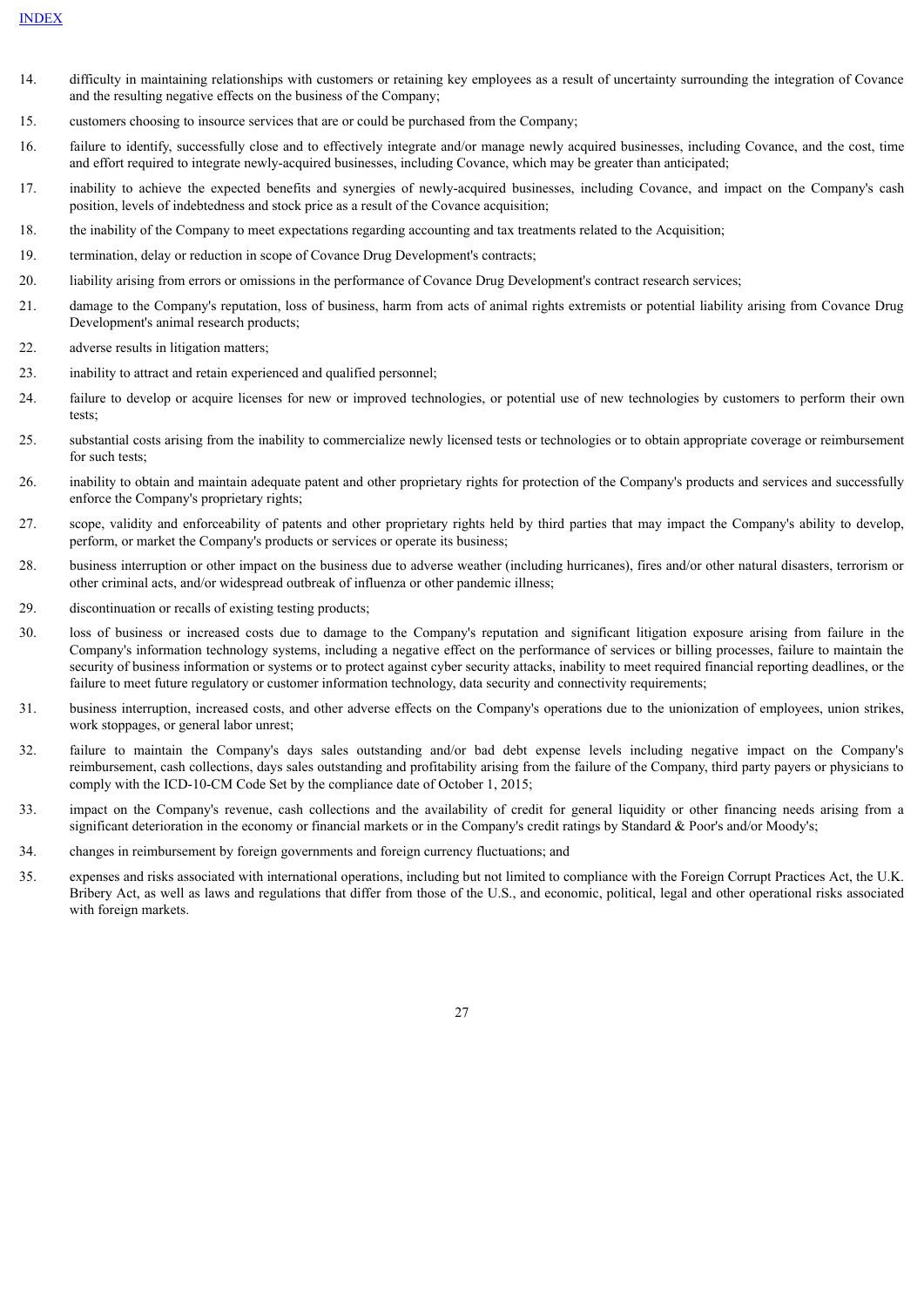14. difficulty in maintaining relationships with customers or retaining key employees as a result of uncertainty surrounding the integration of Covance and the resulting negative effects on the business of the Company;
15. customers choosing to insource services that are or could be purchased from the Company;
16. failure to identify, successfully close and to effectively integrate and/or manage newly acquired businesses, including Covance, and the cost, time and effort required to integrate newly-acquired businesses, including Covance, which may be greater than anticipated;
17. inability to achieve the expected benefits and synergies of newly-acquired businesses, including Covance, and impact on the Company's cash position, levels of indebtedness and stock price as a result of the Covance acquisition;
18. the inability of the Company to meet expectations regarding accounting and tax treatments related to the Acquisition;
19. termination, delay or reduction in scope of Covance Drug Development's contracts;
20. liability arising from errors or omissions in the performance of Covance Drug Development's contract research services;
21. damage to the Company's reputation, loss of business, harm from acts of animal rights extremists or potential liability arising from Covance Drug Development's animal research products;
22. adverse results in litigation matters;
23. inability to attract and retain experienced and qualified personnel;
24. failure to develop or acquire licenses for new or improved technologies, or potential use of new technologies by customers to perform their own tests;
25. substantial costs arising from the inability to commercialize newly licensed tests or technologies or to obtain appropriate coverage or reimbursement for such tests;
26. inability to obtain and maintain adequate patent and other proprietary rights for protection of the Company's products and services and successfully enforce the Company's proprietary rights;
27. scope, validity and enforceability of patents and other proprietary rights held by third parties that may impact the Company's ability to develop, perform, or market the Company's products or services or operate its business;
28. business interruption or other impact on the business due to adverse weather (including hurricanes), fires and/or other natural disasters, terrorism or other criminal acts, and/or widespread outbreak of influenza or other pandemic illness;
29. discontinuation or recalls of existing testing products;
30. loss of business or increased costs due to damage to the Company's reputation and significant litigation exposure arising from failure in the Company's information technology systems, including a negative effect on the performance of services or billing processes, failure to maintain the security of business information or systems or to protect against cyber security attacks, inability to meet required financial reporting deadlines, or the failure to meet future regulatory or customer information technology, data security and connectivity requirements;
31. business interruption, increased costs, and other adverse effects on the Company's operations due to the unionization of employees, union strikes, work stoppages, or general labor unrest;
32. failure to maintain the Company's days sales outstanding and/or bad debt expense levels including negative impact on the Company's reimbursement, cash collections, days sales outstanding and profitability arising from the failure of the Company, third party payers or physicians to comply with the ICD-10-CM Code Set by the compliance date of October 1, 2015;
33. impact on the Company's revenue, cash collections and the availability of credit for general liquidity or other financing needs arising from a significant deterioration in the economy or financial markets or in the Company's credit ratings by Standard & Poor's and/or Moody's;
34. changes in reimbursement by foreign governments and foreign currency fluctuations; and
35. expenses and risks associated with international operations, including but not limited to compliance with the Foreign Corrupt Practices Act, the U.K. Bribery Act, as well as laws and regulations that differ from those of the U.S., and economic, political, legal and other operational risks associated with foreign markets.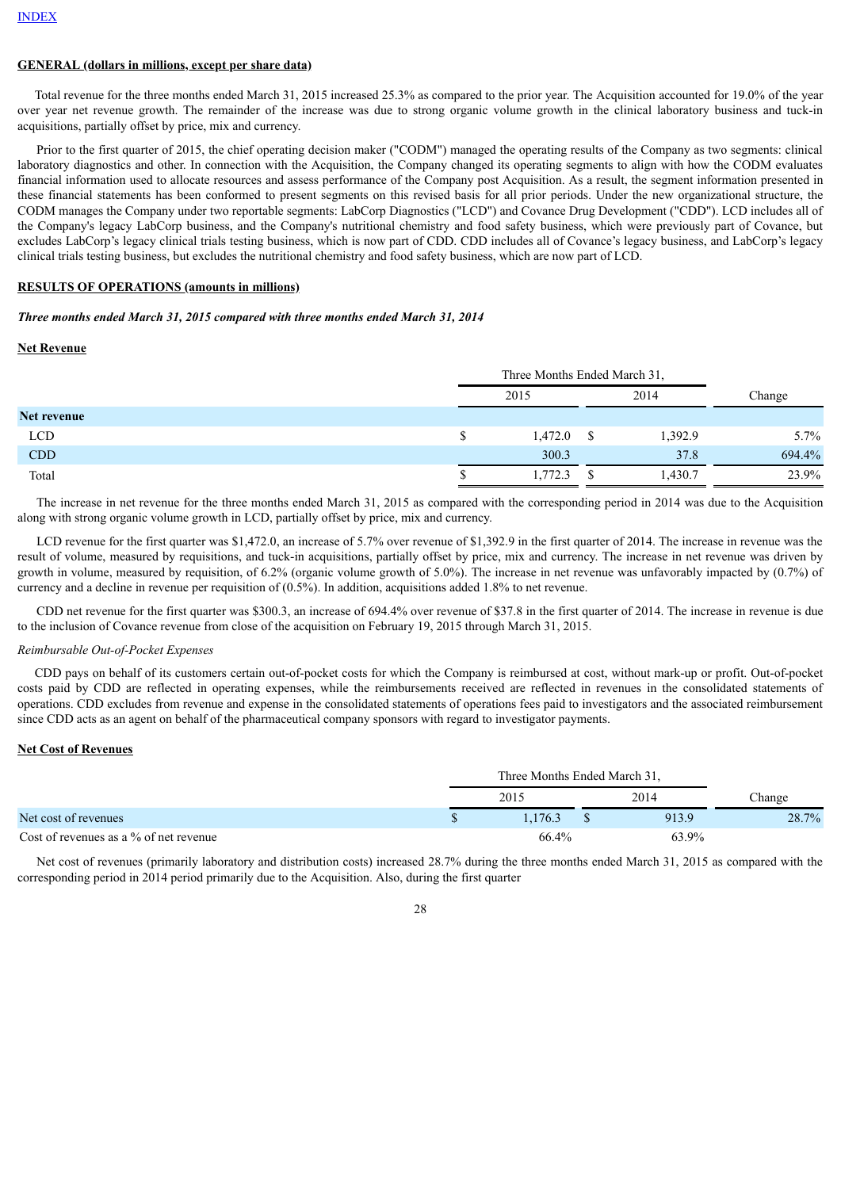[INDEX]

**GENERAL (dollars in millions, except per share data)**

Total revenue for the three months ended March 31, 2015 increased 25.3% as compared to the prior year. The Acquisition accounted for 19.0% of the year over year net revenue growth. The remainder of the increase was due to strong organic volume growth in the clinical laboratory business and tuck-in acquisitions, partially offset by price, mix and currency.

Prior to the first quarter of 2015, the chief operating decision maker ("CODM") managed the operating results of the Company as two segments: clinical laboratory diagnostics and other. In connection with the Acquisition, the Company changed its operating segments to align with how the CODM evaluates financial information used to allocate resources and assess performance of the Company post Acquisition. As a result, the segment information presented in these financial statements has been conformed to present segments on this revised basis for all prior periods. Under the new organizational structure, the CODM manages the Company under two reportable segments: LabCorp Diagnostics ("LCD") and Covance Drug Development ("CDD"). LCD includes all of the Company's legacy LabCorp business, and the Company's nutritional chemistry and food safety business, which were previously part of Covance, but excludes LabCorp's legacy clinical trials testing business, which is now part of CDD. CDD includes all of Covance's legacy business, and LabCorp's legacy clinical trials testing business, but excludes the nutritional chemistry and food safety business, which are now part of LCD.

**RESULTS OF OPERATIONS (amounts in millions)**

***Three months ended March 31, 2015 compared with three months ended March 31, 2014***

**Net Revenue**

| | Three Months Ended March 31, | | |
|---|---|---|---|
| | 2015 | 2014 | Change |
| **Net revenue** | | | |
| LCD | $ 1,472.0 | $ 1,392.9 | 5.7% |
| CDD | 300.3 | 37.8 | 694.4% |
| Total | $ 1,772.3 | $ 1,430.7 | 23.9% |

The increase in net revenue for the three months ended March 31, 2015 as compared with the corresponding period in 2014 was due to the Acquisition along with strong organic volume growth in LCD, partially offset by price, mix and currency.

LCD revenue for the first quarter was $1,472.0, an increase of 5.7% over revenue of $1,392.9 in the first quarter of 2014. The increase in revenue was the result of volume, measured by requisitions, and tuck-in acquisitions, partially offset by price, mix and currency. The increase in net revenue was driven by growth in volume, measured by requisition, of 6.2% (organic volume growth of 5.0%). The increase in net revenue was unfavorably impacted by (0.7%) of currency and a decline in revenue per requisition of (0.5%). In addition, acquisitions added 1.8% to net revenue.

CDD net revenue for the first quarter was $300.3, an increase of 694.4% over revenue of $37.8 in the first quarter of 2014. The increase in revenue is due to the inclusion of Covance revenue from close of the acquisition on February 19, 2015 through March 31, 2015.

*Reimbursable Out-of-Pocket Expenses*

CDD pays on behalf of its customers certain out-of-pocket costs for which the Company is reimbursed at cost, without mark-up or profit. Out-of-pocket costs paid by CDD are reflected in operating expenses, while the reimbursements received are reflected in revenues in the consolidated statements of operations. CDD excludes from revenue and expense in the consolidated statements of operations fees paid to investigators and the associated reimbursement since CDD acts as an agent on behalf of the pharmaceutical company sponsors with regard to investigator payments.

**Net Cost of Revenues**

| | Three Months Ended March 31, | | |
|---|---|---|---|
| | 2015 | 2014 | Change |
| Net cost of revenues | $ 1,176.3 | $ 913.9 | 28.7% |
| Cost of revenues as a % of net revenue | 66.4% | 63.9% | |

Net cost of revenues (primarily laboratory and distribution costs) increased 28.7% during the three months ended March 31, 2015 as compared with the corresponding period in 2014 period primarily due to the Acquisition. Also, during the first quarter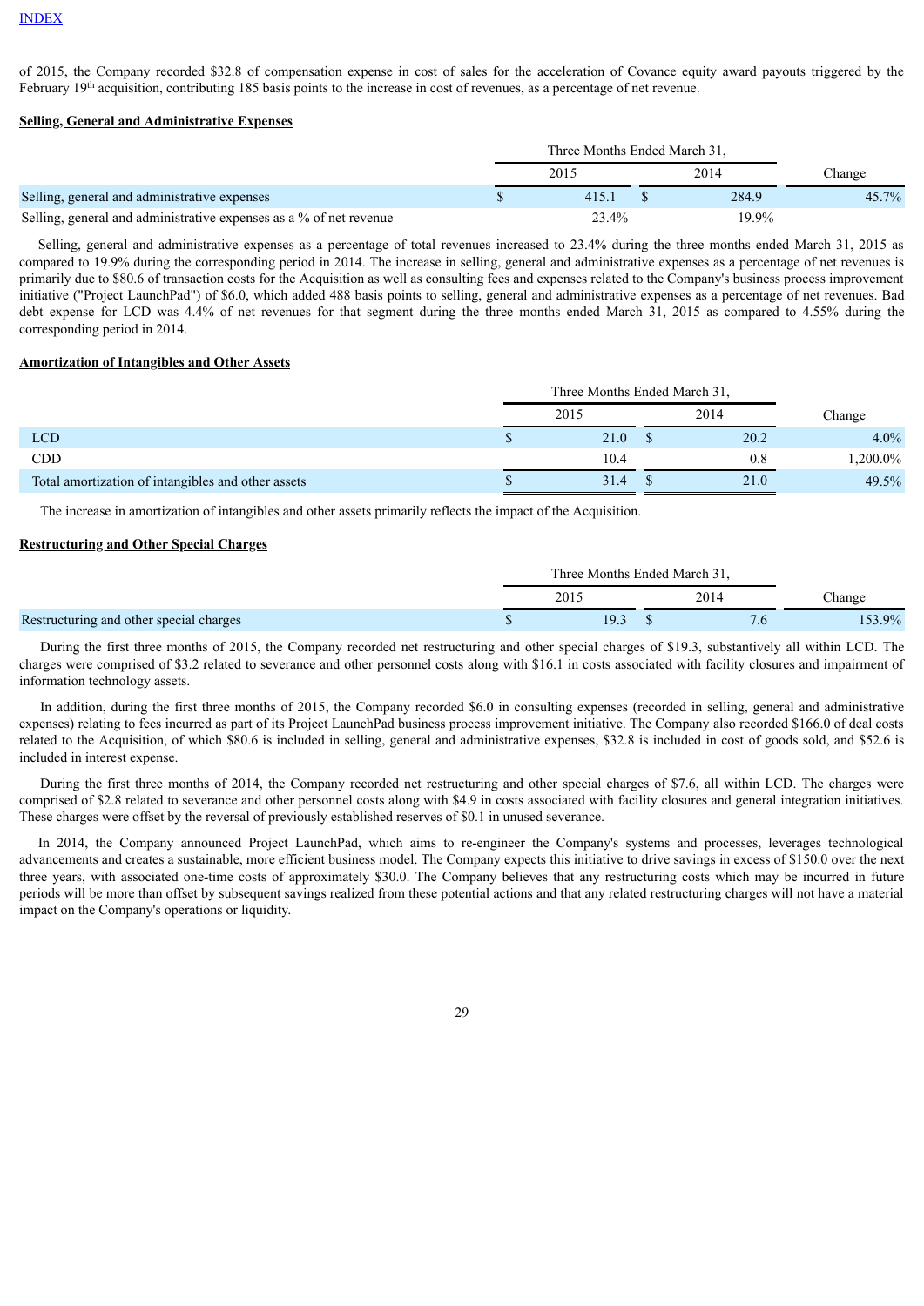INDEX

of 2015, the Company recorded $32.8 of compensation expense in cost of sales for the acceleration of Covance equity award payouts triggered by the February 19th acquisition, contributing 185 basis points to the increase in cost of revenues, as a percentage of net revenue.

**Selling, General and Administrative Expenses**

| | Three Months Ended March 31, | | |
|---|---|---|---|
| | 2015 | 2014 | Change |
| Selling, general and administrative expenses | $ 415.1 | $ 284.9 | 45.7% |
| Selling, general and administrative expenses as a % of net revenue | 23.4% | 19.9% | |

Selling, general and administrative expenses as a percentage of total revenues increased to 23.4% during the three months ended March 31, 2015 as compared to 19.9% during the corresponding period in 2014. The increase in selling, general and administrative expenses as a percentage of net revenues is primarily due to $80.6 of transaction costs for the Acquisition as well as consulting fees and expenses related to the Company's business process improvement initiative ("Project LaunchPad") of $6.0, which added 488 basis points to selling, general and administrative expenses as a percentage of net revenues. Bad debt expense for LCD was 4.4% of net revenues for that segment during the three months ended March 31, 2015 as compared to 4.55% during the corresponding period in 2014.

**Amortization of Intangibles and Other Assets**

| | Three Months Ended March 31, | | |
|---|---|---|---|
| | 2015 | 2014 | Change |
| LCD | $ 21.0 | $ 20.2 | 4.0% |
| CDD | 10.4 | 0.8 | 1,200.0% |
| Total amortization of intangibles and other assets | $ 31.4 | $ 21.0 | 49.5% |

The increase in amortization of intangibles and other assets primarily reflects the impact of the Acquisition.

**Restructuring and Other Special Charges**

| | Three Months Ended March 31, | | |
|---|---|---|---|
| | 2015 | 2014 | Change |
| Restructuring and other special charges | $ 19.3 | $ 7.6 | 153.9% |

During the first three months of 2015, the Company recorded net restructuring and other special charges of $19.3, substantively all within LCD. The charges were comprised of $3.2 related to severance and other personnel costs along with $16.1 in costs associated with facility closures and impairment of information technology assets.

In addition, during the first three months of 2015, the Company recorded $6.0 in consulting expenses (recorded in selling, general and administrative expenses) relating to fees incurred as part of its Project LaunchPad business process improvement initiative. The Company also recorded $166.0 of deal costs related to the Acquisition, of which $80.6 is included in selling, general and administrative expenses, $32.8 is included in cost of goods sold, and $52.6 is included in interest expense.

During the first three months of 2014, the Company recorded net restructuring and other special charges of $7.6, all within LCD. The charges were comprised of $2.8 related to severance and other personnel costs along with $4.9 in costs associated with facility closures and general integration initiatives. These charges were offset by the reversal of previously established reserves of $0.1 in unused severance.

In 2014, the Company announced Project LaunchPad, which aims to re-engineer the Company's systems and processes, leverages technological advancements and creates a sustainable, more efficient business model. The Company expects this initiative to drive savings in excess of $150.0 over the next three years, with associated one-time costs of approximately $30.0. The Company believes that any restructuring costs which may be incurred in future periods will be more than offset by subsequent savings realized from these potential actions and that any related restructuring charges will not have a material impact on the Company's operations or liquidity.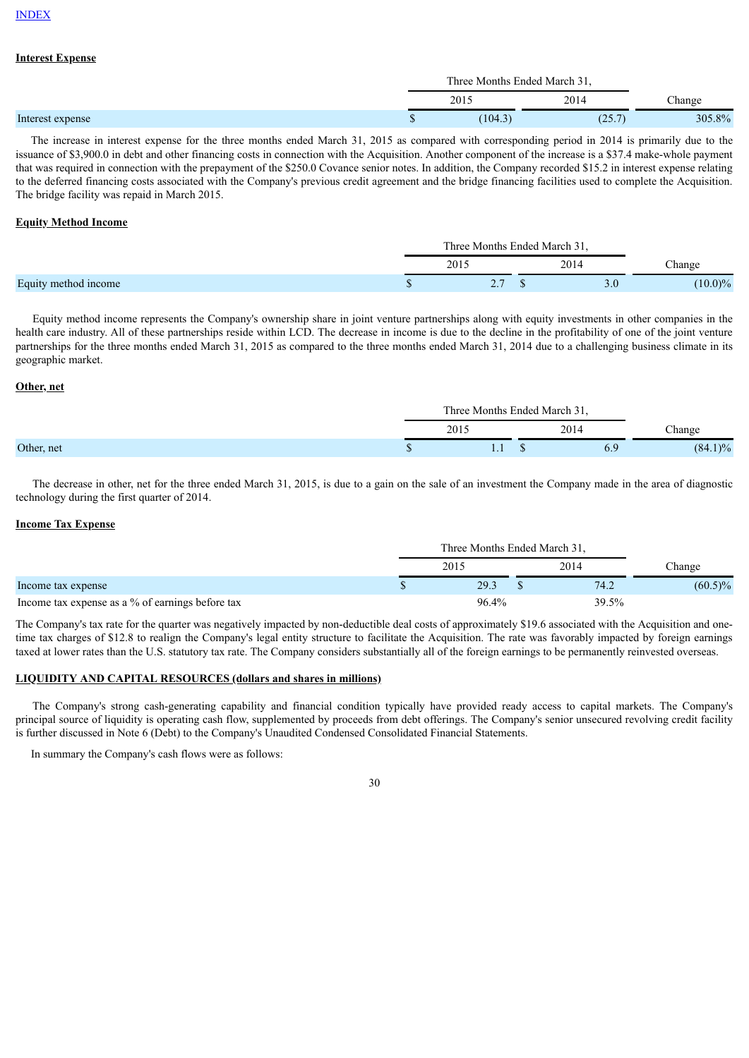INDEX

**Interest Expense**

| | Three Months Ended March 31, | | |
|---|---|---|---|
| | 2015 | 2014 | Change |
| Interest expense | $ (104.3) | (25.7) | 305.8% |

The increase in interest expense for the three months ended March 31, 2015 as compared with corresponding period in 2014 is primarily due to the issuance of $3,900.0 in debt and other financing costs in connection with the Acquisition. Another component of the increase is a $37.4 make-whole payment that was required in connection with the prepayment of the $250.0 Covance senior notes. In addition, the Company recorded $15.2 in interest expense relating to the deferred financing costs associated with the Company's previous credit agreement and the bridge financing facilities used to complete the Acquisition. The bridge facility was repaid in March 2015.

**Equity Method Income**

| | Three Months Ended March 31, | | |
|---|---|---|---|
| | 2015 | 2014 | Change |
| Equity method income | $ 2.7 | $ 3.0 | (10.0)% |

Equity method income represents the Company's ownership share in joint venture partnerships along with equity investments in other companies in the health care industry. All of these partnerships reside within LCD. The decrease in income is due to the decline in the profitability of one of the joint venture partnerships for the three months ended March 31, 2015 as compared to the three months ended March 31, 2014 due to a challenging business climate in its geographic market.

**Other, net**

| | Three Months Ended March 31, | | |
|---|---|---|---|
| | 2015 | 2014 | Change |
| Other, net | $ 1.1 | $ 6.9 | (84.1)% |

The decrease in other, net for the three ended March 31, 2015, is due to a gain on the sale of an investment the Company made in the area of diagnostic technology during the first quarter of 2014.

**Income Tax Expense**

| | Three Months Ended March 31, | | |
|---|---|---|---|
| | 2015 | 2014 | Change |
| Income tax expense | $ 29.3 | $ 74.2 | (60.5)% |
| Income tax expense as a % of earnings before tax | 96.4% | 39.5% | |

The Company's tax rate for the quarter was negatively impacted by non-deductible deal costs of approximately $19.6 associated with the Acquisition and one-time tax charges of $12.8 to realign the Company's legal entity structure to facilitate the Acquisition. The rate was favorably impacted by foreign earnings taxed at lower rates than the U.S. statutory tax rate. The Company considers substantially all of the foreign earnings to be permanently reinvested overseas.

**LIQUIDITY AND CAPITAL RESOURCES (dollars and shares in millions)**

The Company's strong cash-generating capability and financial condition typically have provided ready access to capital markets. The Company's principal source of liquidity is operating cash flow, supplemented by proceeds from debt offerings. The Company's senior unsecured revolving credit facility is further discussed in Note 6 (Debt) to the Company's Unaudited Condensed Consolidated Financial Statements.

In summary the Company's cash flows were as follows: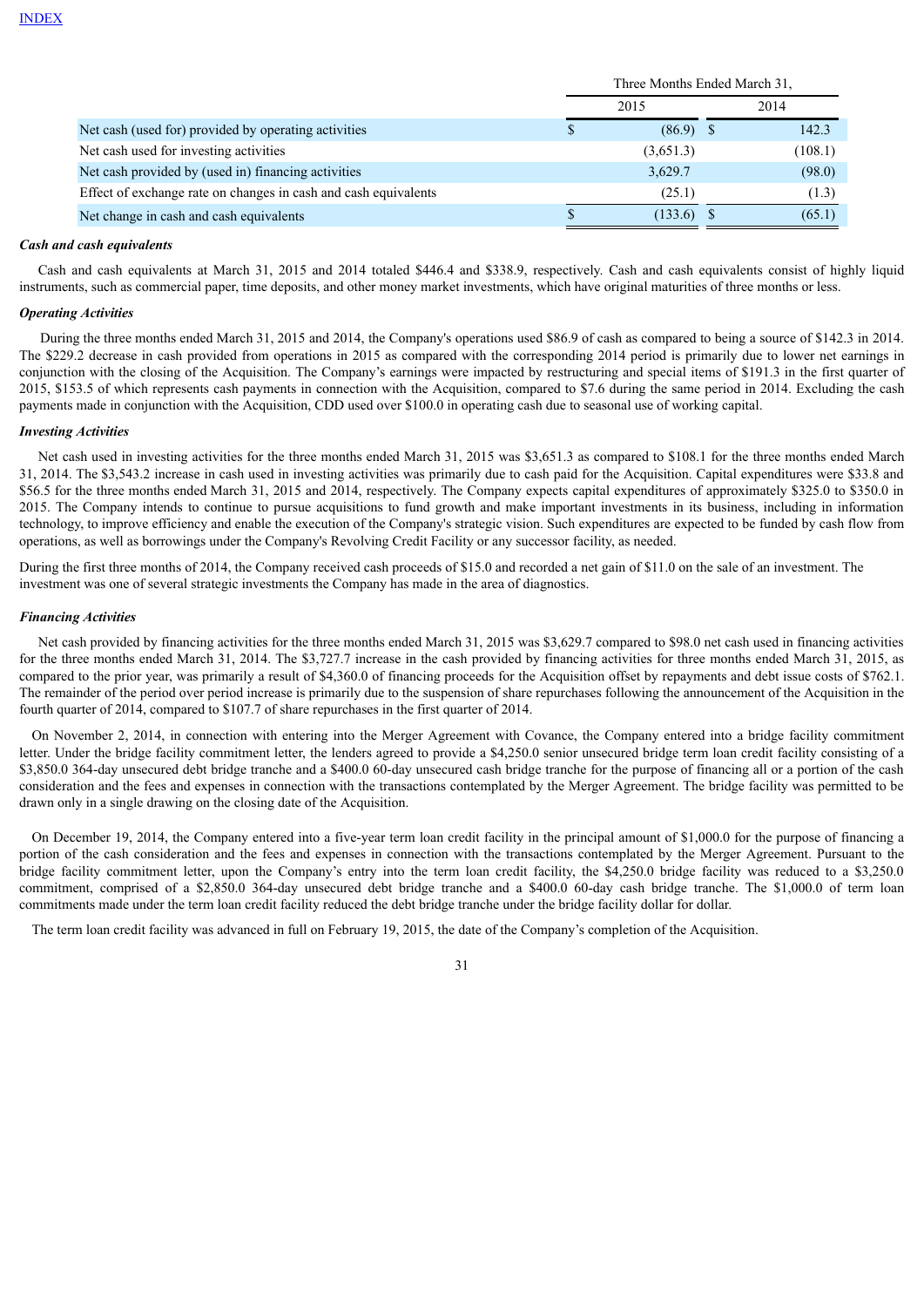INDEX

| | Three Months Ended March 31, | |
|---|---|---|
| | 2015 | 2014 |
| Net cash (used for) provided by operating activities | $ (86.9) | $ 142.3 |
| Net cash used for investing activities | (3,651.3) | (108.1) |
| Net cash provided by (used in) financing activities | 3,629.7 | (98.0) |
| Effect of exchange rate on changes in cash and cash equivalents | (25.1) | (1.3) |
| Net change in cash and cash equivalents | $ (133.6) | $ (65.1) |

***Cash and cash equivalents***

Cash and cash equivalents at March 31, 2015 and 2014 totaled $446.4 and $338.9, respectively. Cash and cash equivalents consist of highly liquid instruments, such as commercial paper, time deposits, and other money market investments, which have original maturities of three months or less.

***Operating Activities***

During the three months ended March 31, 2015 and 2014, the Company's operations used $86.9 of cash as compared to being a source of $142.3 in 2014. The $229.2 decrease in cash provided from operations in 2015 as compared with the corresponding 2014 period is primarily due to lower net earnings in conjunction with the closing of the Acquisition. The Company's earnings were impacted by restructuring and special items of $191.3 in the first quarter of 2015, $153.5 of which represents cash payments in connection with the Acquisition, compared to $7.6 during the same period in 2014. Excluding the cash payments made in conjunction with the Acquisition, CDD used over $100.0 in operating cash due to seasonal use of working capital.

***Investing Activities***

Net cash used in investing activities for the three months ended March 31, 2015 was $3,651.3 as compared to $108.1 for the three months ended March 31, 2014. The $3,543.2 increase in cash used in investing activities was primarily due to cash paid for the Acquisition. Capital expenditures were $33.8 and $56.5 for the three months ended March 31, 2015 and 2014, respectively. The Company expects capital expenditures of approximately $325.0 to $350.0 in 2015. The Company intends to continue to pursue acquisitions to fund growth and make important investments in its business, including in information technology, to improve efficiency and enable the execution of the Company's strategic vision. Such expenditures are expected to be funded by cash flow from operations, as well as borrowings under the Company's Revolving Credit Facility or any successor facility, as needed.

During the first three months of 2014, the Company received cash proceeds of $15.0 and recorded a net gain of $11.0 on the sale of an investment. The investment was one of several strategic investments the Company has made in the area of diagnostics.

***Financing Activities***

Net cash provided by financing activities for the three months ended March 31, 2015 was $3,629.7 compared to $98.0 net cash used in financing activities for the three months ended March 31, 2014. The $3,727.7 increase in the cash provided by financing activities for three months ended March 31, 2015, as compared to the prior year, was primarily a result of $4,360.0 of financing proceeds for the Acquisition offset by repayments and debt issue costs of $762.1. The remainder of the period over period increase is primarily due to the suspension of share repurchases following the announcement of the Acquisition in the fourth quarter of 2014, compared to $107.7 of share repurchases in the first quarter of 2014.

On November 2, 2014, in connection with entering into the Merger Agreement with Covance, the Company entered into a bridge facility commitment letter. Under the bridge facility commitment letter, the lenders agreed to provide a $4,250.0 senior unsecured bridge term loan credit facility consisting of a $3,850.0 364-day unsecured debt bridge tranche and a $400.0 60-day unsecured cash bridge tranche for the purpose of financing all or a portion of the cash consideration and the fees and expenses in connection with the transactions contemplated by the Merger Agreement. The bridge facility was permitted to be drawn only in a single drawing on the closing date of the Acquisition.

On December 19, 2014, the Company entered into a five-year term loan credit facility in the principal amount of $1,000.0 for the purpose of financing a portion of the cash consideration and the fees and expenses in connection with the transactions contemplated by the Merger Agreement. Pursuant to the bridge facility commitment letter, upon the Company's entry into the term loan credit facility, the $4,250.0 bridge facility was reduced to a $3,250.0 commitment, comprised of a $2,850.0 364-day unsecured debt bridge tranche and a $400.0 60-day cash bridge tranche. The $1,000.0 of term loan commitments made under the term loan credit facility reduced the debt bridge tranche under the bridge facility dollar for dollar.

The term loan credit facility was advanced in full on February 19, 2015, the date of the Company's completion of the Acquisition.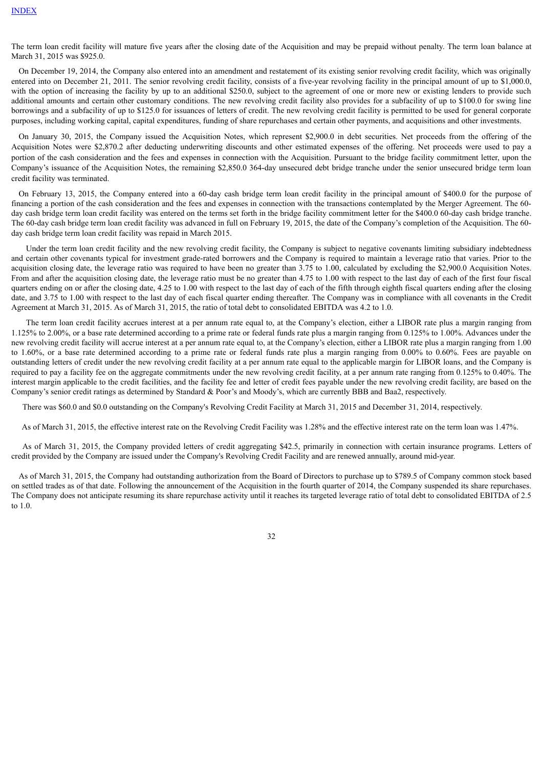The term loan credit facility will mature five years after the closing date of the Acquisition and may be prepaid without penalty. The term loan balance at March 31, 2015 was $925.0.

On December 19, 2014, the Company also entered into an amendment and restatement of its existing senior revolving credit facility, which was originally entered into on December 21, 2011. The senior revolving credit facility, consists of a five-year revolving facility in the principal amount of up to $1,000.0, with the option of increasing the facility by up to an additional $250.0, subject to the agreement of one or more new or existing lenders to provide such additional amounts and certain other customary conditions. The new revolving credit facility also provides for a subfacility of up to $100.0 for swing line borrowings and a subfacility of up to $125.0 for issuances of letters of credit. The new revolving credit facility is permitted to be used for general corporate purposes, including working capital, capital expenditures, funding of share repurchases and certain other payments, and acquisitions and other investments.

On January 30, 2015, the Company issued the Acquisition Notes, which represent $2,900.0 in debt securities. Net proceeds from the offering of the Acquisition Notes were $2,870.2 after deducting underwriting discounts and other estimated expenses of the offering. Net proceeds were used to pay a portion of the cash consideration and the fees and expenses in connection with the Acquisition. Pursuant to the bridge facility commitment letter, upon the Company's issuance of the Acquisition Notes, the remaining $2,850.0 364-day unsecured debt bridge tranche under the senior unsecured bridge term loan credit facility was terminated.

On February 13, 2015, the Company entered into a 60-day cash bridge term loan credit facility in the principal amount of $400.0 for the purpose of financing a portion of the cash consideration and the fees and expenses in connection with the transactions contemplated by the Merger Agreement. The 60-day cash bridge term loan credit facility was entered on the terms set forth in the bridge facility commitment letter for the $400.0 60-day cash bridge tranche. The 60-day cash bridge term loan credit facility was advanced in full on February 19, 2015, the date of the Company's completion of the Acquisition. The 60-day cash bridge term loan credit facility was repaid in March 2015.

Under the term loan credit facility and the new revolving credit facility, the Company is subject to negative covenants limiting subsidiary indebtedness and certain other covenants typical for investment grade-rated borrowers and the Company is required to maintain a leverage ratio that varies. Prior to the acquisition closing date, the leverage ratio was required to have been no greater than 3.75 to 1.00, calculated by excluding the $2,900.0 Acquisition Notes. From and after the acquisition closing date, the leverage ratio must be no greater than 4.75 to 1.00 with respect to the last day of each of the first four fiscal quarters ending on or after the closing date, 4.25 to 1.00 with respect to the last day of each of the fifth through eighth fiscal quarters ending after the closing date, and 3.75 to 1.00 with respect to the last day of each fiscal quarter ending thereafter. The Company was in compliance with all covenants in the Credit Agreement at March 31, 2015. As of March 31, 2015, the ratio of total debt to consolidated EBITDA was 4.2 to 1.0.

The term loan credit facility accrues interest at a per annum rate equal to, at the Company's election, either a LIBOR rate plus a margin ranging from 1.125% to 2.00%, or a base rate determined according to a prime rate or federal funds rate plus a margin ranging from 0.125% to 1.00%. Advances under the new revolving credit facility will accrue interest at a per annum rate equal to, at the Company's election, either a LIBOR rate plus a margin ranging from 1.00 to 1.60%, or a base rate determined according to a prime rate or federal funds rate plus a margin ranging from 0.00% to 0.60%. Fees are payable on outstanding letters of credit under the new revolving credit facility at a per annum rate equal to the applicable margin for LIBOR loans, and the Company is required to pay a facility fee on the aggregate commitments under the new revolving credit facility, at a per annum rate ranging from 0.125% to 0.40%. The interest margin applicable to the credit facilities, and the facility fee and letter of credit fees payable under the new revolving credit facility, are based on the Company's senior credit ratings as determined by Standard & Poor's and Moody's, which are currently BBB and Baa2, respectively.

There was $60.0 and $0.0 outstanding on the Company's Revolving Credit Facility at March 31, 2015 and December 31, 2014, respectively.

As of March 31, 2015, the effective interest rate on the Revolving Credit Facility was 1.28% and the effective interest rate on the term loan was 1.47%.

As of March 31, 2015, the Company provided letters of credit aggregating $42.5, primarily in connection with certain insurance programs. Letters of credit provided by the Company are issued under the Company's Revolving Credit Facility and are renewed annually, around mid-year.

As of March 31, 2015, the Company had outstanding authorization from the Board of Directors to purchase up to $789.5 of Company common stock based on settled trades as of that date. Following the announcement of the Acquisition in the fourth quarter of 2014, the Company suspended its share repurchases. The Company does not anticipate resuming its share repurchase activity until it reaches its targeted leverage ratio of total debt to consolidated EBITDA of 2.5 to 1.0.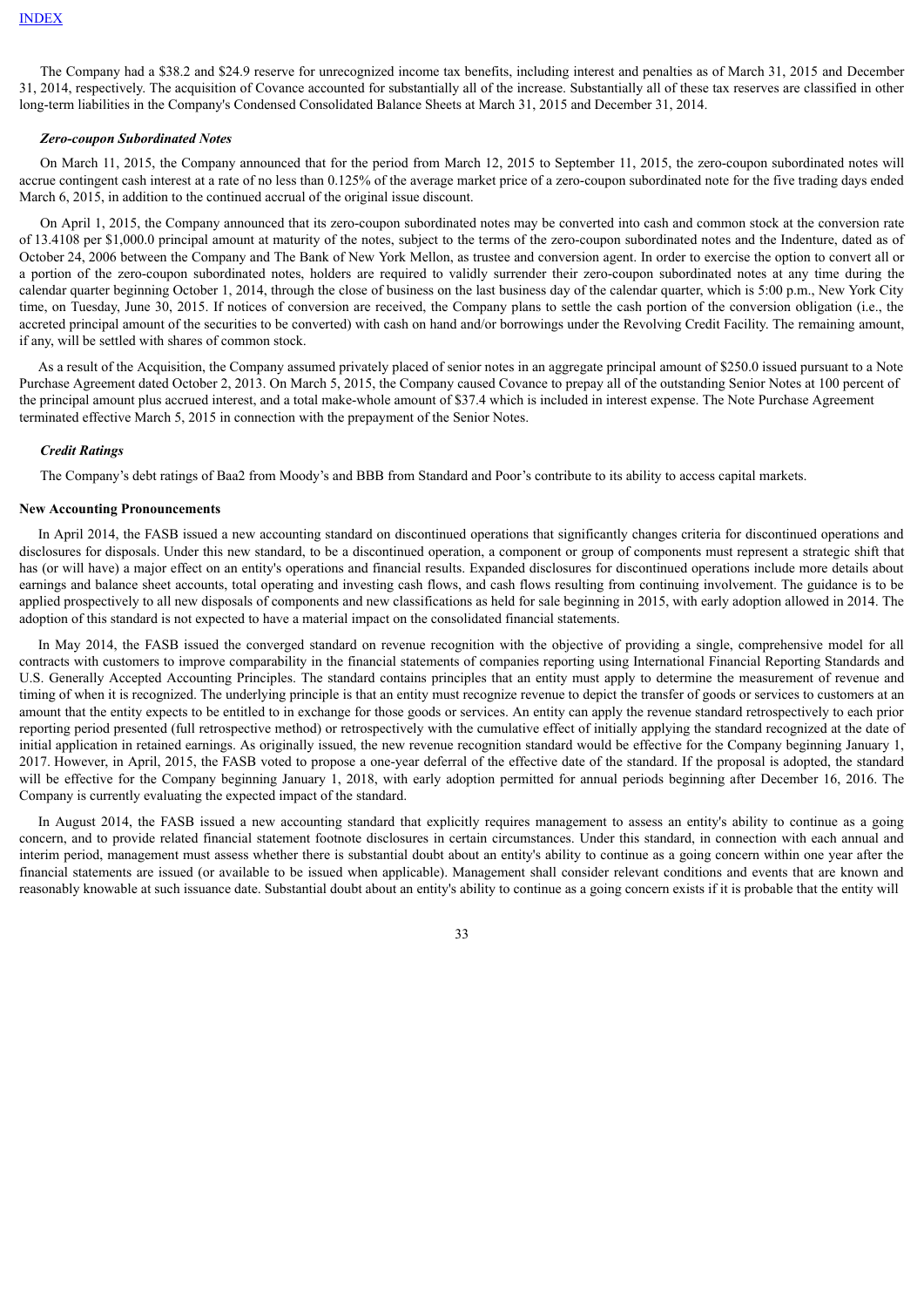The Company had a $38.2 and $24.9 reserve for unrecognized income tax benefits, including interest and penalties as of March 31, 2015 and December 31, 2014, respectively. The acquisition of Covance accounted for substantially all of the increase. Substantially all of these tax reserves are classified in other long-term liabilities in the Company's Condensed Consolidated Balance Sheets at March 31, 2015 and December 31, 2014.

***Zero-coupon Subordinated Notes***

On March 11, 2015, the Company announced that for the period from March 12, 2015 to September 11, 2015, the zero-coupon subordinated notes will accrue contingent cash interest at a rate of no less than 0.125% of the average market price of a zero-coupon subordinated note for the five trading days ended March 6, 2015, in addition to the continued accrual of the original issue discount.

On April 1, 2015, the Company announced that its zero-coupon subordinated notes may be converted into cash and common stock at the conversion rate of 13.4108 per $1,000.0 principal amount at maturity of the notes, subject to the terms of the zero-coupon subordinated notes and the Indenture, dated as of October 24, 2006 between the Company and The Bank of New York Mellon, as trustee and conversion agent. In order to exercise the option to convert all or a portion of the zero-coupon subordinated notes, holders are required to validly surrender their zero-coupon subordinated notes at any time during the calendar quarter beginning October 1, 2014, through the close of business on the last business day of the calendar quarter, which is 5:00 p.m., New York City time, on Tuesday, June 30, 2015. If notices of conversion are received, the Company plans to settle the cash portion of the conversion obligation (i.e., the accreted principal amount of the securities to be converted) with cash on hand and/or borrowings under the Revolving Credit Facility. The remaining amount, if any, will be settled with shares of common stock.

As a result of the Acquisition, the Company assumed privately placed of senior notes in an aggregate principal amount of $250.0 issued pursuant to a Note Purchase Agreement dated October 2, 2013. On March 5, 2015, the Company caused Covance to prepay all of the outstanding Senior Notes at 100 percent of the principal amount plus accrued interest, and a total make-whole amount of $37.4 which is included in interest expense. The Note Purchase Agreement terminated effective March 5, 2015 in connection with the prepayment of the Senior Notes.

***Credit Ratings***

The Company's debt ratings of Baa2 from Moody's and BBB from Standard and Poor's contribute to its ability to access capital markets.

**New Accounting Pronouncements**

In April 2014, the FASB issued a new accounting standard on discontinued operations that significantly changes criteria for discontinued operations and disclosures for disposals. Under this new standard, to be a discontinued operation, a component or group of components must represent a strategic shift that has (or will have) a major effect on an entity's operations and financial results. Expanded disclosures for discontinued operations include more details about earnings and balance sheet accounts, total operating and investing cash flows, and cash flows resulting from continuing involvement. The guidance is to be applied prospectively to all new disposals of components and new classifications as held for sale beginning in 2015, with early adoption allowed in 2014. The adoption of this standard is not expected to have a material impact on the consolidated financial statements.

In May 2014, the FASB issued the converged standard on revenue recognition with the objective of providing a single, comprehensive model for all contracts with customers to improve comparability in the financial statements of companies reporting using International Financial Reporting Standards and U.S. Generally Accepted Accounting Principles. The standard contains principles that an entity must apply to determine the measurement of revenue and timing of when it is recognized. The underlying principle is that an entity must recognize revenue to depict the transfer of goods or services to customers at an amount that the entity expects to be entitled to in exchange for those goods or services. An entity can apply the revenue standard retrospectively to each prior reporting period presented (full retrospective method) or retrospectively with the cumulative effect of initially applying the standard recognized at the date of initial application in retained earnings. As originally issued, the new revenue recognition standard would be effective for the Company beginning January 1, 2017. However, in April, 2015, the FASB voted to propose a one-year deferral of the effective date of the standard. If the proposal is adopted, the standard will be effective for the Company beginning January 1, 2018, with early adoption permitted for annual periods beginning after December 16, 2016. The Company is currently evaluating the expected impact of the standard.

In August 2014, the FASB issued a new accounting standard that explicitly requires management to assess an entity's ability to continue as a going concern, and to provide related financial statement footnote disclosures in certain circumstances. Under this standard, in connection with each annual and interim period, management must assess whether there is substantial doubt about an entity's ability to continue as a going concern within one year after the financial statements are issued (or available to be issued when applicable). Management shall consider relevant conditions and events that are known and reasonably knowable at such issuance date. Substantial doubt about an entity's ability to continue as a going concern exists if it is probable that the entity will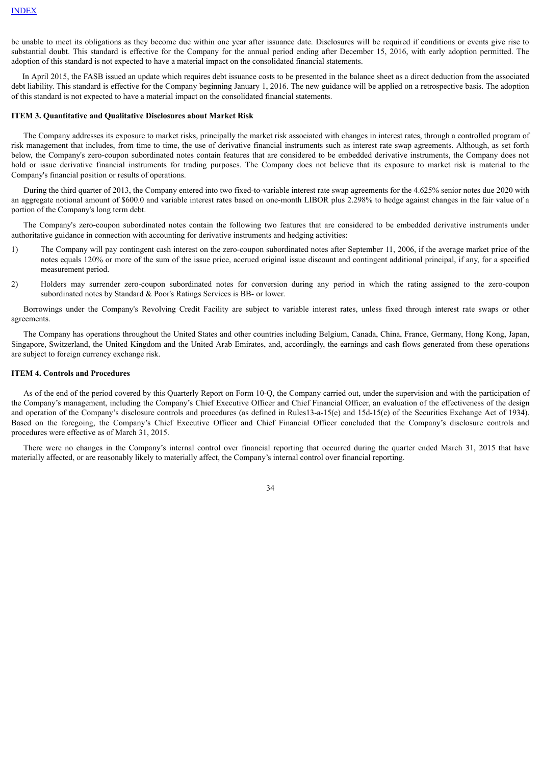be unable to meet its obligations as they become due within one year after issuance date. Disclosures will be required if conditions or events give rise to substantial doubt. This standard is effective for the Company for the annual period ending after December 15, 2016, with early adoption permitted. The adoption of this standard is not expected to have a material impact on the consolidated financial statements.

In April 2015, the FASB issued an update which requires debt issuance costs to be presented in the balance sheet as a direct deduction from the associated debt liability. This standard is effective for the Company beginning January 1, 2016. The new guidance will be applied on a retrospective basis. The adoption of this standard is not expected to have a material impact on the consolidated financial statements.

**ITEM 3. Quantitative and Qualitative Disclosures about Market Risk**

The Company addresses its exposure to market risks, principally the market risk associated with changes in interest rates, through a controlled program of risk management that includes, from time to time, the use of derivative financial instruments such as interest rate swap agreements. Although, as set forth below, the Company's zero-coupon subordinated notes contain features that are considered to be embedded derivative instruments, the Company does not hold or issue derivative financial instruments for trading purposes. The Company does not believe that its exposure to market risk is material to the Company's financial position or results of operations.

During the third quarter of 2013, the Company entered into two fixed-to-variable interest rate swap agreements for the 4.625% senior notes due 2020 with an aggregate notional amount of $600.0 and variable interest rates based on one-month LIBOR plus 2.298% to hedge against changes in the fair value of a portion of the Company's long term debt.

The Company's zero-coupon subordinated notes contain the following two features that are considered to be embedded derivative instruments under authoritative guidance in connection with accounting for derivative instruments and hedging activities:

1) The Company will pay contingent cash interest on the zero-coupon subordinated notes after September 11, 2006, if the average market price of the notes equals 120% or more of the sum of the issue price, accrued original issue discount and contingent additional principal, if any, for a specified measurement period.

2) Holders may surrender zero-coupon subordinated notes for conversion during any period in which the rating assigned to the zero-coupon subordinated notes by Standard & Poor's Ratings Services is BB- or lower.

Borrowings under the Company's Revolving Credit Facility are subject to variable interest rates, unless fixed through interest rate swaps or other agreements.

The Company has operations throughout the United States and other countries including Belgium, Canada, China, France, Germany, Hong Kong, Japan, Singapore, Switzerland, the United Kingdom and the United Arab Emirates, and, accordingly, the earnings and cash flows generated from these operations are subject to foreign currency exchange risk.

**ITEM 4. Controls and Procedures**

As of the end of the period covered by this Quarterly Report on Form 10-Q, the Company carried out, under the supervision and with the participation of the Company's management, including the Company's Chief Executive Officer and Chief Financial Officer, an evaluation of the effectiveness of the design and operation of the Company's disclosure controls and procedures (as defined in Rules13-a-15(e) and 15d-15(e) of the Securities Exchange Act of 1934). Based on the foregoing, the Company's Chief Executive Officer and Chief Financial Officer concluded that the Company's disclosure controls and procedures were effective as of March 31, 2015.

There were no changes in the Company's internal control over financial reporting that occurred during the quarter ended March 31, 2015 that have materially affected, or are reasonably likely to materially affect, the Company's internal control over financial reporting.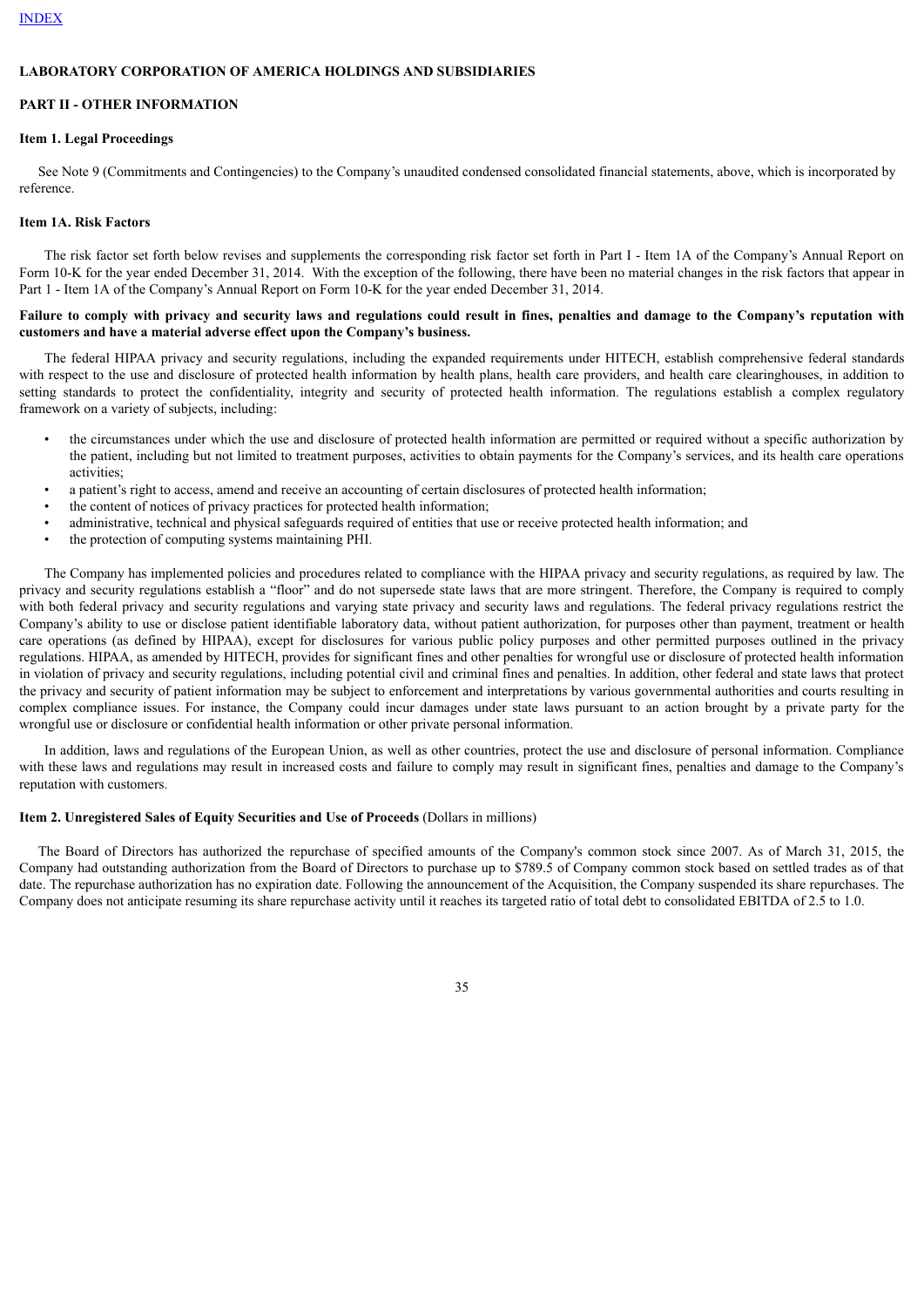INDEX

**LABORATORY CORPORATION OF AMERICA HOLDINGS AND SUBSIDIARIES**

**PART II - OTHER INFORMATION**

**Item 1. Legal Proceedings**

See Note 9 (Commitments and Contingencies) to the Company's unaudited condensed consolidated financial statements, above, which is incorporated by reference.

**Item 1A. Risk Factors**

The risk factor set forth below revises and supplements the corresponding risk factor set forth in Part I - Item 1A of the Company's Annual Report on Form 10-K for the year ended December 31, 2014. With the exception of the following, there have been no material changes in the risk factors that appear in Part 1 - Item 1A of the Company's Annual Report on Form 10-K for the year ended December 31, 2014.

**Failure to comply with privacy and security laws and regulations could result in fines, penalties and damage to the Company's reputation with customers and have a material adverse effect upon the Company's business.**

The federal HIPAA privacy and security regulations, including the expanded requirements under HITECH, establish comprehensive federal standards with respect to the use and disclosure of protected health information by health plans, health care providers, and health care clearinghouses, in addition to setting standards to protect the confidentiality, integrity and security of protected health information. The regulations establish a complex regulatory framework on a variety of subjects, including:

- the circumstances under which the use and disclosure of protected health information are permitted or required without a specific authorization by the patient, including but not limited to treatment purposes, activities to obtain payments for the Company's services, and its health care operations activities;
- a patient's right to access, amend and receive an accounting of certain disclosures of protected health information;
- the content of notices of privacy practices for protected health information;
- administrative, technical and physical safeguards required of entities that use or receive protected health information; and
- the protection of computing systems maintaining PHI.

The Company has implemented policies and procedures related to compliance with the HIPAA privacy and security regulations, as required by law. The privacy and security regulations establish a "floor" and do not supersede state laws that are more stringent. Therefore, the Company is required to comply with both federal privacy and security regulations and varying state privacy and security laws and regulations. The federal privacy regulations restrict the Company's ability to use or disclose patient identifiable laboratory data, without patient authorization, for purposes other than payment, treatment or health care operations (as defined by HIPAA), except for disclosures for various public policy purposes and other permitted purposes outlined in the privacy regulations. HIPAA, as amended by HITECH, provides for significant fines and other penalties for wrongful use or disclosure of protected health information in violation of privacy and security regulations, including potential civil and criminal fines and penalties. In addition, other federal and state laws that protect the privacy and security of patient information may be subject to enforcement and interpretations by various governmental authorities and courts resulting in complex compliance issues. For instance, the Company could incur damages under state laws pursuant to an action brought by a private party for the wrongful use or disclosure or confidential health information or other private personal information.

In addition, laws and regulations of the European Union, as well as other countries, protect the use and disclosure of personal information. Compliance with these laws and regulations may result in increased costs and failure to comply may result in significant fines, penalties and damage to the Company's reputation with customers.

**Item 2. Unregistered Sales of Equity Securities and Use of Proceeds** (Dollars in millions)

The Board of Directors has authorized the repurchase of specified amounts of the Company's common stock since 2007. As of March 31, 2015, the Company had outstanding authorization from the Board of Directors to purchase up to $789.5 of Company common stock based on settled trades as of that date. The repurchase authorization has no expiration date. Following the announcement of the Acquisition, the Company suspended its share repurchases. The Company does not anticipate resuming its share repurchase activity until it reaches its targeted ratio of total debt to consolidated EBITDA of 2.5 to 1.0.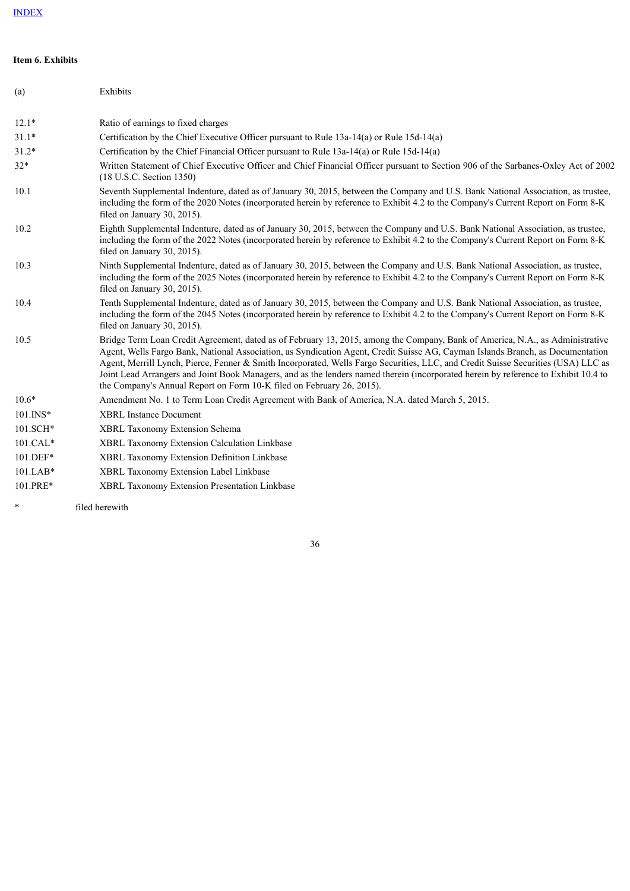[INDEX](#)

**Item 6. Exhibits**

| (a) | Exhibits |
|---|---|
| 12.1* | Ratio of earnings to fixed charges |
| 31.1* | Certification by the Chief Executive Officer pursuant to Rule 13a-14(a) or Rule 15d-14(a) |
| 31.2* | Certification by the Chief Financial Officer pursuant to Rule 13a-14(a) or Rule 15d-14(a) |
| 32* | Written Statement of Chief Executive Officer and Chief Financial Officer pursuant to Section 906 of the Sarbanes-Oxley Act of 2002 (18 U.S.C. Section 1350) |
| 10.1 | Seventh Supplemental Indenture, dated as of January 30, 2015, between the Company and U.S. Bank National Association, as trustee, including the form of the 2020 Notes (incorporated herein by reference to Exhibit 4.2 to the Company's Current Report on Form 8-K filed on January 30, 2015). |
| 10.2 | Eighth Supplemental Indenture, dated as of January 30, 2015, between the Company and U.S. Bank National Association, as trustee, including the form of the 2022 Notes (incorporated herein by reference to Exhibit 4.2 to the Company's Current Report on Form 8-K filed on January 30, 2015). |
| 10.3 | Ninth Supplemental Indenture, dated as of January 30, 2015, between the Company and U.S. Bank National Association, as trustee, including the form of the 2025 Notes (incorporated herein by reference to Exhibit 4.2 to the Company's Current Report on Form 8-K filed on January 30, 2015). |
| 10.4 | Tenth Supplemental Indenture, dated as of January 30, 2015, between the Company and U.S. Bank National Association, as trustee, including the form of the 2045 Notes (incorporated herein by reference to Exhibit 4.2 to the Company's Current Report on Form 8-K filed on January 30, 2015). |
| 10.5 | Bridge Term Loan Credit Agreement, dated as of February 13, 2015, among the Company, Bank of America, N.A., as Administrative Agent, Wells Fargo Bank, National Association, as Syndication Agent, Credit Suisse AG, Cayman Islands Branch, as Documentation Agent, Merrill Lynch, Pierce, Fenner & Smith Incorporated, Wells Fargo Securities, LLC, and Credit Suisse Securities (USA) LLC as Joint Lead Arrangers and Joint Book Managers, and as the lenders named therein (incorporated herein by reference to Exhibit 10.4 to the Company's Annual Report on Form 10-K filed on February 26, 2015). |
| 10.6* | Amendment No. 1 to Term Loan Credit Agreement with Bank of America, N.A. dated March 5, 2015. |
| 101.INS* | XBRL Instance Document |
| 101.SCH* | XBRL Taxonomy Extension Schema |
| 101.CAL* | XBRL Taxonomy Extension Calculation Linkbase |
| 101.DEF* | XBRL Taxonomy Extension Definition Linkbase |
| 101.LAB* | XBRL Taxonomy Extension Label Linkbase |
| 101.PRE* | XBRL Taxonomy Extension Presentation Linkbase |

\* filed herewith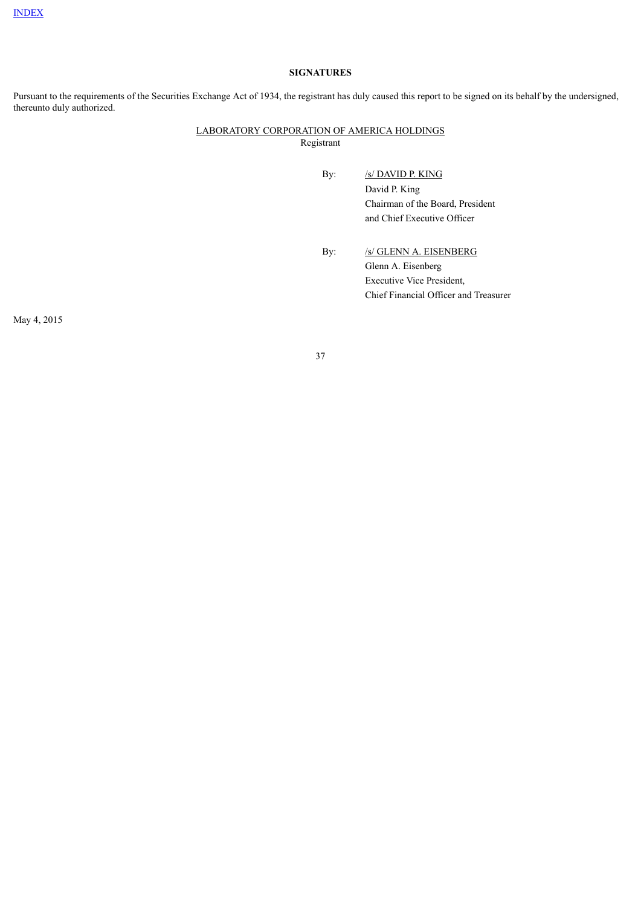[INDEX](#)

## SIGNATURES

Pursuant to the requirements of the Securities Exchange Act of 1934, the registrant has duly caused this report to be signed on its behalf by the undersigned, thereunto duly authorized.

LABORATORY CORPORATION OF AMERICA HOLDINGS
Registrant

By: /s/ DAVID P. KING
David P. King
Chairman of the Board, President
and Chief Executive Officer

By: /s/ GLENN A. EISENBERG
Glenn A. Eisenberg
Executive Vice President,
Chief Financial Officer and Treasurer

May 4, 2015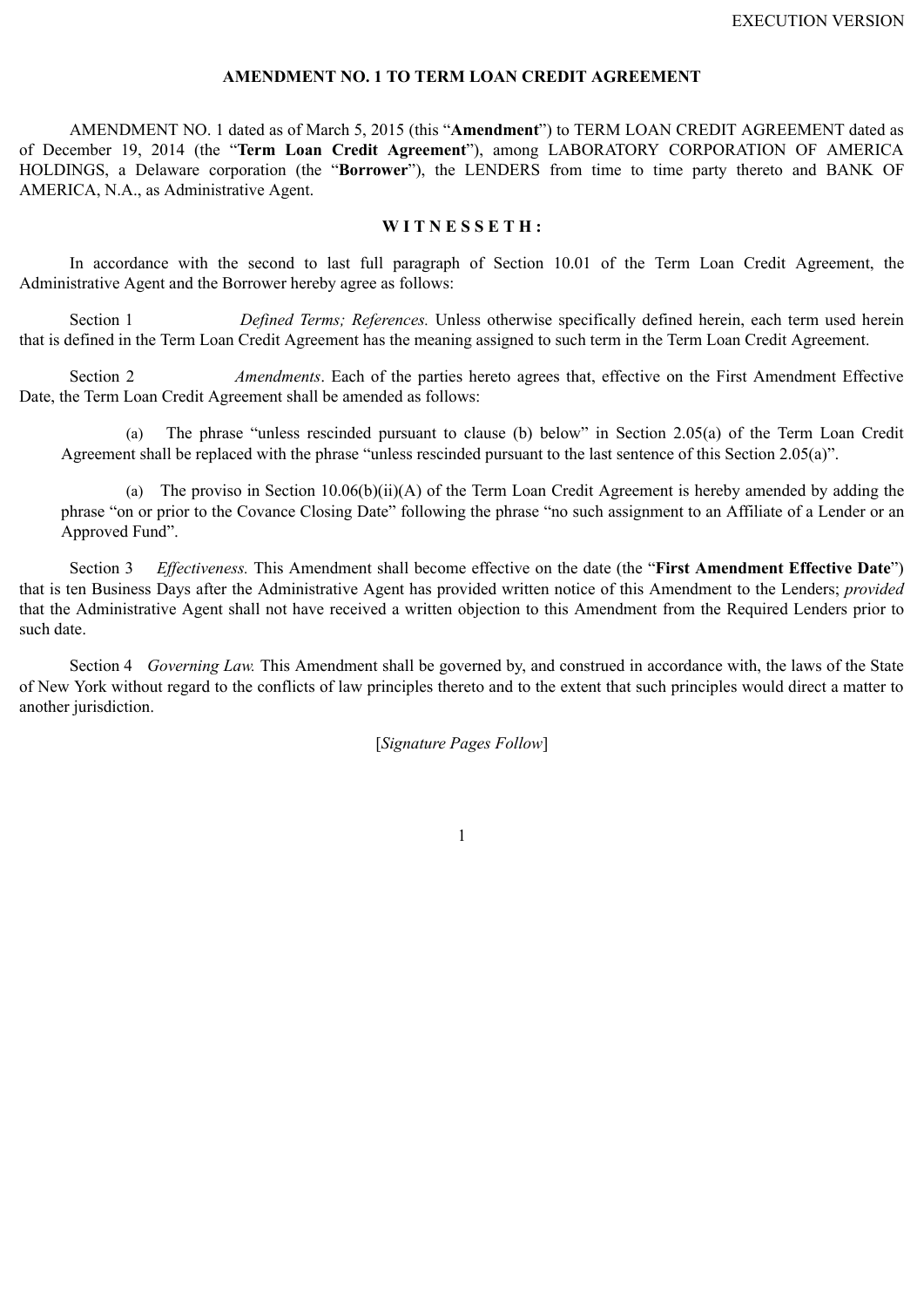EXECUTION VERSION

## AMENDMENT NO. 1 TO TERM LOAN CREDIT AGREEMENT

AMENDMENT NO. 1 dated as of March 5, 2015 (this "**Amendment**") to TERM LOAN CREDIT AGREEMENT dated as of December 19, 2014 (the "**Term Loan Credit Agreement**"), among LABORATORY CORPORATION OF AMERICA HOLDINGS, a Delaware corporation (the "**Borrower**"), the LENDERS from time to time party thereto and BANK OF AMERICA, N.A., as Administrative Agent.

**W I T N E S S E T H :**

In accordance with the second to last full paragraph of Section 10.01 of the Term Loan Credit Agreement, the Administrative Agent and the Borrower hereby agree as follows:

Section 1 *Defined Terms; References.* Unless otherwise specifically defined herein, each term used herein that is defined in the Term Loan Credit Agreement has the meaning assigned to such term in the Term Loan Credit Agreement.

Section 2 *Amendments*. Each of the parties hereto agrees that, effective on the First Amendment Effective Date, the Term Loan Credit Agreement shall be amended as follows:

(a) The phrase "unless rescinded pursuant to clause (b) below" in Section 2.05(a) of the Term Loan Credit Agreement shall be replaced with the phrase "unless rescinded pursuant to the last sentence of this Section 2.05(a)".

(a) The proviso in Section 10.06(b)(ii)(A) of the Term Loan Credit Agreement is hereby amended by adding the phrase "on or prior to the Covance Closing Date" following the phrase "no such assignment to an Affiliate of a Lender or an Approved Fund".

Section 3 *Effectiveness.* This Amendment shall become effective on the date (the "**First Amendment Effective Date**") that is ten Business Days after the Administrative Agent has provided written notice of this Amendment to the Lenders; *provided* that the Administrative Agent shall not have received a written objection to this Amendment from the Required Lenders prior to such date.

Section 4 *Governing Law.* This Amendment shall be governed by, and construed in accordance with, the laws of the State of New York without regard to the conflicts of law principles thereto and to the extent that such principles would direct a matter to another jurisdiction.

[*Signature Pages Follow*]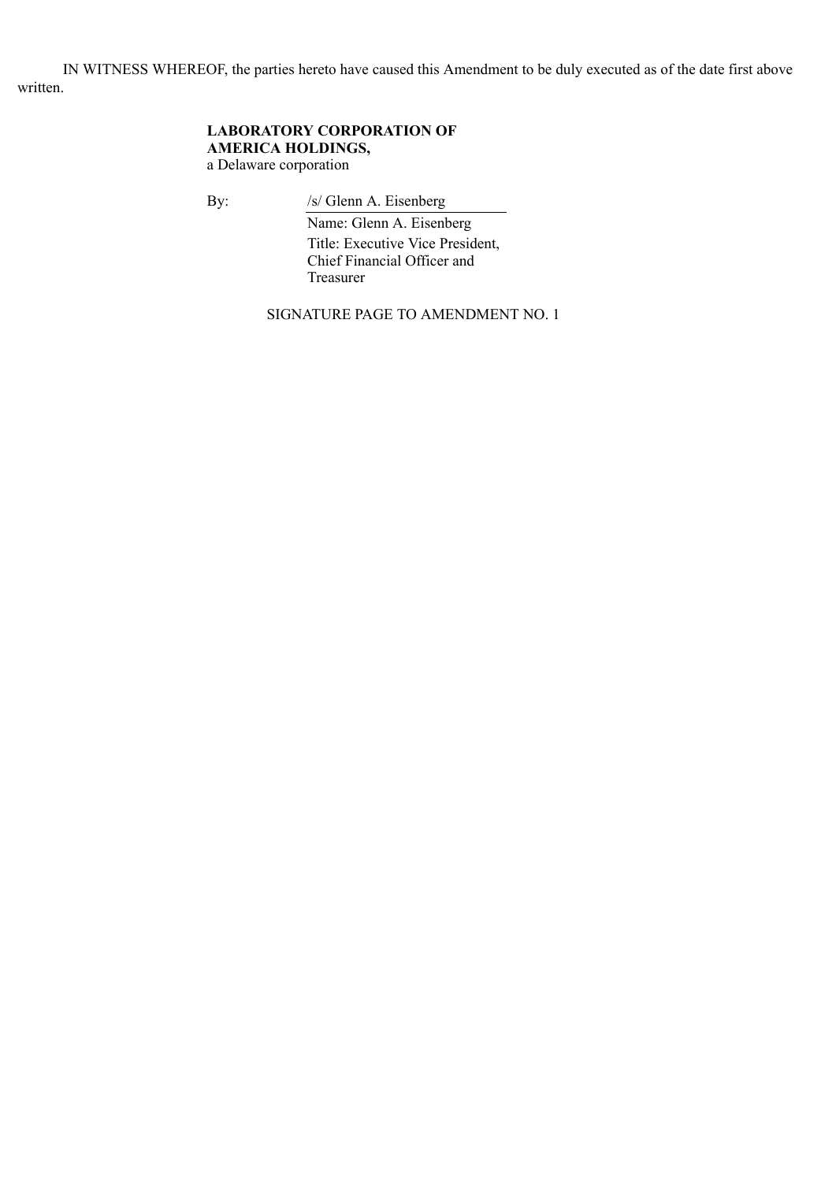IN WITNESS WHEREOF, the parties hereto have caused this Amendment to be duly executed as of the date first above written.

**LABORATORY CORPORATION OF AMERICA HOLDINGS,**
a Delaware corporation

By: /s/ Glenn A. Eisenberg
Name: Glenn A. Eisenberg
Title: Executive Vice President, Chief Financial Officer and Treasurer

SIGNATURE PAGE TO AMENDMENT NO. 1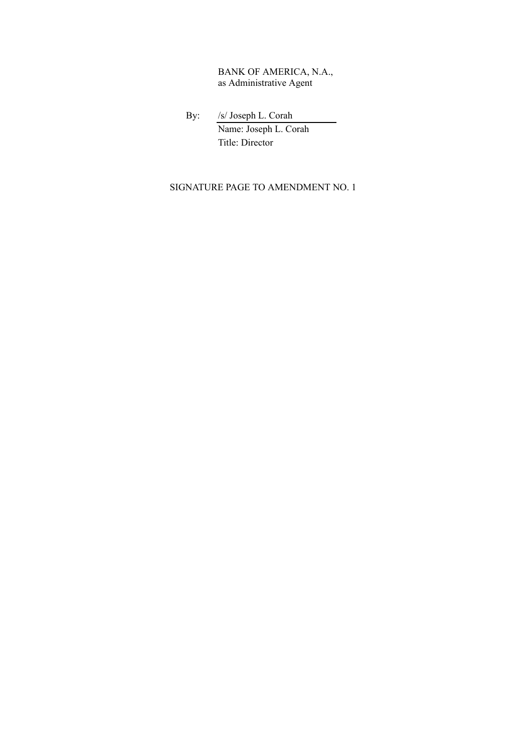BANK OF AMERICA, N.A.,
as Administrative Agent

By: /s/ Joseph L. Corah
Name: Joseph L. Corah
Title: Director

SIGNATURE PAGE TO AMENDMENT NO. 1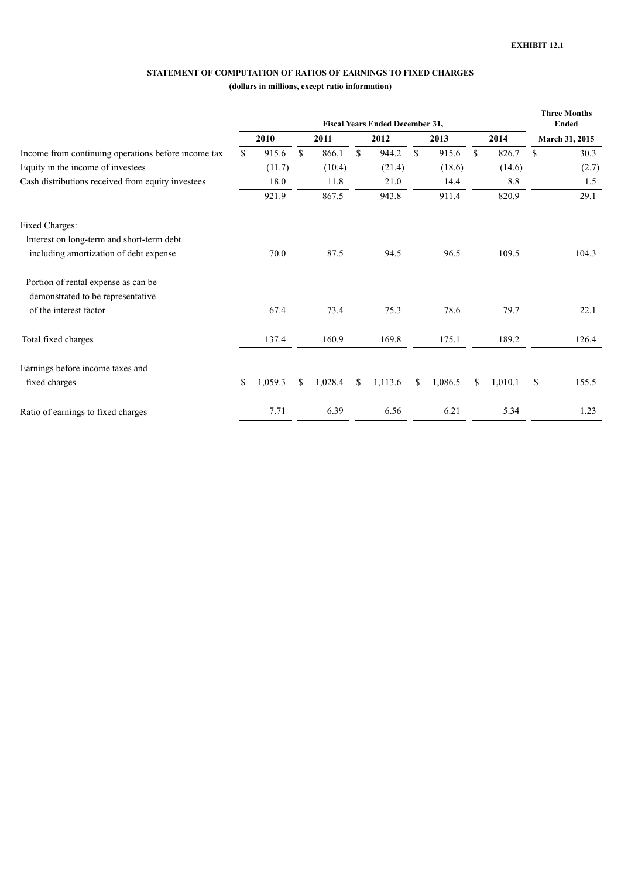**EXHIBIT 12.1**

**STATEMENT OF COMPUTATION OF RATIOS OF EARNINGS TO FIXED CHARGES**

**(dollars in millions, except ratio information)**

| | Fiscal Years Ended December 31, | | | | | Three Months Ended |
|---|---|---|---|---|---|---|
| | 2010 | 2011 | 2012 | 2013 | 2014 | March 31, 2015 |
| Income from continuing operations before income tax | $ 915.6 | $ 866.1 | $ 944.2 | $ 915.6 | $ 826.7 | $ 30.3 |
| Equity in the income of investees | (11.7) | (10.4) | (21.4) | (18.6) | (14.6) | (2.7) |
| Cash distributions received from equity investees | 18.0 | 11.8 | 21.0 | 14.4 | 8.8 | 1.5 |
| | 921.9 | 867.5 | 943.8 | 911.4 | 820.9 | 29.1 |
| Fixed Charges: | | | | | | |
| Interest on long-term and short-term debt including amortization of debt expense | 70.0 | 87.5 | 94.5 | 96.5 | 109.5 | 104.3 |
| Portion of rental expense as can be demonstrated to be representative of the interest factor | 67.4 | 73.4 | 75.3 | 78.6 | 79.7 | 22.1 |
| Total fixed charges | 137.4 | 160.9 | 169.8 | 175.1 | 189.2 | 126.4 |
| Earnings before income taxes and fixed charges | $ 1,059.3 | $ 1,028.4 | $ 1,113.6 | $ 1,086.5 | $ 1,010.1 | $ 155.5 |
| Ratio of earnings to fixed charges | 7.71 | 6.39 | 6.56 | 6.21 | 5.34 | 1.23 |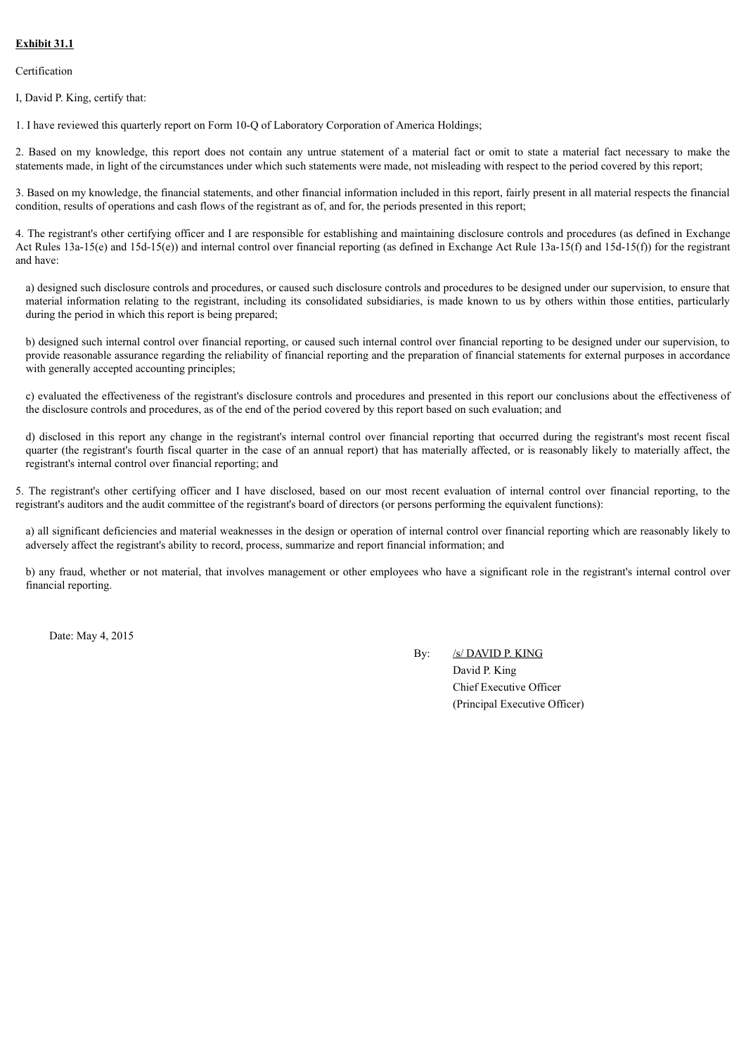**Exhibit 31.1**

Certification

I, David P. King, certify that:

1. I have reviewed this quarterly report on Form 10-Q of Laboratory Corporation of America Holdings;

2. Based on my knowledge, this report does not contain any untrue statement of a material fact or omit to state a material fact necessary to make the statements made, in light of the circumstances under which such statements were made, not misleading with respect to the period covered by this report;

3. Based on my knowledge, the financial statements, and other financial information included in this report, fairly present in all material respects the financial condition, results of operations and cash flows of the registrant as of, and for, the periods presented in this report;

4. The registrant's other certifying officer and I are responsible for establishing and maintaining disclosure controls and procedures (as defined in Exchange Act Rules 13a-15(e) and 15d-15(e)) and internal control over financial reporting (as defined in Exchange Act Rule 13a-15(f) and 15d-15(f)) for the registrant and have:

a) designed such disclosure controls and procedures, or caused such disclosure controls and procedures to be designed under our supervision, to ensure that material information relating to the registrant, including its consolidated subsidiaries, is made known to us by others within those entities, particularly during the period in which this report is being prepared;

b) designed such internal control over financial reporting, or caused such internal control over financial reporting to be designed under our supervision, to provide reasonable assurance regarding the reliability of financial reporting and the preparation of financial statements for external purposes in accordance with generally accepted accounting principles;

c) evaluated the effectiveness of the registrant's disclosure controls and procedures and presented in this report our conclusions about the effectiveness of the disclosure controls and procedures, as of the end of the period covered by this report based on such evaluation; and

d) disclosed in this report any change in the registrant's internal control over financial reporting that occurred during the registrant's most recent fiscal quarter (the registrant's fourth fiscal quarter in the case of an annual report) that has materially affected, or is reasonably likely to materially affect, the registrant's internal control over financial reporting; and

5. The registrant's other certifying officer and I have disclosed, based on our most recent evaluation of internal control over financial reporting, to the registrant's auditors and the audit committee of the registrant's board of directors (or persons performing the equivalent functions):

a) all significant deficiencies and material weaknesses in the design or operation of internal control over financial reporting which are reasonably likely to adversely affect the registrant's ability to record, process, summarize and report financial information; and

b) any fraud, whether or not material, that involves management or other employees who have a significant role in the registrant's internal control over financial reporting.

Date: May 4, 2015

By: /s/ DAVID P. KING
David P. King
Chief Executive Officer
(Principal Executive Officer)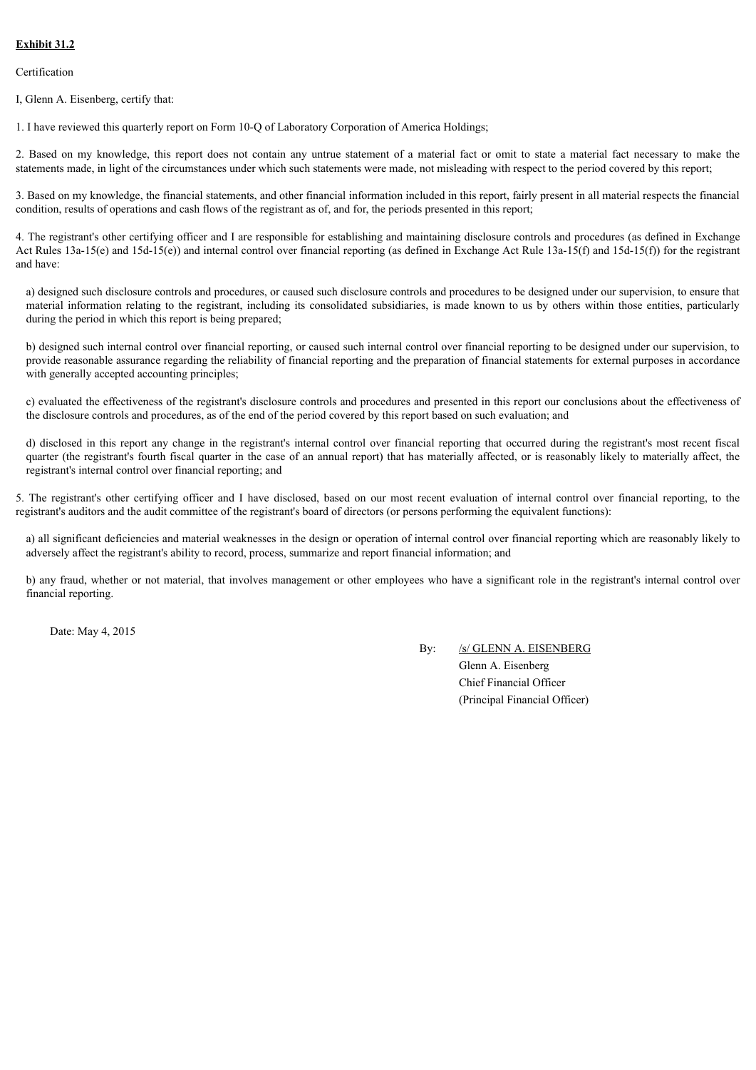**Exhibit 31.2**

Certification

I, Glenn A. Eisenberg, certify that:

1. I have reviewed this quarterly report on Form 10-Q of Laboratory Corporation of America Holdings;

2. Based on my knowledge, this report does not contain any untrue statement of a material fact or omit to state a material fact necessary to make the statements made, in light of the circumstances under which such statements were made, not misleading with respect to the period covered by this report;

3. Based on my knowledge, the financial statements, and other financial information included in this report, fairly present in all material respects the financial condition, results of operations and cash flows of the registrant as of, and for, the periods presented in this report;

4. The registrant's other certifying officer and I are responsible for establishing and maintaining disclosure controls and procedures (as defined in Exchange Act Rules 13a-15(e) and 15d-15(e)) and internal control over financial reporting (as defined in Exchange Act Rule 13a-15(f) and 15d-15(f)) for the registrant and have:

a) designed such disclosure controls and procedures, or caused such disclosure controls and procedures to be designed under our supervision, to ensure that material information relating to the registrant, including its consolidated subsidiaries, is made known to us by others within those entities, particularly during the period in which this report is being prepared;

b) designed such internal control over financial reporting, or caused such internal control over financial reporting to be designed under our supervision, to provide reasonable assurance regarding the reliability of financial reporting and the preparation of financial statements for external purposes in accordance with generally accepted accounting principles;

c) evaluated the effectiveness of the registrant's disclosure controls and procedures and presented in this report our conclusions about the effectiveness of the disclosure controls and procedures, as of the end of the period covered by this report based on such evaluation; and

d) disclosed in this report any change in the registrant's internal control over financial reporting that occurred during the registrant's most recent fiscal quarter (the registrant's fourth fiscal quarter in the case of an annual report) that has materially affected, or is reasonably likely to materially affect, the registrant's internal control over financial reporting; and

5. The registrant's other certifying officer and I have disclosed, based on our most recent evaluation of internal control over financial reporting, to the registrant's auditors and the audit committee of the registrant's board of directors (or persons performing the equivalent functions):

a) all significant deficiencies and material weaknesses in the design or operation of internal control over financial reporting which are reasonably likely to adversely affect the registrant's ability to record, process, summarize and report financial information; and

b) any fraud, whether or not material, that involves management or other employees who have a significant role in the registrant's internal control over financial reporting.

Date: May 4, 2015

By: /s/ GLENN A. EISENBERG
Glenn A. Eisenberg
Chief Financial Officer
(Principal Financial Officer)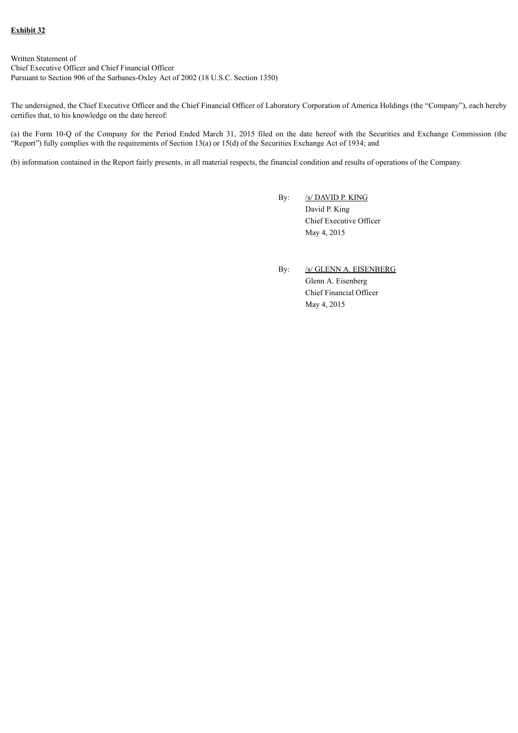**Exhibit 32**

Written Statement of
Chief Executive Officer and Chief Financial Officer
Pursuant to Section 906 of the Sarbanes-Oxley Act of 2002 (18 U.S.C. Section 1350)

The undersigned, the Chief Executive Officer and the Chief Financial Officer of Laboratory Corporation of America Holdings (the “Company”), each hereby certifies that, to his knowledge on the date hereof:

(a) the Form 10-Q of the Company for the Period Ended March 31, 2015 filed on the date hereof with the Securities and Exchange Commission (the “Report”) fully complies with the requirements of Section 13(a) or 15(d) of the Securities Exchange Act of 1934; and

(b) information contained in the Report fairly presents, in all material respects, the financial condition and results of operations of the Company.

By: /s/ DAVID P. KING
David P. King
Chief Executive Officer
May 4, 2015

By: /s/ GLENN A. EISENBERG
Glenn A. Eisenberg
Chief Financial Officer
May 4, 2015